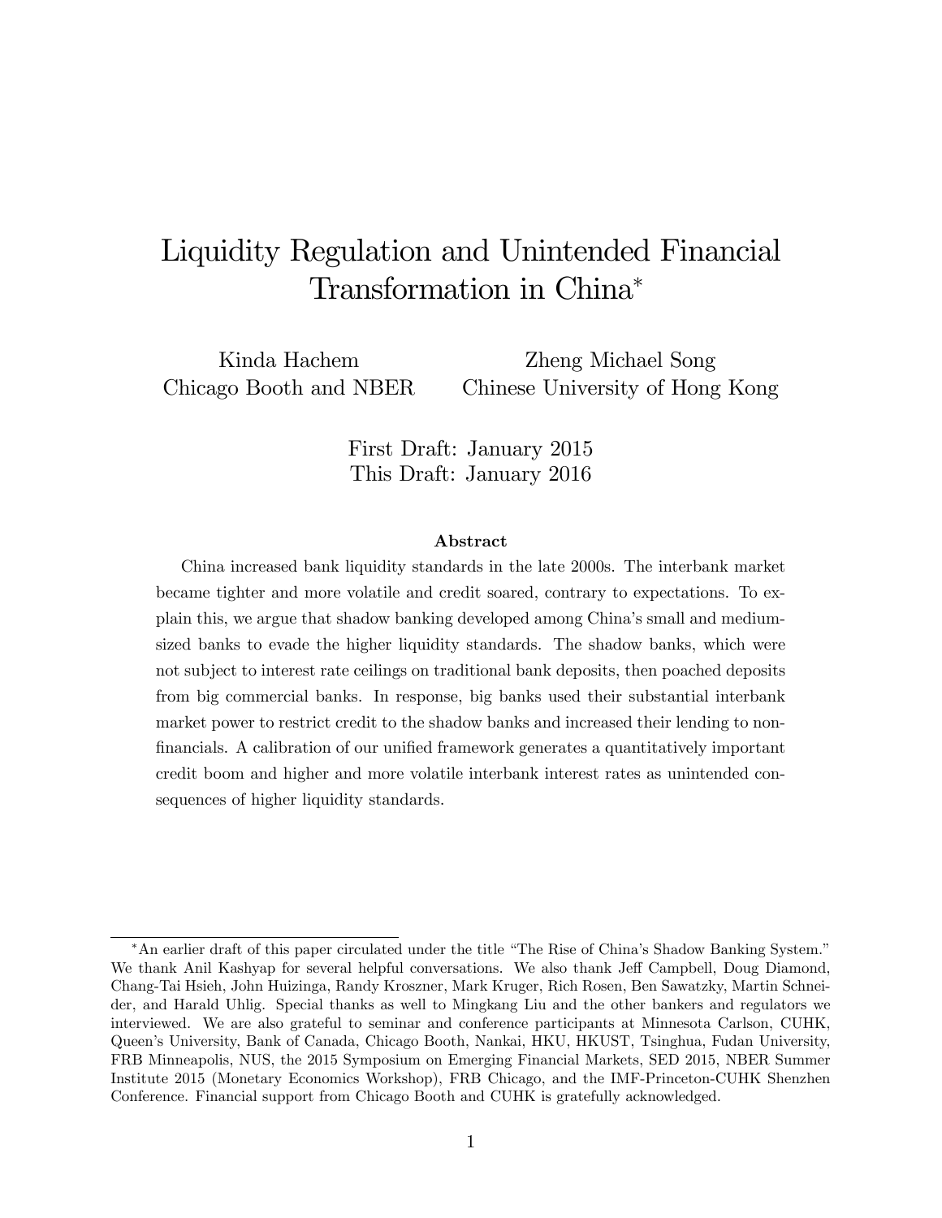# Liquidity Regulation and Unintended Financial Transformation in China*

Kinda Hachem
Chicago Booth and NBER

Zheng Michael Song
Chinese University of Hong Kong

First Draft: January 2015
This Draft: January 2016

### Abstract

China increased bank liquidity standards in the late 2000s. The interbank market became tighter and more volatile and credit soared, contrary to expectations. To explain this, we argue that shadow banking developed among China's small and medium-sized banks to evade the higher liquidity standards. The shadow banks, which were not subject to interest rate ceilings on traditional bank deposits, then poached deposits from big commercial banks. In response, big banks used their substantial interbank market power to restrict credit to the shadow banks and increased their lending to non-financials. A calibration of our unified framework generates a quantitatively important credit boom and higher and more volatile interbank interest rates as unintended consequences of higher liquidity standards.

---

*An earlier draft of this paper circulated under the title "The Rise of China's Shadow Banking System." We thank Anil Kashyap for several helpful conversations. We also thank Jeff Campbell, Doug Diamond, Chang-Tai Hsieh, John Huizinga, Randy Kroszner, Mark Kruger, Rich Rosen, Ben Sawatzky, Martin Schneider, and Harald Uhlig. Special thanks as well to Mingkang Liu and the other bankers and regulators we interviewed. We are also grateful to seminar and conference participants at Minnesota Carlson, CUHK, Queen's University, Bank of Canada, Chicago Booth, Nankai, HKU, HKUST, Tsinghua, Fudan University, FRB Minneapolis, NUS, the 2015 Symposium on Emerging Financial Markets, SED 2015, NBER Summer Institute 2015 (Monetary Economics Workshop), FRB Chicago, and the IMF-Princeton-CUHK Shenzhen Conference. Financial support from Chicago Booth and CUHK is gratefully acknowledged.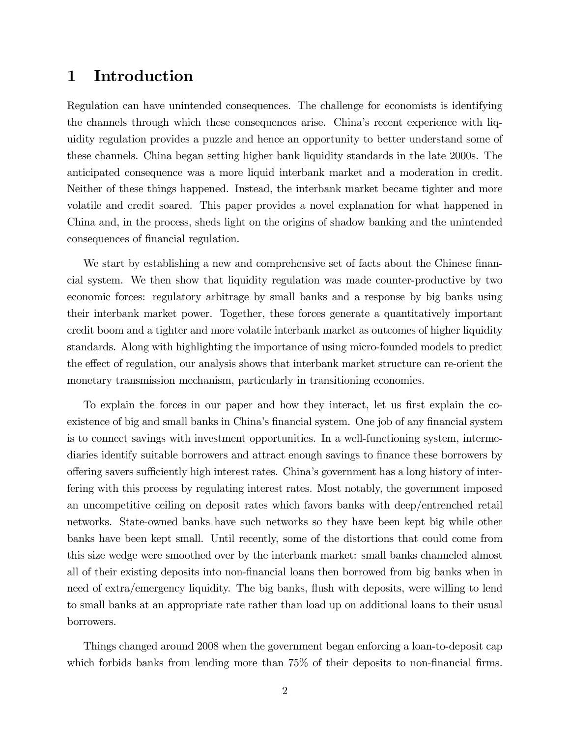# 1 Introduction

Regulation can have unintended consequences. The challenge for economists is identifying the channels through which these consequences arise. China's recent experience with liquidity regulation provides a puzzle and hence an opportunity to better understand some of these channels. China began setting higher bank liquidity standards in the late 2000s. The anticipated consequence was a more liquid interbank market and a moderation in credit. Neither of these things happened. Instead, the interbank market became tighter and more volatile and credit soared. This paper provides a novel explanation for what happened in China and, in the process, sheds light on the origins of shadow banking and the unintended consequences of financial regulation.

We start by establishing a new and comprehensive set of facts about the Chinese financial system. We then show that liquidity regulation was made counter-productive by two economic forces: regulatory arbitrage by small banks and a response by big banks using their interbank market power. Together, these forces generate a quantitatively important credit boom and a tighter and more volatile interbank market as outcomes of higher liquidity standards. Along with highlighting the importance of using micro-founded models to predict the effect of regulation, our analysis shows that interbank market structure can re-orient the monetary transmission mechanism, particularly in transitioning economies.

To explain the forces in our paper and how they interact, let us first explain the co-existence of big and small banks in China's financial system. One job of any financial system is to connect savings with investment opportunities. In a well-functioning system, intermediaries identify suitable borrowers and attract enough savings to finance these borrowers by offering savers sufficiently high interest rates. China's government has a long history of interfering with this process by regulating interest rates. Most notably, the government imposed an uncompetitive ceiling on deposit rates which favors banks with deep/entrenched retail networks. State-owned banks have such networks so they have been kept big while other banks have been kept small. Until recently, some of the distortions that could come from this size wedge were smoothed over by the interbank market: small banks channeled almost all of their existing deposits into non-financial loans then borrowed from big banks when in need of extra/emergency liquidity. The big banks, flush with deposits, were willing to lend to small banks at an appropriate rate rather than load up on additional loans to their usual borrowers.

Things changed around 2008 when the government began enforcing a loan-to-deposit cap which forbids banks from lending more than 75% of their deposits to non-financial firms.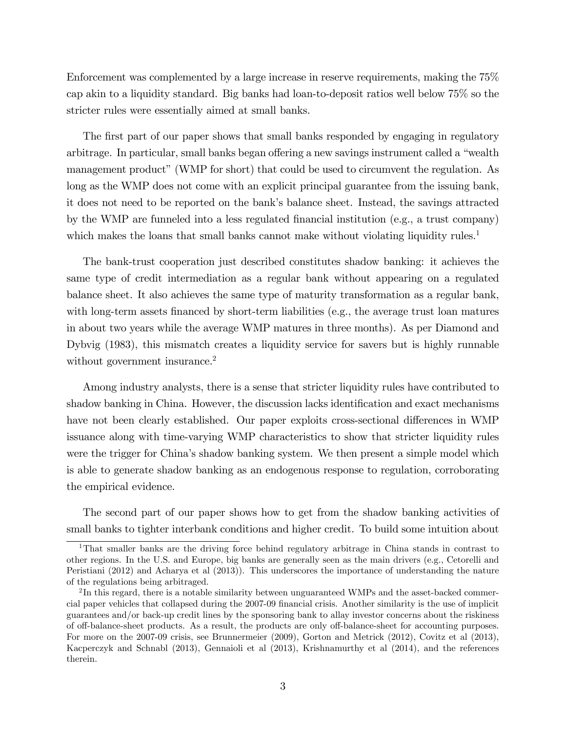Enforcement was complemented by a large increase in reserve requirements, making the 75% cap akin to a liquidity standard. Big banks had loan-to-deposit ratios well below 75% so the stricter rules were essentially aimed at small banks.

The first part of our paper shows that small banks responded by engaging in regulatory arbitrage. In particular, small banks began offering a new savings instrument called a "wealth management product" (WMP for short) that could be used to circumvent the regulation. As long as the WMP does not come with an explicit principal guarantee from the issuing bank, it does not need to be reported on the bank's balance sheet. Instead, the savings attracted by the WMP are funneled into a less regulated financial institution (e.g., a trust company) which makes the loans that small banks cannot make without violating liquidity rules.[1]

The bank-trust cooperation just described constitutes shadow banking: it achieves the same type of credit intermediation as a regular bank without appearing on a regulated balance sheet. It also achieves the same type of maturity transformation as a regular bank, with long-term assets financed by short-term liabilities (e.g., the average trust loan matures in about two years while the average WMP matures in three months). As per Diamond and Dybvig (1983), this mismatch creates a liquidity service for savers but is highly runnable without government insurance.[2]

Among industry analysts, there is a sense that stricter liquidity rules have contributed to shadow banking in China. However, the discussion lacks identification and exact mechanisms have not been clearly established. Our paper exploits cross-sectional differences in WMP issuance along with time-varying WMP characteristics to show that stricter liquidity rules were the trigger for China's shadow banking system. We then present a simple model which is able to generate shadow banking as an endogenous response to regulation, corroborating the empirical evidence.

The second part of our paper shows how to get from the shadow banking activities of small banks to tighter interbank conditions and higher credit. To build some intuition about

[1] That smaller banks are the driving force behind regulatory arbitrage in China stands in contrast to other regions. In the U.S. and Europe, big banks are generally seen as the main drivers (e.g., Cetorelli and Peristiani (2012) and Acharya et al (2013)). This underscores the importance of understanding the nature of the regulations being arbitraged.

[2] In this regard, there is a notable similarity between unguaranteed WMPs and the asset-backed commercial paper vehicles that collapsed during the 2007-09 financial crisis. Another similarity is the use of implicit guarantees and/or back-up credit lines by the sponsoring bank to allay investor concerns about the riskiness of off-balance-sheet products. As a result, the products are only off-balance-sheet for accounting purposes. For more on the 2007-09 crisis, see Brunnermeier (2009), Gorton and Metrick (2012), Covitz et al (2013), Kacperczyk and Schnabl (2013), Gennaioli et al (2013), Krishnamurthy et al (2014), and the references therein.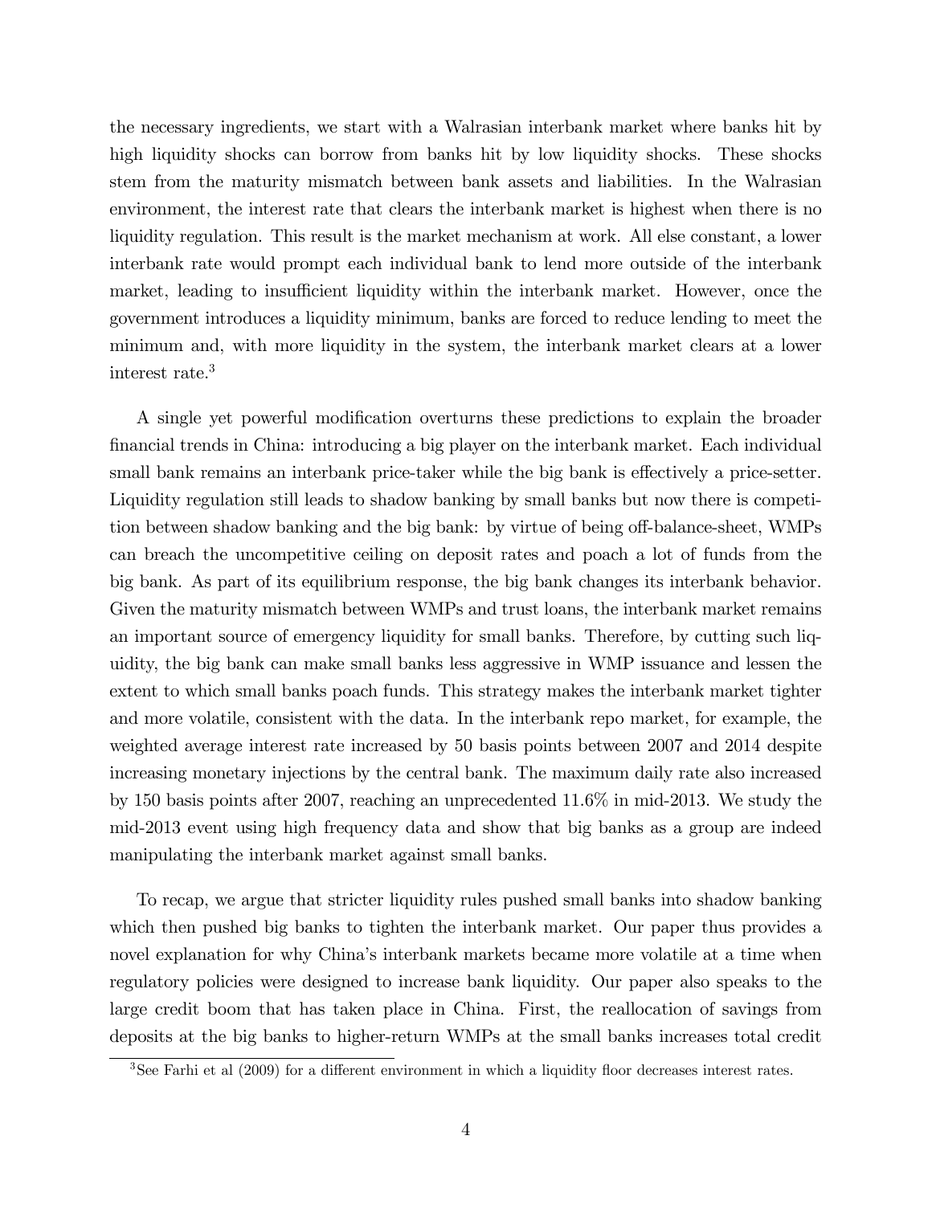the necessary ingredients, we start with a Walrasian interbank market where banks hit by high liquidity shocks can borrow from banks hit by low liquidity shocks. These shocks stem from the maturity mismatch between bank assets and liabilities. In the Walrasian environment, the interest rate that clears the interbank market is highest when there is no liquidity regulation. This result is the market mechanism at work. All else constant, a lower interbank rate would prompt each individual bank to lend more outside of the interbank market, leading to insufficient liquidity within the interbank market. However, once the government introduces a liquidity minimum, banks are forced to reduce lending to meet the minimum and, with more liquidity in the system, the interbank market clears at a lower interest rate.[3]

A single yet powerful modification overturns these predictions to explain the broader financial trends in China: introducing a big player on the interbank market. Each individual small bank remains an interbank price-taker while the big bank is effectively a price-setter. Liquidity regulation still leads to shadow banking by small banks but now there is competition between shadow banking and the big bank: by virtue of being off-balance-sheet, WMPs can breach the uncompetitive ceiling on deposit rates and poach a lot of funds from the big bank. As part of its equilibrium response, the big bank changes its interbank behavior. Given the maturity mismatch between WMPs and trust loans, the interbank market remains an important source of emergency liquidity for small banks. Therefore, by cutting such liquidity, the big bank can make small banks less aggressive in WMP issuance and lessen the extent to which small banks poach funds. This strategy makes the interbank market tighter and more volatile, consistent with the data. In the interbank repo market, for example, the weighted average interest rate increased by 50 basis points between 2007 and 2014 despite increasing monetary injections by the central bank. The maximum daily rate also increased by 150 basis points after 2007, reaching an unprecedented 11.6% in mid-2013. We study the mid-2013 event using high frequency data and show that big banks as a group are indeed manipulating the interbank market against small banks.

To recap, we argue that stricter liquidity rules pushed small banks into shadow banking which then pushed big banks to tighten the interbank market. Our paper thus provides a novel explanation for why China's interbank markets became more volatile at a time when regulatory policies were designed to increase bank liquidity. Our paper also speaks to the large credit boom that has taken place in China. First, the reallocation of savings from deposits at the big banks to higher-return WMPs at the small banks increases total credit

[3] See Farhi et al (2009) for a different environment in which a liquidity floor decreases interest rates.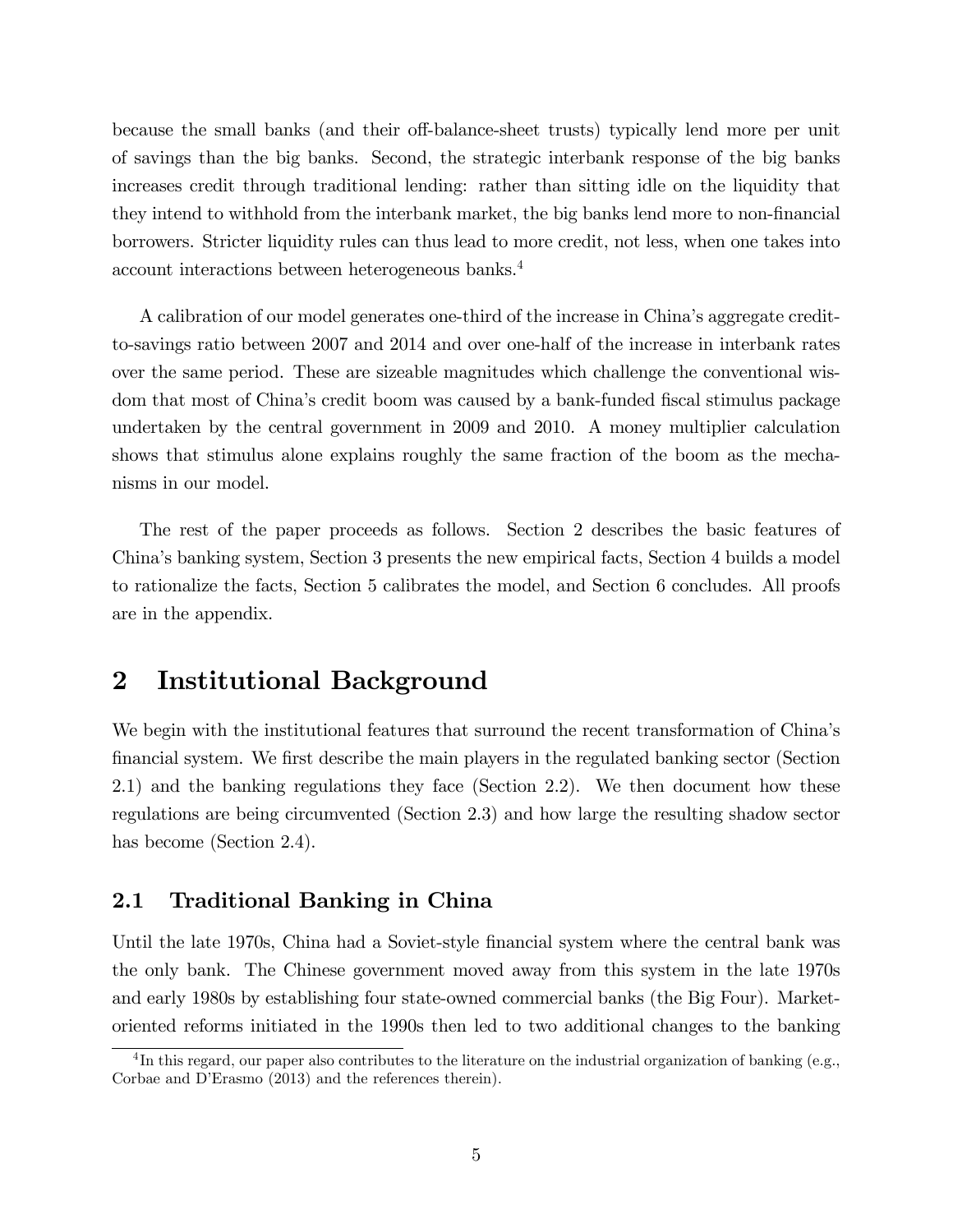because the small banks (and their off-balance-sheet trusts) typically lend more per unit of savings than the big banks. Second, the strategic interbank response of the big banks increases credit through traditional lending: rather than sitting idle on the liquidity that they intend to withhold from the interbank market, the big banks lend more to non-financial borrowers. Stricter liquidity rules can thus lead to more credit, not less, when one takes into account interactions between heterogeneous banks.[4]

A calibration of our model generates one-third of the increase in China's aggregate credit-to-savings ratio between 2007 and 2014 and over one-half of the increase in interbank rates over the same period. These are sizeable magnitudes which challenge the conventional wisdom that most of China's credit boom was caused by a bank-funded fiscal stimulus package undertaken by the central government in 2009 and 2010. A money multiplier calculation shows that stimulus alone explains roughly the same fraction of the boom as the mechanisms in our model.

The rest of the paper proceeds as follows. Section 2 describes the basic features of China's banking system, Section 3 presents the new empirical facts, Section 4 builds a model to rationalize the facts, Section 5 calibrates the model, and Section 6 concludes. All proofs are in the appendix.

# 2 Institutional Background

We begin with the institutional features that surround the recent transformation of China's financial system. We first describe the main players in the regulated banking sector (Section 2.1) and the banking regulations they face (Section 2.2). We then document how these regulations are being circumvented (Section 2.3) and how large the resulting shadow sector has become (Section 2.4).

## 2.1 Traditional Banking in China

Until the late 1970s, China had a Soviet-style financial system where the central bank was the only bank. The Chinese government moved away from this system in the late 1970s and early 1980s by establishing four state-owned commercial banks (the Big Four). Market-oriented reforms initiated in the 1990s then led to two additional changes to the banking

[4] In this regard, our paper also contributes to the literature on the industrial organization of banking (e.g., Corbae and D'Erasmo (2013) and the references therein).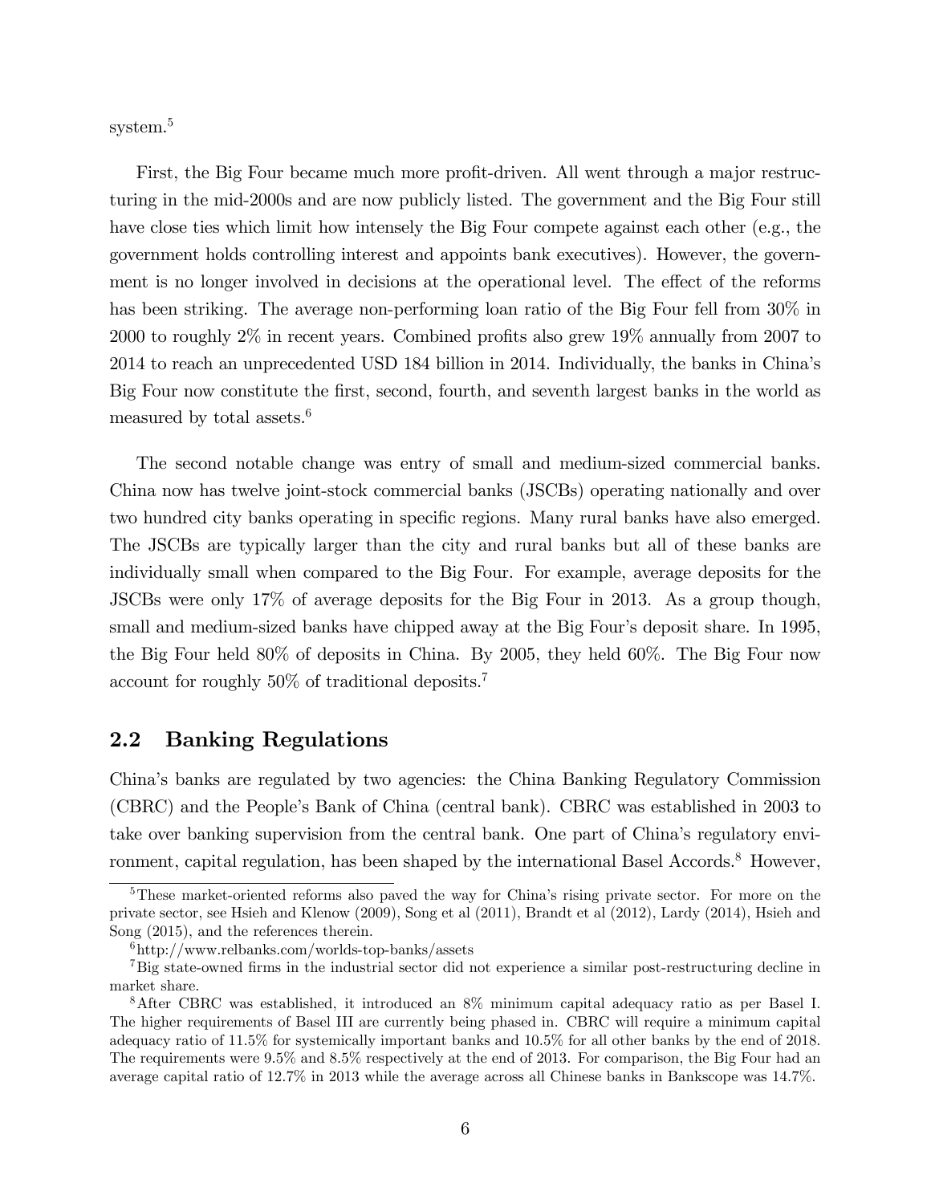system.[5]

First, the Big Four became much more profit-driven. All went through a major restructuring in the mid-2000s and are now publicly listed. The government and the Big Four still have close ties which limit how intensely the Big Four compete against each other (e.g., the government holds controlling interest and appoints bank executives). However, the government is no longer involved in decisions at the operational level. The effect of the reforms has been striking. The average non-performing loan ratio of the Big Four fell from 30% in 2000 to roughly 2% in recent years. Combined profits also grew 19% annually from 2007 to 2014 to reach an unprecedented USD 184 billion in 2014. Individually, the banks in China's Big Four now constitute the first, second, fourth, and seventh largest banks in the world as measured by total assets.[6]

The second notable change was entry of small and medium-sized commercial banks. China now has twelve joint-stock commercial banks (JSCBs) operating nationally and over two hundred city banks operating in specific regions. Many rural banks have also emerged. The JSCBs are typically larger than the city and rural banks but all of these banks are individually small when compared to the Big Four. For example, average deposits for the JSCBs were only 17% of average deposits for the Big Four in 2013. As a group though, small and medium-sized banks have chipped away at the Big Four's deposit share. In 1995, the Big Four held 80% of deposits in China. By 2005, they held 60%. The Big Four now account for roughly 50% of traditional deposits.[7]

## 2.2 Banking Regulations

China's banks are regulated by two agencies: the China Banking Regulatory Commission (CBRC) and the People's Bank of China (central bank). CBRC was established in 2003 to take over banking supervision from the central bank. One part of China's regulatory environment, capital regulation, has been shaped by the international Basel Accords.[8] However,

---

[5] These market-oriented reforms also paved the way for China's rising private sector. For more on the private sector, see Hsieh and Klenow (2009), Song et al (2011), Brandt et al (2012), Lardy (2014), Hsieh and Song (2015), and the references therein.

[6] http://www.relbanks.com/worlds-top-banks/assets

[7] Big state-owned firms in the industrial sector did not experience a similar post-restructuring decline in market share.

[8] After CBRC was established, it introduced an 8% minimum capital adequacy ratio as per Basel I. The higher requirements of Basel III are currently being phased in. CBRC will require a minimum capital adequacy ratio of 11.5% for systemically important banks and 10.5% for all other banks by the end of 2018. The requirements were 9.5% and 8.5% respectively at the end of 2013. For comparison, the Big Four had an average capital ratio of 12.7% in 2013 while the average across all Chinese banks in Bankscope was 14.7%.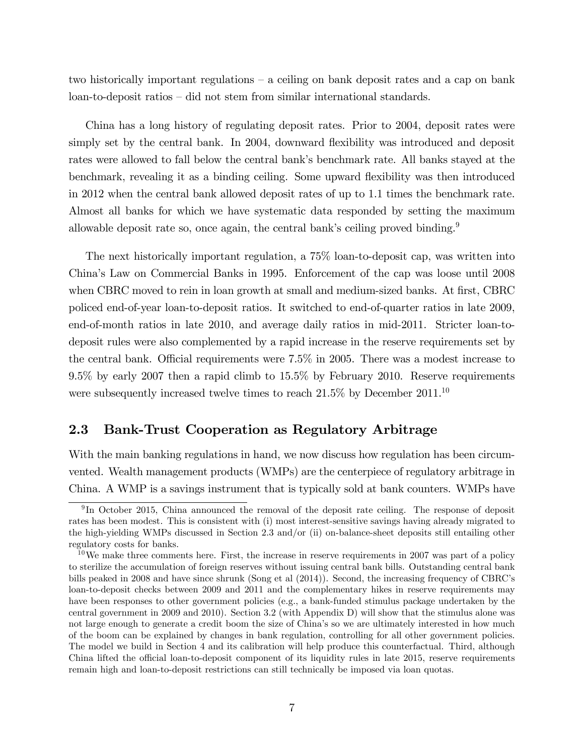two historically important regulations – a ceiling on bank deposit rates and a cap on bank loan-to-deposit ratios – did not stem from similar international standards.

China has a long history of regulating deposit rates. Prior to 2004, deposit rates were simply set by the central bank. In 2004, downward flexibility was introduced and deposit rates were allowed to fall below the central bank's benchmark rate. All banks stayed at the benchmark, revealing it as a binding ceiling. Some upward flexibility was then introduced in 2012 when the central bank allowed deposit rates of up to 1.1 times the benchmark rate. Almost all banks for which we have systematic data responded by setting the maximum allowable deposit rate so, once again, the central bank's ceiling proved binding.[9]

The next historically important regulation, a 75% loan-to-deposit cap, was written into China's Law on Commercial Banks in 1995. Enforcement of the cap was loose until 2008 when CBRC moved to rein in loan growth at small and medium-sized banks. At first, CBRC policed end-of-year loan-to-deposit ratios. It switched to end-of-quarter ratios in late 2009, end-of-month ratios in late 2010, and average daily ratios in mid-2011. Stricter loan-to-deposit rules were also complemented by a rapid increase in the reserve requirements set by the central bank. Official requirements were 7.5% in 2005. There was a modest increase to 9.5% by early 2007 then a rapid climb to 15.5% by February 2010. Reserve requirements were subsequently increased twelve times to reach 21.5% by December 2011.[10]

## 2.3 Bank-Trust Cooperation as Regulatory Arbitrage

With the main banking regulations in hand, we now discuss how regulation has been circumvented. Wealth management products (WMPs) are the centerpiece of regulatory arbitrage in China. A WMP is a savings instrument that is typically sold at bank counters. WMPs have

[9] In October 2015, China announced the removal of the deposit rate ceiling. The response of deposit rates has been modest. This is consistent with (i) most interest-sensitive savings having already migrated to the high-yielding WMPs discussed in Section 2.3 and/or (ii) on-balance-sheet deposits still entailing other regulatory costs for banks.

[10] We make three comments here. First, the increase in reserve requirements in 2007 was part of a policy to sterilize the accumulation of foreign reserves without issuing central bank bills. Outstanding central bank bills peaked in 2008 and have since shrunk (Song et al (2014)). Second, the increasing frequency of CBRC's loan-to-deposit checks between 2009 and 2011 and the complementary hikes in reserve requirements may have been responses to other government policies (e.g., a bank-funded stimulus package undertaken by the central government in 2009 and 2010). Section 3.2 (with Appendix D) will show that the stimulus alone was not large enough to generate a credit boom the size of China's so we are ultimately interested in how much of the boom can be explained by changes in bank regulation, controlling for all other government policies. The model we build in Section 4 and its calibration will help produce this counterfactual. Third, although China lifted the official loan-to-deposit component of its liquidity rules in late 2015, reserve requirements remain high and loan-to-deposit restrictions can still technically be imposed via loan quotas.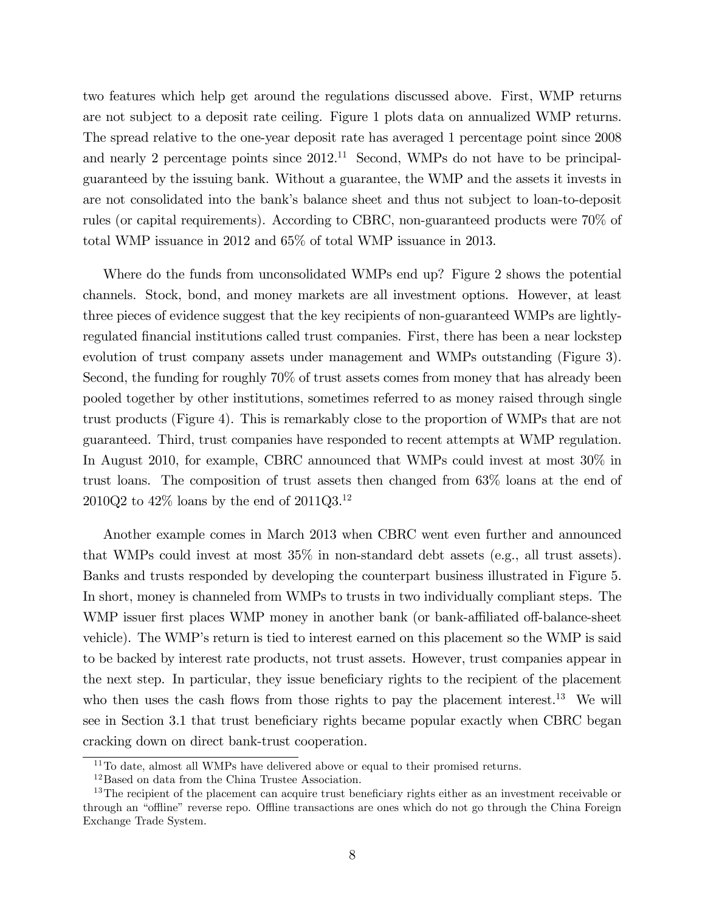two features which help get around the regulations discussed above. First, WMP returns are not subject to a deposit rate ceiling. Figure 1 plots data on annualized WMP returns. The spread relative to the one-year deposit rate has averaged 1 percentage point since 2008 and nearly 2 percentage points since 2012.[11] Second, WMPs do not have to be principal-guaranteed by the issuing bank. Without a guarantee, the WMP and the assets it invests in are not consolidated into the bank's balance sheet and thus not subject to loan-to-deposit rules (or capital requirements). According to CBRC, non-guaranteed products were 70% of total WMP issuance in 2012 and 65% of total WMP issuance in 2013.

Where do the funds from unconsolidated WMPs end up? Figure 2 shows the potential channels. Stock, bond, and money markets are all investment options. However, at least three pieces of evidence suggest that the key recipients of non-guaranteed WMPs are lightly-regulated financial institutions called trust companies. First, there has been a near lockstep evolution of trust company assets under management and WMPs outstanding (Figure 3). Second, the funding for roughly 70% of trust assets comes from money that has already been pooled together by other institutions, sometimes referred to as money raised through single trust products (Figure 4). This is remarkably close to the proportion of WMPs that are not guaranteed. Third, trust companies have responded to recent attempts at WMP regulation. In August 2010, for example, CBRC announced that WMPs could invest at most 30% in trust loans. The composition of trust assets then changed from 63% loans at the end of 2010Q2 to 42% loans by the end of 2011Q3.[12]

Another example comes in March 2013 when CBRC went even further and announced that WMPs could invest at most 35% in non-standard debt assets (e.g., all trust assets). Banks and trusts responded by developing the counterpart business illustrated in Figure 5. In short, money is channeled from WMPs to trusts in two individually compliant steps. The WMP issuer first places WMP money in another bank (or bank-affiliated off-balance-sheet vehicle). The WMP's return is tied to interest earned on this placement so the WMP is said to be backed by interest rate products, not trust assets. However, trust companies appear in the next step. In particular, they issue beneficiary rights to the recipient of the placement who then uses the cash flows from those rights to pay the placement interest.[13] We will see in Section 3.1 that trust beneficiary rights became popular exactly when CBRC began cracking down on direct bank-trust cooperation.

[11] To date, almost all WMPs have delivered above or equal to their promised returns.

[12] Based on data from the China Trustee Association.

[13] The recipient of the placement can acquire trust beneficiary rights either as an investment receivable or through an "offline" reverse repo. Offline transactions are ones which do not go through the China Foreign Exchange Trade System.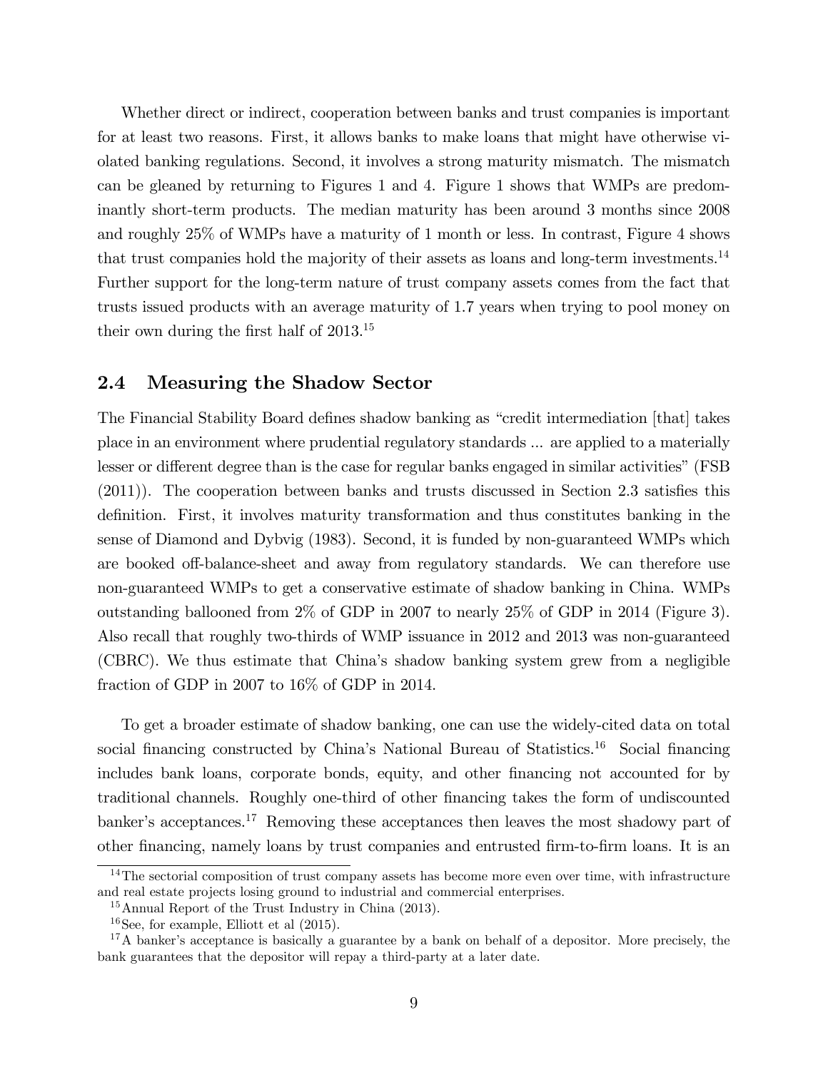Whether direct or indirect, cooperation between banks and trust companies is important for at least two reasons. First, it allows banks to make loans that might have otherwise violated banking regulations. Second, it involves a strong maturity mismatch. The mismatch can be gleaned by returning to Figures 1 and 4. Figure 1 shows that WMPs are predominantly short-term products. The median maturity has been around 3 months since 2008 and roughly 25% of WMPs have a maturity of 1 month or less. In contrast, Figure 4 shows that trust companies hold the majority of their assets as loans and long-term investments.[14] Further support for the long-term nature of trust company assets comes from the fact that trusts issued products with an average maturity of 1.7 years when trying to pool money on their own during the first half of 2013.[15]

## 2.4 Measuring the Shadow Sector

The Financial Stability Board defines shadow banking as "credit intermediation [that] takes place in an environment where prudential regulatory standards ... are applied to a materially lesser or different degree than is the case for regular banks engaged in similar activities" (FSB (2011)). The cooperation between banks and trusts discussed in Section 2.3 satisfies this definition. First, it involves maturity transformation and thus constitutes banking in the sense of Diamond and Dybvig (1983). Second, it is funded by non-guaranteed WMPs which are booked off-balance-sheet and away from regulatory standards. We can therefore use non-guaranteed WMPs to get a conservative estimate of shadow banking in China. WMPs outstanding ballooned from 2% of GDP in 2007 to nearly 25% of GDP in 2014 (Figure 3). Also recall that roughly two-thirds of WMP issuance in 2012 and 2013 was non-guaranteed (CBRC). We thus estimate that China's shadow banking system grew from a negligible fraction of GDP in 2007 to 16% of GDP in 2014.

To get a broader estimate of shadow banking, one can use the widely-cited data on total social financing constructed by China's National Bureau of Statistics.[16] Social financing includes bank loans, corporate bonds, equity, and other financing not accounted for by traditional channels. Roughly one-third of other financing takes the form of undiscounted banker's acceptances.[17] Removing these acceptances then leaves the most shadowy part of other financing, namely loans by trust companies and entrusted firm-to-firm loans. It is an

---

[14] The sectorial composition of trust company assets has become more even over time, with infrastructure and real estate projects losing ground to industrial and commercial enterprises.

[15] Annual Report of the Trust Industry in China (2013).

[16] See, for example, Elliott et al (2015).

[17] A banker's acceptance is basically a guarantee by a bank on behalf of a depositor. More precisely, the bank guarantees that the depositor will repay a third-party at a later date.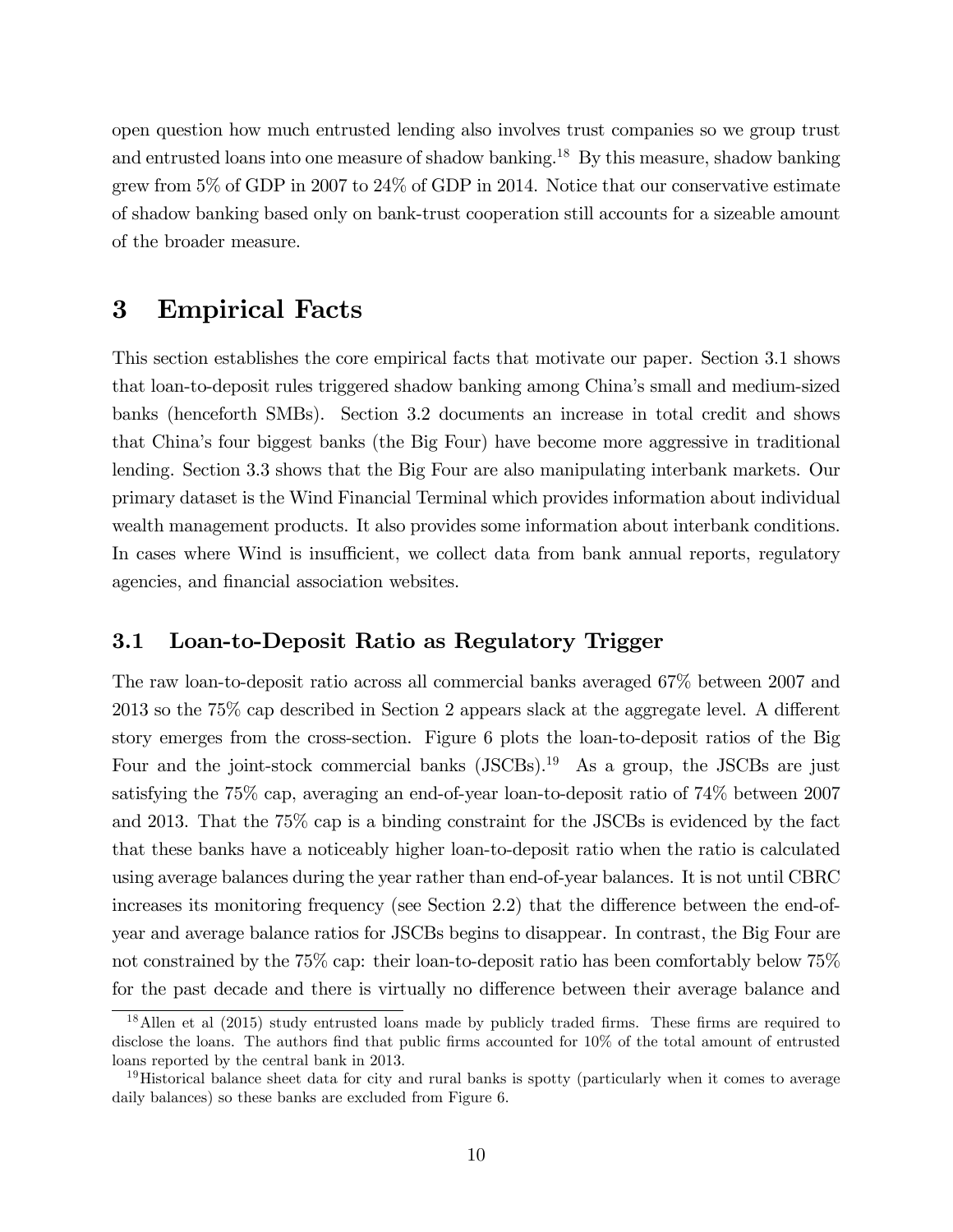open question how much entrusted lending also involves trust companies so we group trust and entrusted loans into one measure of shadow banking.[18] By this measure, shadow banking grew from 5% of GDP in 2007 to 24% of GDP in 2014. Notice that our conservative estimate of shadow banking based only on bank-trust cooperation still accounts for a sizeable amount of the broader measure.

# 3 Empirical Facts

This section establishes the core empirical facts that motivate our paper. Section 3.1 shows that loan-to-deposit rules triggered shadow banking among China's small and medium-sized banks (henceforth SMBs). Section 3.2 documents an increase in total credit and shows that China's four biggest banks (the Big Four) have become more aggressive in traditional lending. Section 3.3 shows that the Big Four are also manipulating interbank markets. Our primary dataset is the Wind Financial Terminal which provides information about individual wealth management products. It also provides some information about interbank conditions. In cases where Wind is insufficient, we collect data from bank annual reports, regulatory agencies, and financial association websites.

## 3.1 Loan-to-Deposit Ratio as Regulatory Trigger

The raw loan-to-deposit ratio across all commercial banks averaged 67% between 2007 and 2013 so the 75% cap described in Section 2 appears slack at the aggregate level. A different story emerges from the cross-section. Figure 6 plots the loan-to-deposit ratios of the Big Four and the joint-stock commercial banks (JSCBs).[19] As a group, the JSCBs are just satisfying the 75% cap, averaging an end-of-year loan-to-deposit ratio of 74% between 2007 and 2013. That the 75% cap is a binding constraint for the JSCBs is evidenced by the fact that these banks have a noticeably higher loan-to-deposit ratio when the ratio is calculated using average balances during the year rather than end-of-year balances. It is not until CBRC increases its monitoring frequency (see Section 2.2) that the difference between the end-of-year and average balance ratios for JSCBs begins to disappear. In contrast, the Big Four are not constrained by the 75% cap: their loan-to-deposit ratio has been comfortably below 75% for the past decade and there is virtually no difference between their average balance and

[18] Allen et al (2015) study entrusted loans made by publicly traded firms. These firms are required to disclose the loans. The authors find that public firms accounted for 10% of the total amount of entrusted loans reported by the central bank in 2013.

[19] Historical balance sheet data for city and rural banks is spotty (particularly when it comes to average daily balances) so these banks are excluded from Figure 6.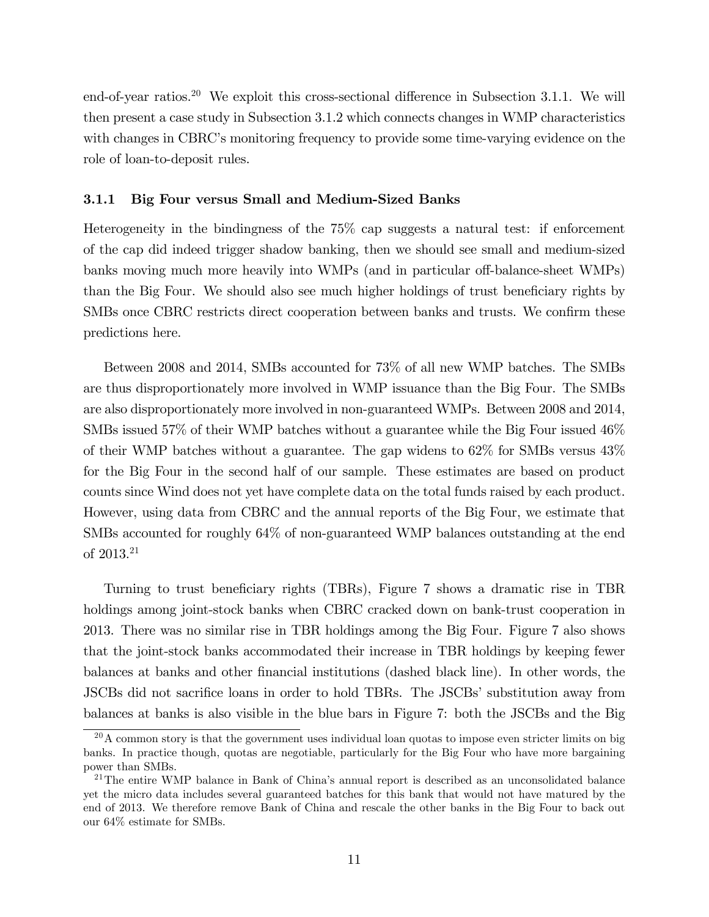end-of-year ratios.[20] We exploit this cross-sectional difference in Subsection 3.1.1. We will then present a case study in Subsection 3.1.2 which connects changes in WMP characteristics with changes in CBRC's monitoring frequency to provide some time-varying evidence on the role of loan-to-deposit rules.

### 3.1.1 Big Four versus Small and Medium-Sized Banks

Heterogeneity in the bindingness of the 75% cap suggests a natural test: if enforcement of the cap did indeed trigger shadow banking, then we should see small and medium-sized banks moving much more heavily into WMPs (and in particular off-balance-sheet WMPs) than the Big Four. We should also see much higher holdings of trust beneficiary rights by SMBs once CBRC restricts direct cooperation between banks and trusts. We confirm these predictions here.

Between 2008 and 2014, SMBs accounted for 73% of all new WMP batches. The SMBs are thus disproportionately more involved in WMP issuance than the Big Four. The SMBs are also disproportionately more involved in non-guaranteed WMPs. Between 2008 and 2014, SMBs issued 57% of their WMP batches without a guarantee while the Big Four issued 46% of their WMP batches without a guarantee. The gap widens to 62% for SMBs versus 43% for the Big Four in the second half of our sample. These estimates are based on product counts since Wind does not yet have complete data on the total funds raised by each product. However, using data from CBRC and the annual reports of the Big Four, we estimate that SMBs accounted for roughly 64% of non-guaranteed WMP balances outstanding at the end of 2013.[21]

Turning to trust beneficiary rights (TBRs), Figure 7 shows a dramatic rise in TBR holdings among joint-stock banks when CBRC cracked down on bank-trust cooperation in 2013. There was no similar rise in TBR holdings among the Big Four. Figure 7 also shows that the joint-stock banks accommodated their increase in TBR holdings by keeping fewer balances at banks and other financial institutions (dashed black line). In other words, the JSCBs did not sacrifice loans in order to hold TBRs. The JSCBs' substitution away from balances at banks is also visible in the blue bars in Figure 7: both the JSCBs and the Big

[20] A common story is that the government uses individual loan quotas to impose even stricter limits on big banks. In practice though, quotas are negotiable, particularly for the Big Four who have more bargaining power than SMBs.

[21] The entire WMP balance in Bank of China's annual report is described as an unconsolidated balance yet the micro data includes several guaranteed batches for this bank that would not have matured by the end of 2013. We therefore remove Bank of China and rescale the other banks in the Big Four to back out our 64% estimate for SMBs.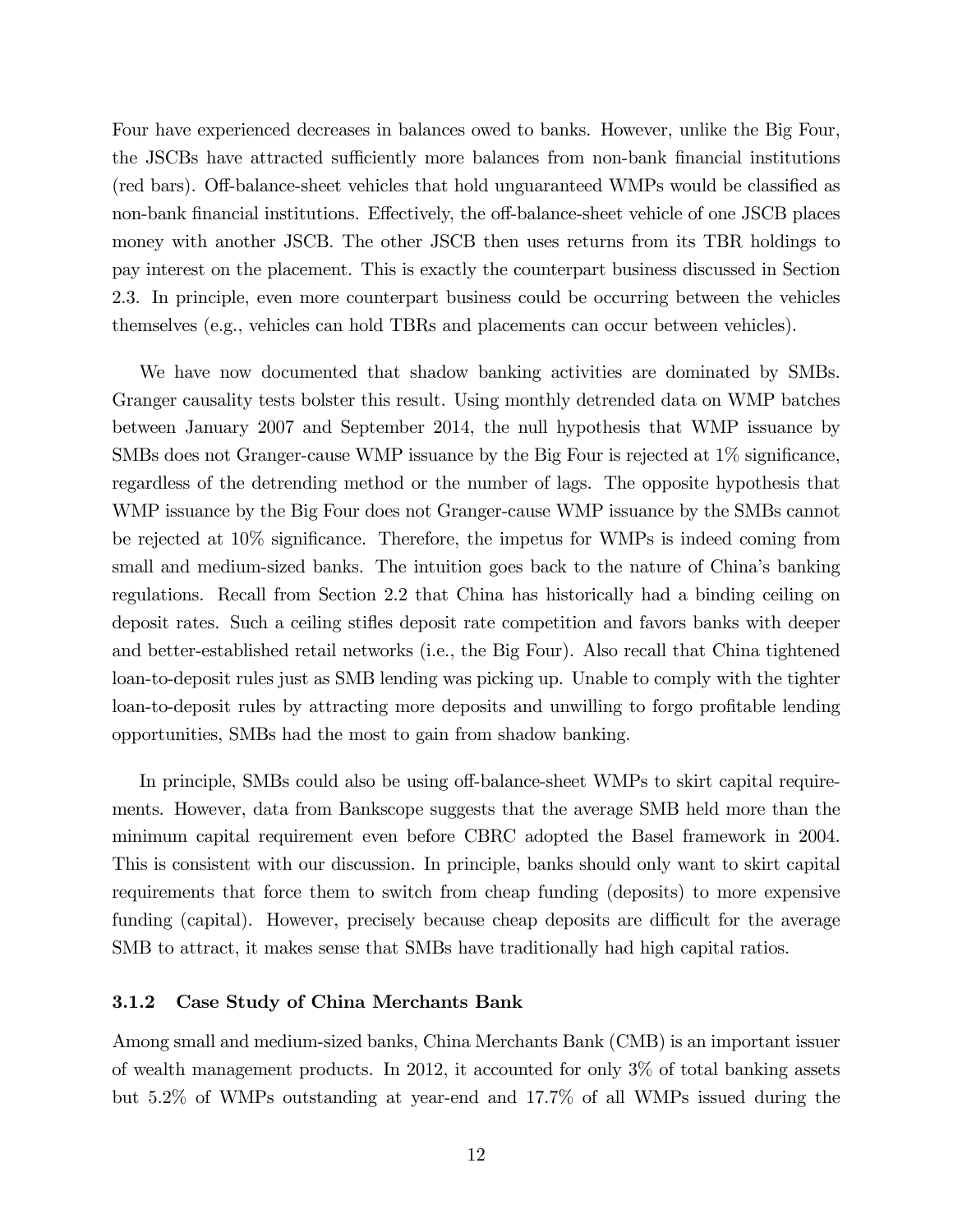Four have experienced decreases in balances owed to banks. However, unlike the Big Four, the JSCBs have attracted sufficiently more balances from non-bank financial institutions (red bars). Off-balance-sheet vehicles that hold unguaranteed WMPs would be classified as non-bank financial institutions. Effectively, the off-balance-sheet vehicle of one JSCB places money with another JSCB. The other JSCB then uses returns from its TBR holdings to pay interest on the placement. This is exactly the counterpart business discussed in Section 2.3. In principle, even more counterpart business could be occurring between the vehicles themselves (e.g., vehicles can hold TBRs and placements can occur between vehicles).

We have now documented that shadow banking activities are dominated by SMBs. Granger causality tests bolster this result. Using monthly detrended data on WMP batches between January 2007 and September 2014, the null hypothesis that WMP issuance by SMBs does not Granger-cause WMP issuance by the Big Four is rejected at 1% significance, regardless of the detrending method or the number of lags. The opposite hypothesis that WMP issuance by the Big Four does not Granger-cause WMP issuance by the SMBs cannot be rejected at 10% significance. Therefore, the impetus for WMPs is indeed coming from small and medium-sized banks. The intuition goes back to the nature of China's banking regulations. Recall from Section 2.2 that China has historically had a binding ceiling on deposit rates. Such a ceiling stifles deposit rate competition and favors banks with deeper and better-established retail networks (i.e., the Big Four). Also recall that China tightened loan-to-deposit rules just as SMB lending was picking up. Unable to comply with the tighter loan-to-deposit rules by attracting more deposits and unwilling to forgo profitable lending opportunities, SMBs had the most to gain from shadow banking.

In principle, SMBs could also be using off-balance-sheet WMPs to skirt capital requirements. However, data from Bankscope suggests that the average SMB held more than the minimum capital requirement even before CBRC adopted the Basel framework in 2004. This is consistent with our discussion. In principle, banks should only want to skirt capital requirements that force them to switch from cheap funding (deposits) to more expensive funding (capital). However, precisely because cheap deposits are difficult for the average SMB to attract, it makes sense that SMBs have traditionally had high capital ratios.

### 3.1.2 Case Study of China Merchants Bank

Among small and medium-sized banks, China Merchants Bank (CMB) is an important issuer of wealth management products. In 2012, it accounted for only 3% of total banking assets but 5.2% of WMPs outstanding at year-end and 17.7% of all WMPs issued during the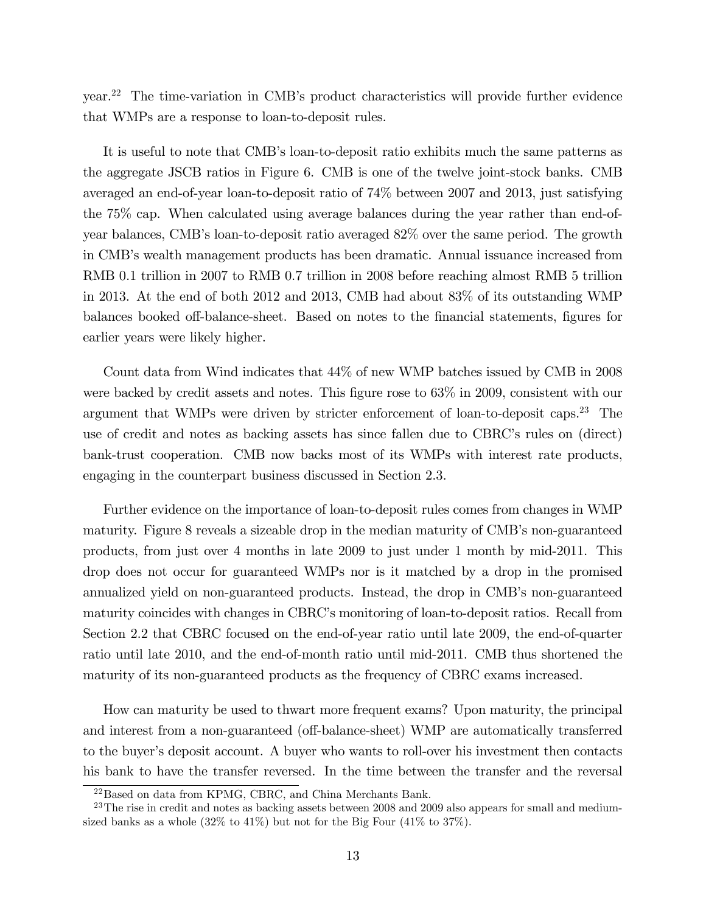year.[22] The time-variation in CMB's product characteristics will provide further evidence that WMPs are a response to loan-to-deposit rules.

It is useful to note that CMB's loan-to-deposit ratio exhibits much the same patterns as the aggregate JSCB ratios in Figure 6. CMB is one of the twelve joint-stock banks. CMB averaged an end-of-year loan-to-deposit ratio of 74% between 2007 and 2013, just satisfying the 75% cap. When calculated using average balances during the year rather than end-of-year balances, CMB's loan-to-deposit ratio averaged 82% over the same period. The growth in CMB's wealth management products has been dramatic. Annual issuance increased from RMB 0.1 trillion in 2007 to RMB 0.7 trillion in 2008 before reaching almost RMB 5 trillion in 2013. At the end of both 2012 and 2013, CMB had about 83% of its outstanding WMP balances booked off-balance-sheet. Based on notes to the financial statements, figures for earlier years were likely higher.

Count data from Wind indicates that 44% of new WMP batches issued by CMB in 2008 were backed by credit assets and notes. This figure rose to 63% in 2009, consistent with our argument that WMPs were driven by stricter enforcement of loan-to-deposit caps.[23] The use of credit and notes as backing assets has since fallen due to CBRC's rules on (direct) bank-trust cooperation. CMB now backs most of its WMPs with interest rate products, engaging in the counterpart business discussed in Section 2.3.

Further evidence on the importance of loan-to-deposit rules comes from changes in WMP maturity. Figure 8 reveals a sizeable drop in the median maturity of CMB's non-guaranteed products, from just over 4 months in late 2009 to just under 1 month by mid-2011. This drop does not occur for guaranteed WMPs nor is it matched by a drop in the promised annualized yield on non-guaranteed products. Instead, the drop in CMB's non-guaranteed maturity coincides with changes in CBRC's monitoring of loan-to-deposit ratios. Recall from Section 2.2 that CBRC focused on the end-of-year ratio until late 2009, the end-of-quarter ratio until late 2010, and the end-of-month ratio until mid-2011. CMB thus shortened the maturity of its non-guaranteed products as the frequency of CBRC exams increased.

How can maturity be used to thwart more frequent exams? Upon maturity, the principal and interest from a non-guaranteed (off-balance-sheet) WMP are automatically transferred to the buyer's deposit account. A buyer who wants to roll-over his investment then contacts his bank to have the transfer reversed. In the time between the transfer and the reversal

[22] Based on data from KPMG, CBRC, and China Merchants Bank.

[23] The rise in credit and notes as backing assets between 2008 and 2009 also appears for small and medium-sized banks as a whole (32% to 41%) but not for the Big Four (41% to 37%).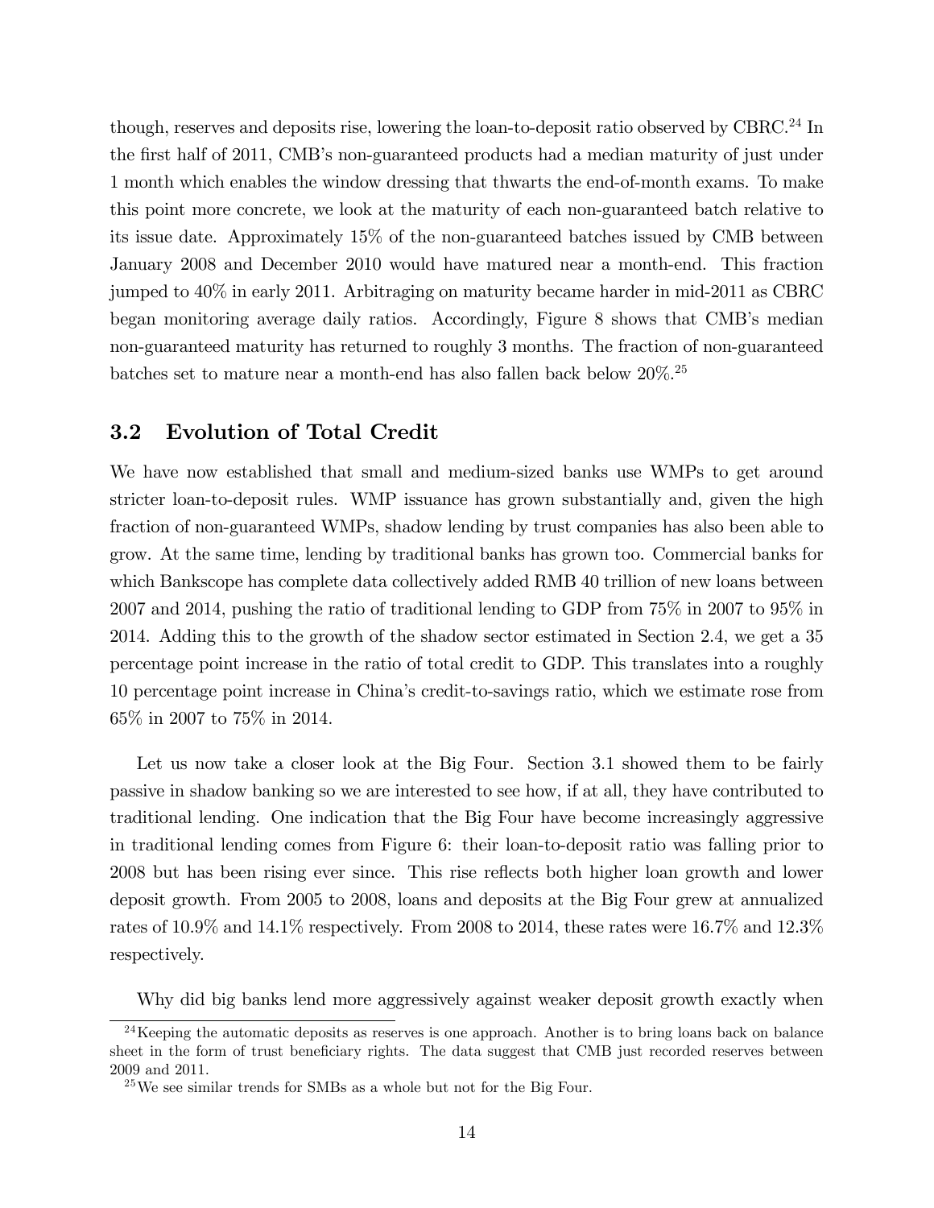though, reserves and deposits rise, lowering the loan-to-deposit ratio observed by CBRC.[24] In the first half of 2011, CMB's non-guaranteed products had a median maturity of just under 1 month which enables the window dressing that thwarts the end-of-month exams. To make this point more concrete, we look at the maturity of each non-guaranteed batch relative to its issue date. Approximately 15% of the non-guaranteed batches issued by CMB between January 2008 and December 2010 would have matured near a month-end. This fraction jumped to 40% in early 2011. Arbitraging on maturity became harder in mid-2011 as CBRC began monitoring average daily ratios. Accordingly, Figure 8 shows that CMB's median non-guaranteed maturity has returned to roughly 3 months. The fraction of non-guaranteed batches set to mature near a month-end has also fallen back below 20%.[25]

## 3.2 Evolution of Total Credit

We have now established that small and medium-sized banks use WMPs to get around stricter loan-to-deposit rules. WMP issuance has grown substantially and, given the high fraction of non-guaranteed WMPs, shadow lending by trust companies has also been able to grow. At the same time, lending by traditional banks has grown too. Commercial banks for which Bankscope has complete data collectively added RMB 40 trillion of new loans between 2007 and 2014, pushing the ratio of traditional lending to GDP from 75% in 2007 to 95% in 2014. Adding this to the growth of the shadow sector estimated in Section 2.4, we get a 35 percentage point increase in the ratio of total credit to GDP. This translates into a roughly 10 percentage point increase in China's credit-to-savings ratio, which we estimate rose from 65% in 2007 to 75% in 2014.

Let us now take a closer look at the Big Four. Section 3.1 showed them to be fairly passive in shadow banking so we are interested to see how, if at all, they have contributed to traditional lending. One indication that the Big Four have become increasingly aggressive in traditional lending comes from Figure 6: their loan-to-deposit ratio was falling prior to 2008 but has been rising ever since. This rise reflects both higher loan growth and lower deposit growth. From 2005 to 2008, loans and deposits at the Big Four grew at annualized rates of 10.9% and 14.1% respectively. From 2008 to 2014, these rates were 16.7% and 12.3% respectively.

Why did big banks lend more aggressively against weaker deposit growth exactly when

[24] Keeping the automatic deposits as reserves is one approach. Another is to bring loans back on balance sheet in the form of trust beneficiary rights. The data suggest that CMB just recorded reserves between 2009 and 2011.

[25] We see similar trends for SMBs as a whole but not for the Big Four.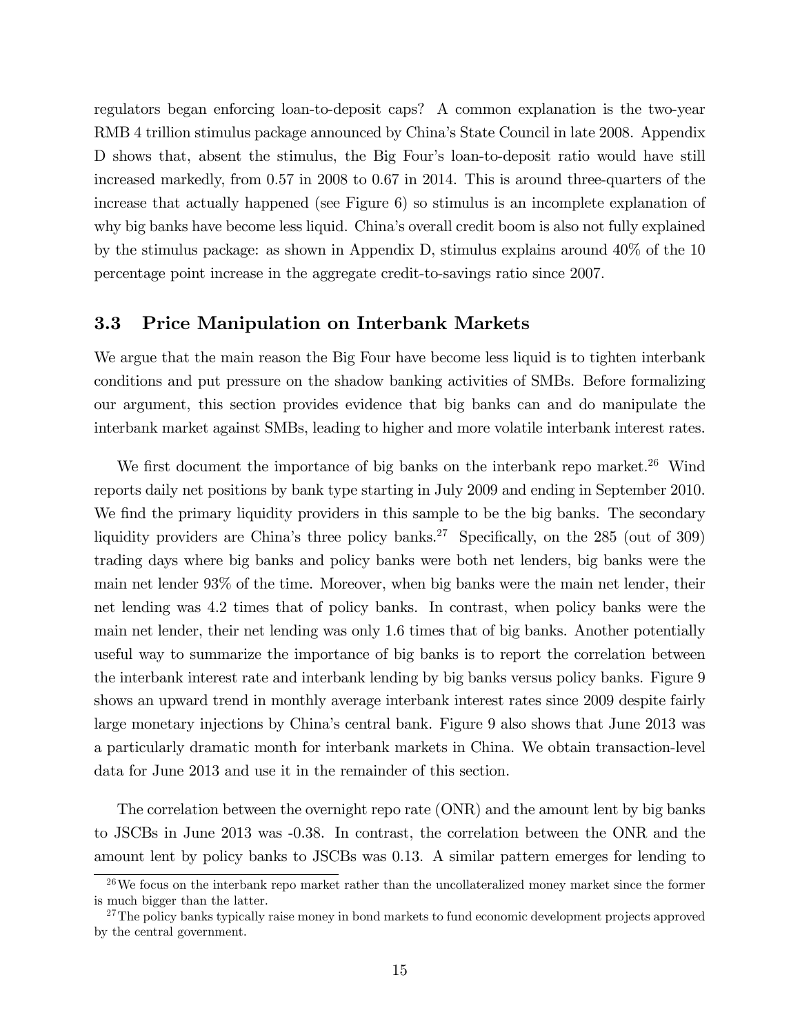regulators began enforcing loan-to-deposit caps? A common explanation is the two-year RMB 4 trillion stimulus package announced by China's State Council in late 2008. Appendix D shows that, absent the stimulus, the Big Four's loan-to-deposit ratio would have still increased markedly, from 0.57 in 2008 to 0.67 in 2014. This is around three-quarters of the increase that actually happened (see Figure 6) so stimulus is an incomplete explanation of why big banks have become less liquid. China's overall credit boom is also not fully explained by the stimulus package: as shown in Appendix D, stimulus explains around 40% of the 10 percentage point increase in the aggregate credit-to-savings ratio since 2007.

### 3.3 Price Manipulation on Interbank Markets

We argue that the main reason the Big Four have become less liquid is to tighten interbank conditions and put pressure on the shadow banking activities of SMBs. Before formalizing our argument, this section provides evidence that big banks can and do manipulate the interbank market against SMBs, leading to higher and more volatile interbank interest rates.

We first document the importance of big banks on the interbank repo market.[26] Wind reports daily net positions by bank type starting in July 2009 and ending in September 2010. We find the primary liquidity providers in this sample to be the big banks. The secondary liquidity providers are China's three policy banks.[27] Specifically, on the 285 (out of 309) trading days where big banks and policy banks were both net lenders, big banks were the main net lender 93% of the time. Moreover, when big banks were the main net lender, their net lending was 4.2 times that of policy banks. In contrast, when policy banks were the main net lender, their net lending was only 1.6 times that of big banks. Another potentially useful way to summarize the importance of big banks is to report the correlation between the interbank interest rate and interbank lending by big banks versus policy banks. Figure 9 shows an upward trend in monthly average interbank interest rates since 2009 despite fairly large monetary injections by China's central bank. Figure 9 also shows that June 2013 was a particularly dramatic month for interbank markets in China. We obtain transaction-level data for June 2013 and use it in the remainder of this section.

The correlation between the overnight repo rate (ONR) and the amount lent by big banks to JSCBs in June 2013 was -0.38. In contrast, the correlation between the ONR and the amount lent by policy banks to JSCBs was 0.13. A similar pattern emerges for lending to

[26] We focus on the interbank repo market rather than the uncollateralized money market since the former is much bigger than the latter.

[27] The policy banks typically raise money in bond markets to fund economic development projects approved by the central government.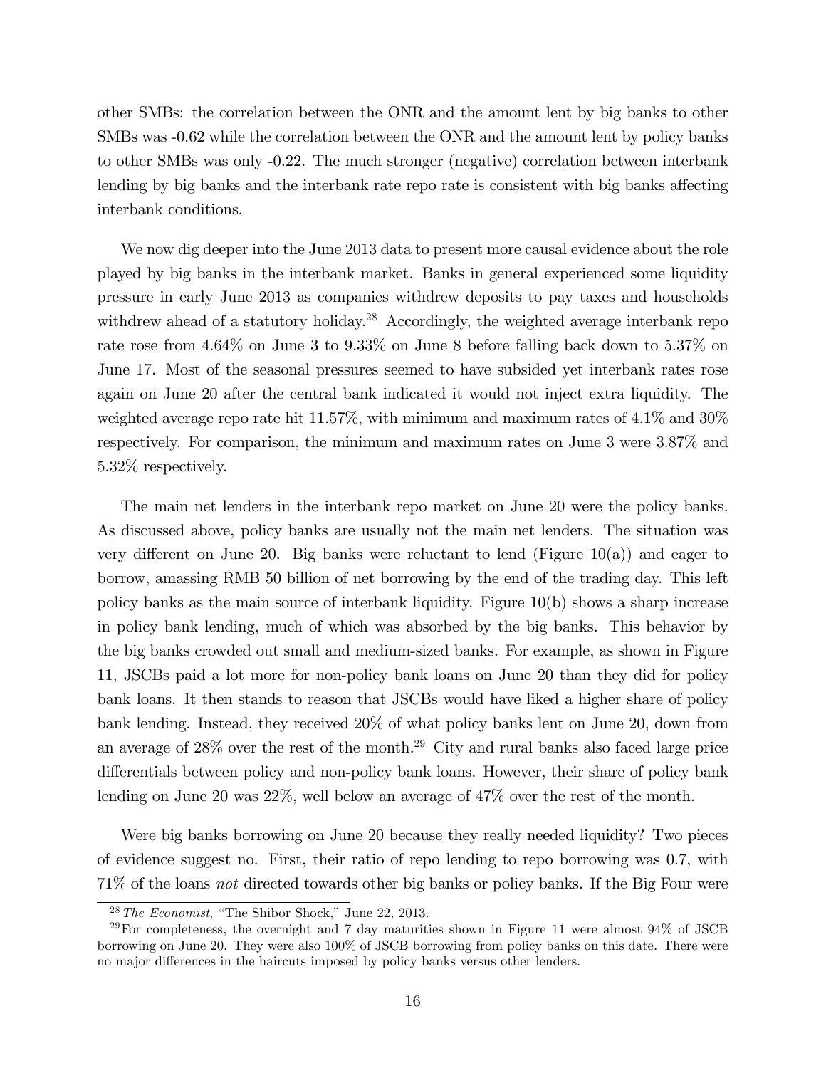other SMBs: the correlation between the ONR and the amount lent by big banks to other SMBs was -0.62 while the correlation between the ONR and the amount lent by policy banks to other SMBs was only -0.22. The much stronger (negative) correlation between interbank lending by big banks and the interbank rate repo rate is consistent with big banks affecting interbank conditions.

We now dig deeper into the June 2013 data to present more causal evidence about the role played by big banks in the interbank market. Banks in general experienced some liquidity pressure in early June 2013 as companies withdrew deposits to pay taxes and households withdrew ahead of a statutory holiday.[28] Accordingly, the weighted average interbank repo rate rose from 4.64% on June 3 to 9.33% on June 8 before falling back down to 5.37% on June 17. Most of the seasonal pressures seemed to have subsided yet interbank rates rose again on June 20 after the central bank indicated it would not inject extra liquidity. The weighted average repo rate hit 11.57%, with minimum and maximum rates of 4.1% and 30% respectively. For comparison, the minimum and maximum rates on June 3 were 3.87% and 5.32% respectively.

The main net lenders in the interbank repo market on June 20 were the policy banks. As discussed above, policy banks are usually not the main net lenders. The situation was very different on June 20. Big banks were reluctant to lend (Figure 10(a)) and eager to borrow, amassing RMB 50 billion of net borrowing by the end of the trading day. This left policy banks as the main source of interbank liquidity. Figure 10(b) shows a sharp increase in policy bank lending, much of which was absorbed by the big banks. This behavior by the big banks crowded out small and medium-sized banks. For example, as shown in Figure 11, JSCBs paid a lot more for non-policy bank loans on June 20 than they did for policy bank loans. It then stands to reason that JSCBs would have liked a higher share of policy bank lending. Instead, they received 20% of what policy banks lent on June 20, down from an average of 28% over the rest of the month.[29] City and rural banks also faced large price differentials between policy and non-policy bank loans. However, their share of policy bank lending on June 20 was 22%, well below an average of 47% over the rest of the month.

Were big banks borrowing on June 20 because they really needed liquidity? Two pieces of evidence suggest no. First, their ratio of repo lending to repo borrowing was 0.7, with 71% of the loans *not* directed towards other big banks or policy banks. If the Big Four were

[28] *The Economist*, "The Shibor Shock," June 22, 2013.

[29] For completeness, the overnight and 7 day maturities shown in Figure 11 were almost 94% of JSCB borrowing on June 20. They were also 100% of JSCB borrowing from policy banks on this date. There were no major differences in the haircuts imposed by policy banks versus other lenders.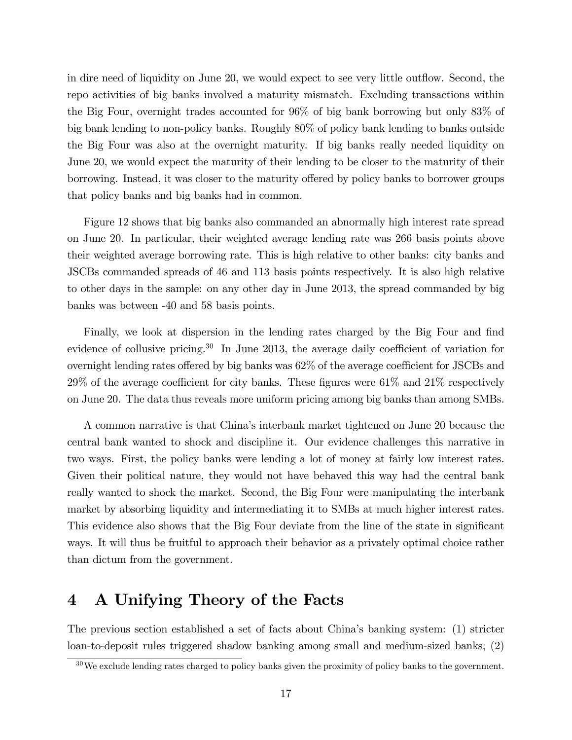in dire need of liquidity on June 20, we would expect to see very little outflow. Second, the repo activities of big banks involved a maturity mismatch. Excluding transactions within the Big Four, overnight trades accounted for 96% of big bank borrowing but only 83% of big bank lending to non-policy banks. Roughly 80% of policy bank lending to banks outside the Big Four was also at the overnight maturity. If big banks really needed liquidity on June 20, we would expect the maturity of their lending to be closer to the maturity of their borrowing. Instead, it was closer to the maturity offered by policy banks to borrower groups that policy banks and big banks had in common.

Figure 12 shows that big banks also commanded an abnormally high interest rate spread on June 20. In particular, their weighted average lending rate was 266 basis points above their weighted average borrowing rate. This is high relative to other banks: city banks and JSCBs commanded spreads of 46 and 113 basis points respectively. It is also high relative to other days in the sample: on any other day in June 2013, the spread commanded by big banks was between -40 and 58 basis points.

Finally, we look at dispersion in the lending rates charged by the Big Four and find evidence of collusive pricing.[30] In June 2013, the average daily coefficient of variation for overnight lending rates offered by big banks was 62% of the average coefficient for JSCBs and 29% of the average coefficient for city banks. These figures were 61% and 21% respectively on June 20. The data thus reveals more uniform pricing among big banks than among SMBs.

A common narrative is that China's interbank market tightened on June 20 because the central bank wanted to shock and discipline it. Our evidence challenges this narrative in two ways. First, the policy banks were lending a lot of money at fairly low interest rates. Given their political nature, they would not have behaved this way had the central bank really wanted to shock the market. Second, the Big Four were manipulating the interbank market by absorbing liquidity and intermediating it to SMBs at much higher interest rates. This evidence also shows that the Big Four deviate from the line of the state in significant ways. It will thus be fruitful to approach their behavior as a privately optimal choice rather than dictum from the government.

# 4 A Unifying Theory of the Facts

The previous section established a set of facts about China's banking system: (1) stricter loan-to-deposit rules triggered shadow banking among small and medium-sized banks; (2)

[30] We exclude lending rates charged to policy banks given the proximity of policy banks to the government.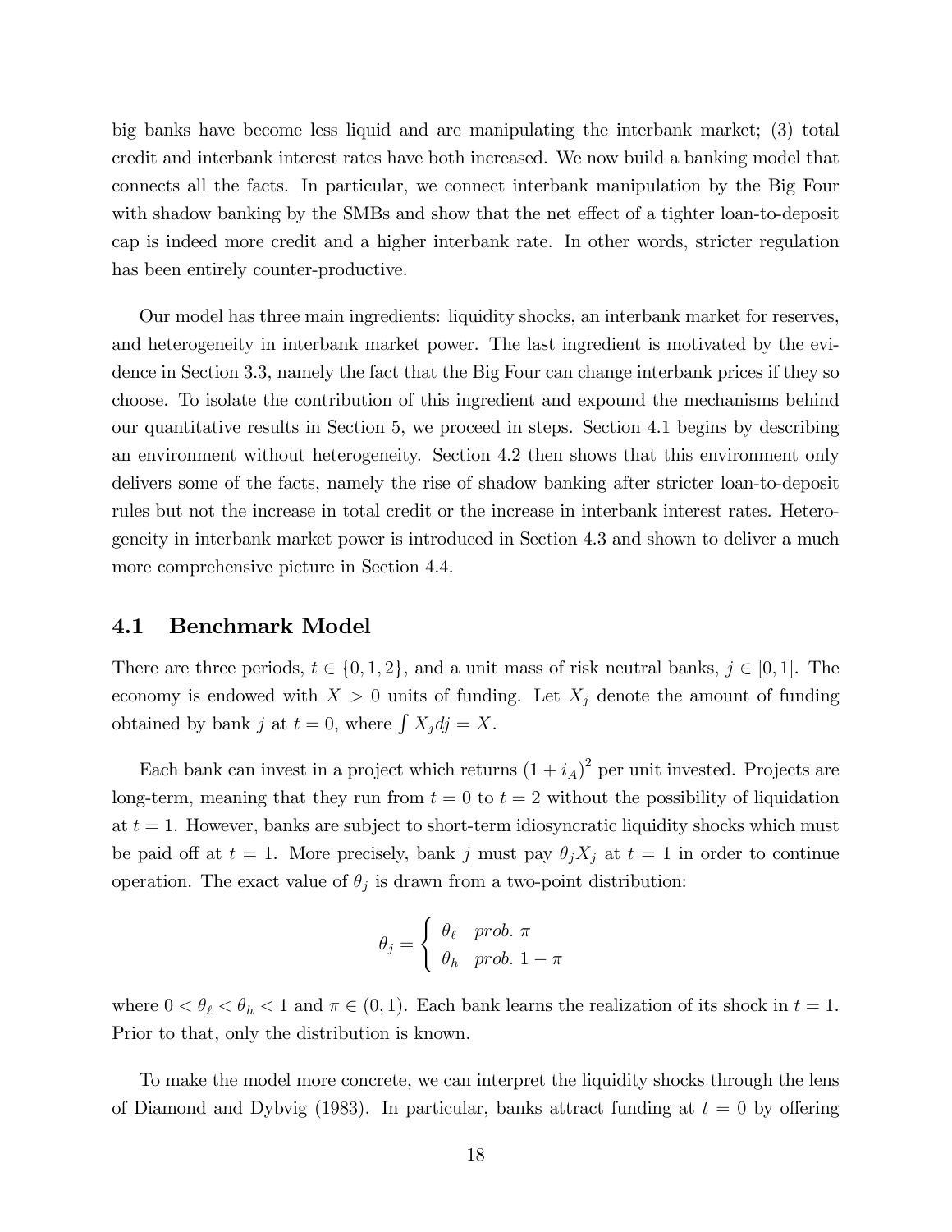big banks have become less liquid and are manipulating the interbank market; (3) total credit and interbank interest rates have both increased. We now build a banking model that connects all the facts. In particular, we connect interbank manipulation by the Big Four with shadow banking by the SMBs and show that the net effect of a tighter loan-to-deposit cap is indeed more credit and a higher interbank rate. In other words, stricter regulation has been entirely counter-productive.

Our model has three main ingredients: liquidity shocks, an interbank market for reserves, and heterogeneity in interbank market power. The last ingredient is motivated by the evidence in Section 3.3, namely the fact that the Big Four can change interbank prices if they so choose. To isolate the contribution of this ingredient and expound the mechanisms behind our quantitative results in Section 5, we proceed in steps. Section 4.1 begins by describing an environment without heterogeneity. Section 4.2 then shows that this environment only delivers some of the facts, namely the rise of shadow banking after stricter loan-to-deposit rules but not the increase in total credit or the increase in interbank interest rates. Heterogeneity in interbank market power is introduced in Section 4.3 and shown to deliver a much more comprehensive picture in Section 4.4.

## 4.1 Benchmark Model

There are three periods, $t \in \{0, 1, 2\}$, and a unit mass of risk neutral banks, $j \in [0, 1]$. The economy is endowed with $X > 0$ units of funding. Let $X_j$ denote the amount of funding obtained by bank $j$ at $t = 0$, where $\int X_j dj = X$.

Each bank can invest in a project which returns $(1 + i_A)^2$ per unit invested. Projects are long-term, meaning that they run from $t = 0$ to $t = 2$ without the possibility of liquidation at $t = 1$. However, banks are subject to short-term idiosyncratic liquidity shocks which must be paid off at $t = 1$. More precisely, bank $j$ must pay $\theta_j X_j$ at $t = 1$ in order to continue operation. The exact value of $\theta_j$ is drawn from a two-point distribution:

$$\theta_j = \begin{cases} \theta_\ell & prob.\ \pi \\ \theta_h & prob.\ 1 - \pi \end{cases}$$

where $0 < \theta_\ell < \theta_h < 1$ and $\pi \in (0, 1)$. Each bank learns the realization of its shock in $t = 1$. Prior to that, only the distribution is known.

To make the model more concrete, we can interpret the liquidity shocks through the lens of Diamond and Dybvig (1983). In particular, banks attract funding at $t = 0$ by offering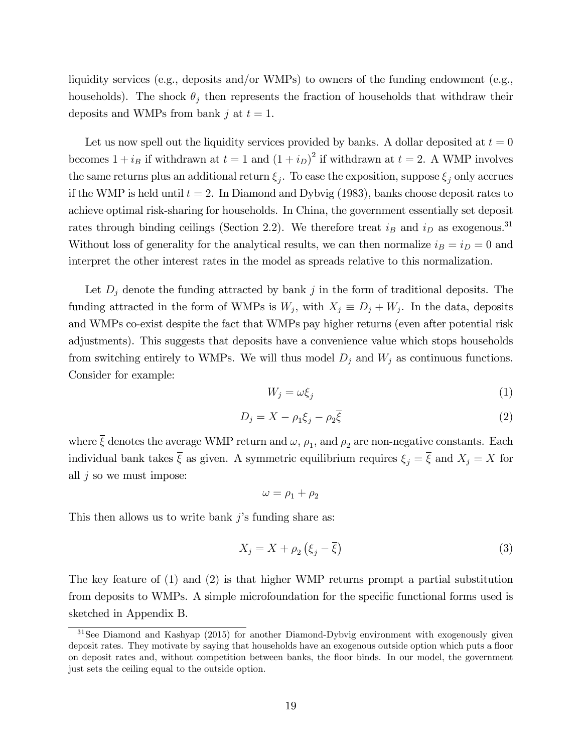liquidity services (e.g., deposits and/or WMPs) to owners of the funding endowment (e.g., households). The shock $\theta_j$ then represents the fraction of households that withdraw their deposits and WMPs from bank $j$ at $t = 1$.

Let us now spell out the liquidity services provided by banks. A dollar deposited at $t = 0$ becomes $1 + i_B$ if withdrawn at $t = 1$ and $(1 + i_D)^2$ if withdrawn at $t = 2$. A WMP involves the same returns plus an additional return $\xi_j$. To ease the exposition, suppose $\xi_j$ only accrues if the WMP is held until $t = 2$. In Diamond and Dybvig (1983), banks choose deposit rates to achieve optimal risk-sharing for households. In China, the government essentially set deposit rates through binding ceilings (Section 2.2). We therefore treat $i_B$ and $i_D$ as exogenous.[31] Without loss of generality for the analytical results, we can then normalize $i_B = i_D = 0$ and interpret the other interest rates in the model as spreads relative to this normalization.

Let $D_j$ denote the funding attracted by bank $j$ in the form of traditional deposits. The funding attracted in the form of WMPs is $W_j$, with $X_j \equiv D_j + W_j$. In the data, deposits and WMPs co-exist despite the fact that WMPs pay higher returns (even after potential risk adjustments). This suggests that deposits have a convenience value which stops households from switching entirely to WMPs. We will thus model $D_j$ and $W_j$ as continuous functions. Consider for example:

$$W_j = \omega \xi_j \tag{1}$$

$$D_j = X - \rho_1 \xi_j - \rho_2 \overline{\xi} \tag{2}$$

where $\overline{\xi}$ denotes the average WMP return and $\omega$, $\rho_1$, and $\rho_2$ are non-negative constants. Each individual bank takes $\overline{\xi}$ as given. A symmetric equilibrium requires $\xi_j = \overline{\xi}$ and $X_j = X$ for all $j$ so we must impose:

$$\omega = \rho_1 + \rho_2$$

This then allows us to write bank $j$'s funding share as:

$$X_j = X + \rho_2 \left( \xi_j - \overline{\xi} \right) \tag{3}$$

The key feature of (1) and (2) is that higher WMP returns prompt a partial substitution from deposits to WMPs. A simple microfoundation for the specific functional forms used is sketched in Appendix B.

[31] See Diamond and Kashyap (2015) for another Diamond-Dybvig environment with exogenously given deposit rates. They motivate by saying that households have an exogenous outside option which puts a floor on deposit rates and, without competition between banks, the floor binds. In our model, the government just sets the ceiling equal to the outside option.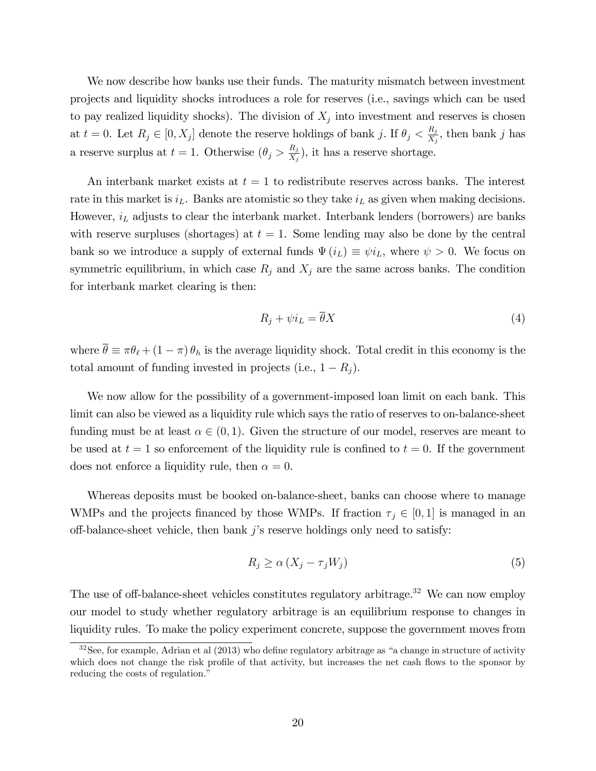We now describe how banks use their funds. The maturity mismatch between investment projects and liquidity shocks introduces a role for reserves (i.e., savings which can be used to pay realized liquidity shocks). The division of $X_j$ into investment and reserves is chosen at $t = 0$. Let $R_j \in [0, X_j]$ denote the reserve holdings of bank $j$. If $\theta_j < \frac{R_j}{X_j}$, then bank $j$ has a reserve surplus at $t = 1$. Otherwise ($\theta_j > \frac{R_j}{X_j}$), it has a reserve shortage.

An interbank market exists at $t = 1$ to redistribute reserves across banks. The interest rate in this market is $i_L$. Banks are atomistic so they take $i_L$ as given when making decisions. However, $i_L$ adjusts to clear the interbank market. Interbank lenders (borrowers) are banks with reserve surpluses (shortages) at $t = 1$. Some lending may also be done by the central bank so we introduce a supply of external funds $\Psi(i_L) \equiv \psi i_L$, where $\psi > 0$. We focus on symmetric equilibrium, in which case $R_j$ and $X_j$ are the same across banks. The condition for interbank market clearing is then:

$$R_j + \psi i_L = \overline{\theta} X \tag{4}$$

where $\overline{\theta} \equiv \pi \theta_\ell + (1 - \pi) \theta_h$ is the average liquidity shock. Total credit in this economy is the total amount of funding invested in projects (i.e., $1 - R_j$).

We now allow for the possibility of a government-imposed loan limit on each bank. This limit can also be viewed as a liquidity rule which says the ratio of reserves to on-balance-sheet funding must be at least $\alpha \in (0, 1)$. Given the structure of our model, reserves are meant to be used at $t = 1$ so enforcement of the liquidity rule is confined to $t = 0$. If the government does not enforce a liquidity rule, then $\alpha = 0$.

Whereas deposits must be booked on-balance-sheet, banks can choose where to manage WMPs and the projects financed by those WMPs. If fraction $\tau_j \in [0, 1]$ is managed in an off-balance-sheet vehicle, then bank $j$'s reserve holdings only need to satisfy:

$$R_j \geq \alpha (X_j - \tau_j W_j) \tag{5}$$

The use of off-balance-sheet vehicles constitutes regulatory arbitrage.[32] We can now employ our model to study whether regulatory arbitrage is an equilibrium response to changes in liquidity rules. To make the policy experiment concrete, suppose the government moves from

[32] See, for example, Adrian et al (2013) who define regulatory arbitrage as "a change in structure of activity which does not change the risk profile of that activity, but increases the net cash flows to the sponsor by reducing the costs of regulation."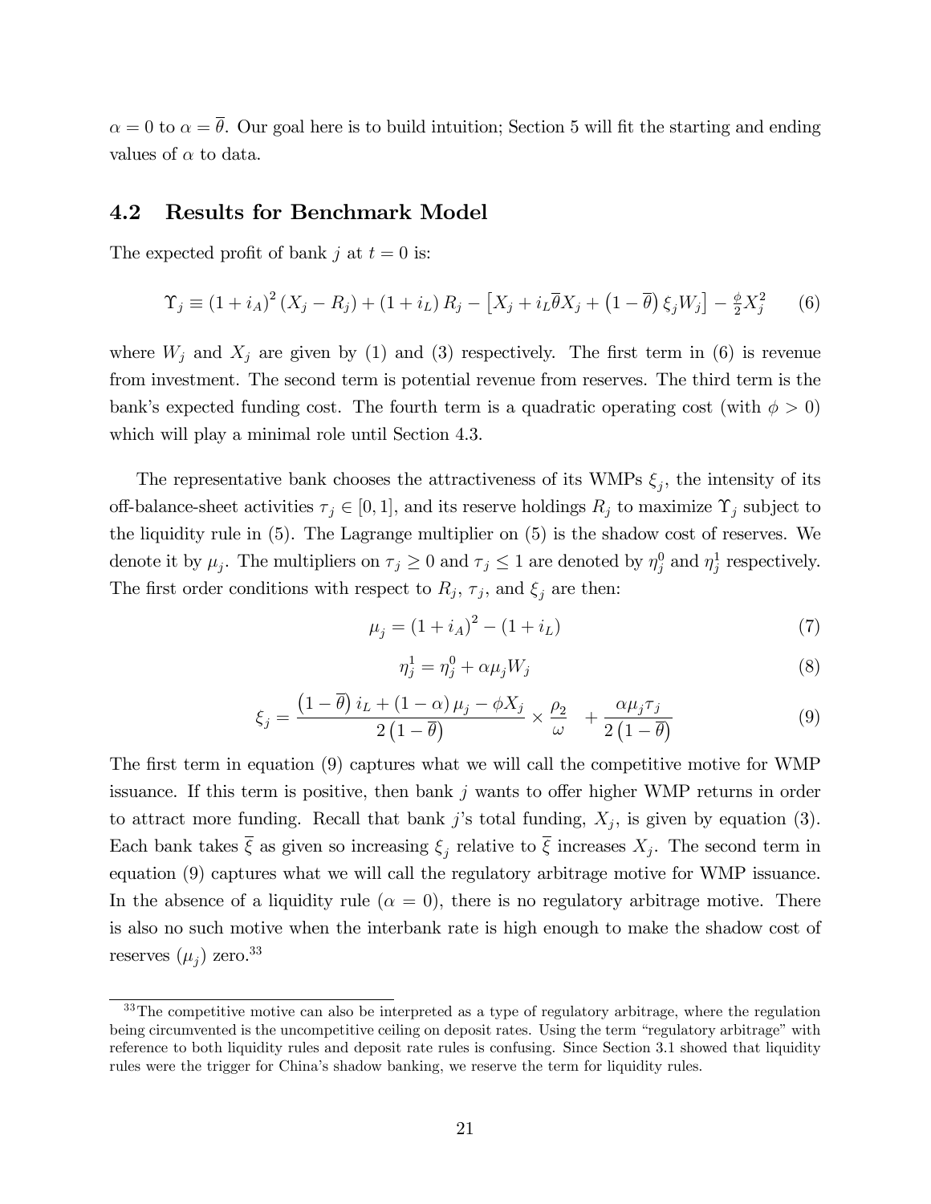$\alpha = 0$ to $\alpha = \overline{\theta}$. Our goal here is to build intuition; Section 5 will fit the starting and ending values of $\alpha$ to data.

## 4.2 Results for Benchmark Model

The expected profit of bank $j$ at $t = 0$ is:

$$\Upsilon_j \equiv (1 + i_A)^2 (X_j - R_j) + (1 + i_L) R_j - \left[ X_j + i_L \overline{\theta} X_j + \left(1 - \overline{\theta}\right) \xi_j W_j \right] - \frac{\phi}{2} X_j^2 \tag{6}$$

where $W_j$ and $X_j$ are given by (1) and (3) respectively. The first term in (6) is revenue from investment. The second term is potential revenue from reserves. The third term is the bank's expected funding cost. The fourth term is a quadratic operating cost (with $\phi > 0$) which will play a minimal role until Section 4.3.

The representative bank chooses the attractiveness of its WMPs $\xi_j$, the intensity of its off-balance-sheet activities $\tau_j \in [0, 1]$, and its reserve holdings $R_j$ to maximize $\Upsilon_j$ subject to the liquidity rule in (5). The Lagrange multiplier on (5) is the shadow cost of reserves. We denote it by $\mu_j$. The multipliers on $\tau_j \geq 0$ and $\tau_j \leq 1$ are denoted by $\eta_j^0$ and $\eta_j^1$ respectively. The first order conditions with respect to $R_j$, $\tau_j$, and $\xi_j$ are then:

$$\mu_j = (1 + i_A)^2 - (1 + i_L) \tag{7}$$

$$\eta_j^1 = \eta_j^0 + \alpha \mu_j W_j \tag{8}$$

$$\xi_j = \frac{\left(1 - \overline{\theta}\right) i_L + (1 - \alpha) \mu_j - \phi X_j}{2\left(1 - \overline{\theta}\right)} \times \frac{\rho_2}{\omega} \quad + \frac{\alpha \mu_j \tau_j}{2\left(1 - \overline{\theta}\right)} \tag{9}$$

The first term in equation (9) captures what we will call the competitive motive for WMP issuance. If this term is positive, then bank $j$ wants to offer higher WMP returns in order to attract more funding. Recall that bank $j$'s total funding, $X_j$, is given by equation (3). Each bank takes $\overline{\xi}$ as given so increasing $\xi_j$ relative to $\overline{\xi}$ increases $X_j$. The second term in equation (9) captures what we will call the regulatory arbitrage motive for WMP issuance. In the absence of a liquidity rule ($\alpha = 0$), there is no regulatory arbitrage motive. There is also no such motive when the interbank rate is high enough to make the shadow cost of reserves ($\mu_j$) zero.[33]

[33] The competitive motive can also be interpreted as a type of regulatory arbitrage, where the regulation being circumvented is the uncompetitive ceiling on deposit rates. Using the term "regulatory arbitrage" with reference to both liquidity rules and deposit rate rules is confusing. Since Section 3.1 showed that liquidity rules were the trigger for China's shadow banking, we reserve the term for liquidity rules.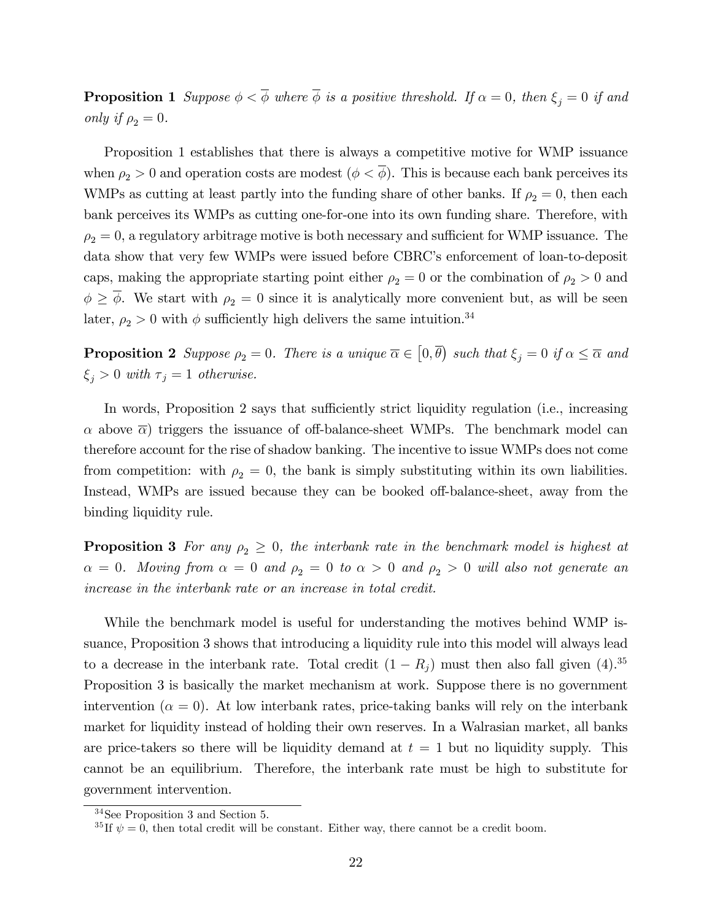**Proposition 1** *Suppose $\phi < \overline{\phi}$ where $\overline{\phi}$ is a positive threshold. If $\alpha = 0$, then $\xi_j = 0$ if and only if $\rho_2 = 0$.*

Proposition 1 establishes that there is always a competitive motive for WMP issuance when $\rho_2 > 0$ and operation costs are modest ($\phi < \overline{\phi}$). This is because each bank perceives its WMPs as cutting at least partly into the funding share of other banks. If $\rho_2 = 0$, then each bank perceives its WMPs as cutting one-for-one into its own funding share. Therefore, with $\rho_2 = 0$, a regulatory arbitrage motive is both necessary and sufficient for WMP issuance. The data show that very few WMPs were issued before CBRC's enforcement of loan-to-deposit caps, making the appropriate starting point either $\rho_2 = 0$ or the combination of $\rho_2 > 0$ and $\phi \geq \overline{\phi}$. We start with $\rho_2 = 0$ since it is analytically more convenient but, as will be seen later, $\rho_2 > 0$ with $\phi$ sufficiently high delivers the same intuition.[34]

**Proposition 2** *Suppose $\rho_2 = 0$. There is a unique $\overline{\alpha} \in [0, \overline{\theta})$ such that $\xi_j = 0$ if $\alpha \leq \overline{\alpha}$ and $\xi_j > 0$ with $\tau_j = 1$ otherwise.*

In words, Proposition 2 says that sufficiently strict liquidity regulation (i.e., increasing $\alpha$ above $\overline{\alpha}$) triggers the issuance of off-balance-sheet WMPs. The benchmark model can therefore account for the rise of shadow banking. The incentive to issue WMPs does not come from competition: with $\rho_2 = 0$, the bank is simply substituting within its own liabilities. Instead, WMPs are issued because they can be booked off-balance-sheet, away from the binding liquidity rule.

**Proposition 3** *For any $\rho_2 \geq 0$, the interbank rate in the benchmark model is highest at $\alpha = 0$. Moving from $\alpha = 0$ and $\rho_2 = 0$ to $\alpha > 0$ and $\rho_2 > 0$ will also not generate an increase in the interbank rate or an increase in total credit.*

While the benchmark model is useful for understanding the motives behind WMP issuance, Proposition 3 shows that introducing a liquidity rule into this model will always lead to a decrease in the interbank rate. Total credit $(1 - R_j)$ must then also fall given (4).[35] Proposition 3 is basically the market mechanism at work. Suppose there is no government intervention ($\alpha = 0$). At low interbank rates, price-taking banks will rely on the interbank market for liquidity instead of holding their own reserves. In a Walrasian market, all banks are price-takers so there will be liquidity demand at $t = 1$ but no liquidity supply. This cannot be an equilibrium. Therefore, the interbank rate must be high to substitute for government intervention.

[34] See Proposition 3 and Section 5.

[35] If $\psi = 0$, then total credit will be constant. Either way, there cannot be a credit boom.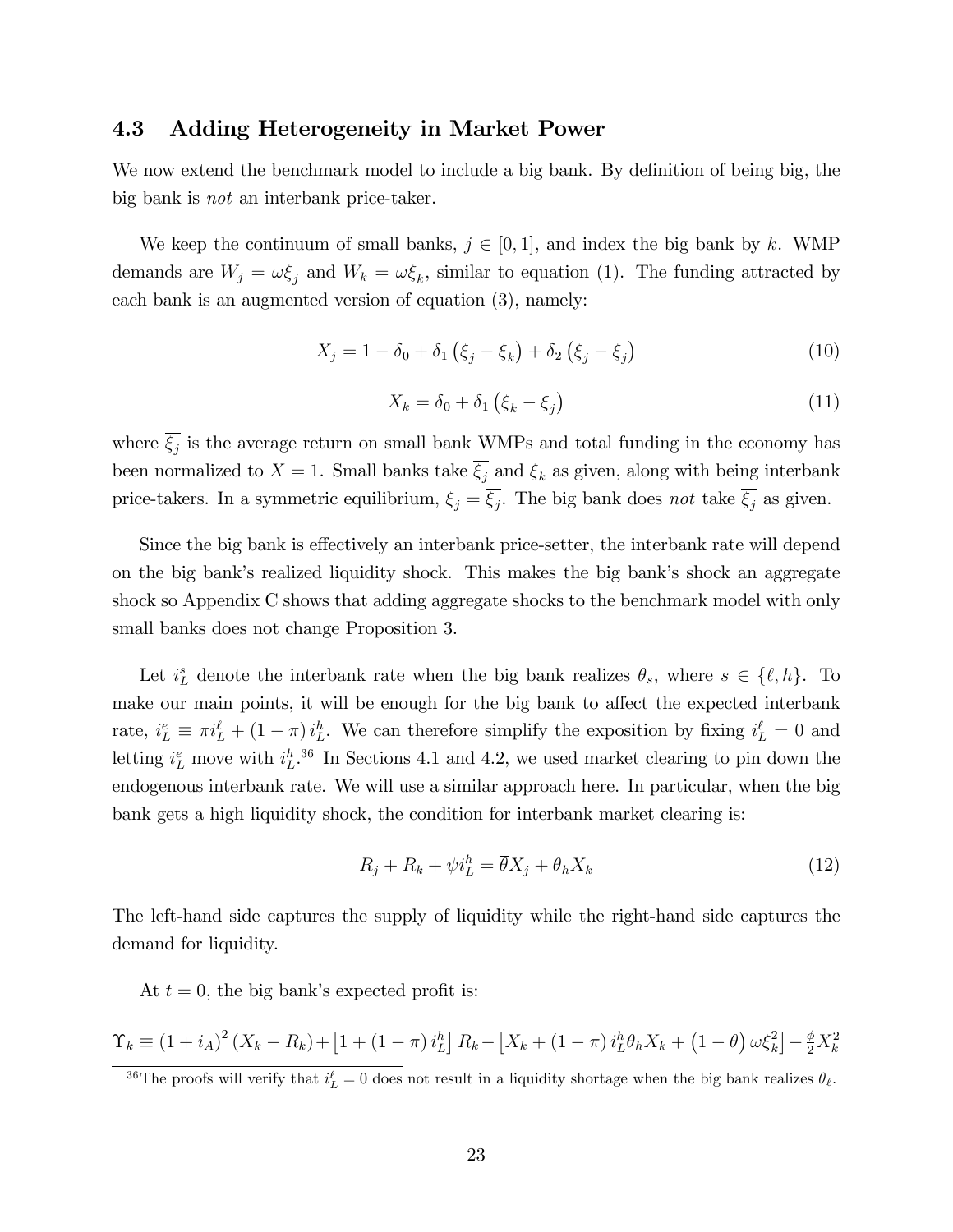### 4.3 Adding Heterogeneity in Market Power

We now extend the benchmark model to include a big bank. By definition of being big, the big bank is *not* an interbank price-taker.

We keep the continuum of small banks, $j \in [0,1]$, and index the big bank by $k$. WMP demands are $W_j = \omega\xi_j$ and $W_k = \omega\xi_k$, similar to equation (1). The funding attracted by each bank is an augmented version of equation (3), namely:

$$X_j = 1 - \delta_0 + \delta_1\left(\xi_j - \xi_k\right) + \delta_2\left(\xi_j - \overline{\xi_j}\right) \tag{10}$$

$$X_k = \delta_0 + \delta_1\left(\xi_k - \overline{\xi_j}\right) \tag{11}$$

where $\overline{\xi_j}$ is the average return on small bank WMPs and total funding in the economy has been normalized to $X = 1$. Small banks take $\overline{\xi_j}$ and $\xi_k$ as given, along with being interbank price-takers. In a symmetric equilibrium, $\xi_j = \overline{\xi_j}$. The big bank does *not* take $\overline{\xi_j}$ as given.

Since the big bank is effectively an interbank price-setter, the interbank rate will depend on the big bank's realized liquidity shock. This makes the big bank's shock an aggregate shock so Appendix C shows that adding aggregate shocks to the benchmark model with only small banks does not change Proposition 3.

Let $i_L^s$ denote the interbank rate when the big bank realizes $\theta_s$, where $s \in \{\ell, h\}$. To make our main points, it will be enough for the big bank to affect the expected interbank rate, $i_L^e \equiv \pi i_L^\ell + (1-\pi)\, i_L^h$. We can therefore simplify the exposition by fixing $i_L^\ell = 0$ and letting $i_L^e$ move with $i_L^h$.[36] In Sections 4.1 and 4.2, we used market clearing to pin down the endogenous interbank rate. We will use a similar approach here. In particular, when the big bank gets a high liquidity shock, the condition for interbank market clearing is:

$$R_j + R_k + \psi i_L^h = \overline{\theta} X_j + \theta_h X_k \tag{12}$$

The left-hand side captures the supply of liquidity while the right-hand side captures the demand for liquidity.

At $t = 0$, the big bank's expected profit is:

$$\Upsilon_k \equiv (1+i_A)^2\left(X_k - R_k\right) + \left[1 + (1-\pi)\, i_L^h\right] R_k - \left[X_k + (1-\pi)\, i_L^h \theta_h X_k + \left(1 - \overline{\theta}\right)\omega\xi_k^2\right] - \frac{\phi}{2} X_k^2$$

[36] The proofs will verify that $i_L^\ell = 0$ does not result in a liquidity shortage when the big bank realizes $\theta_\ell$.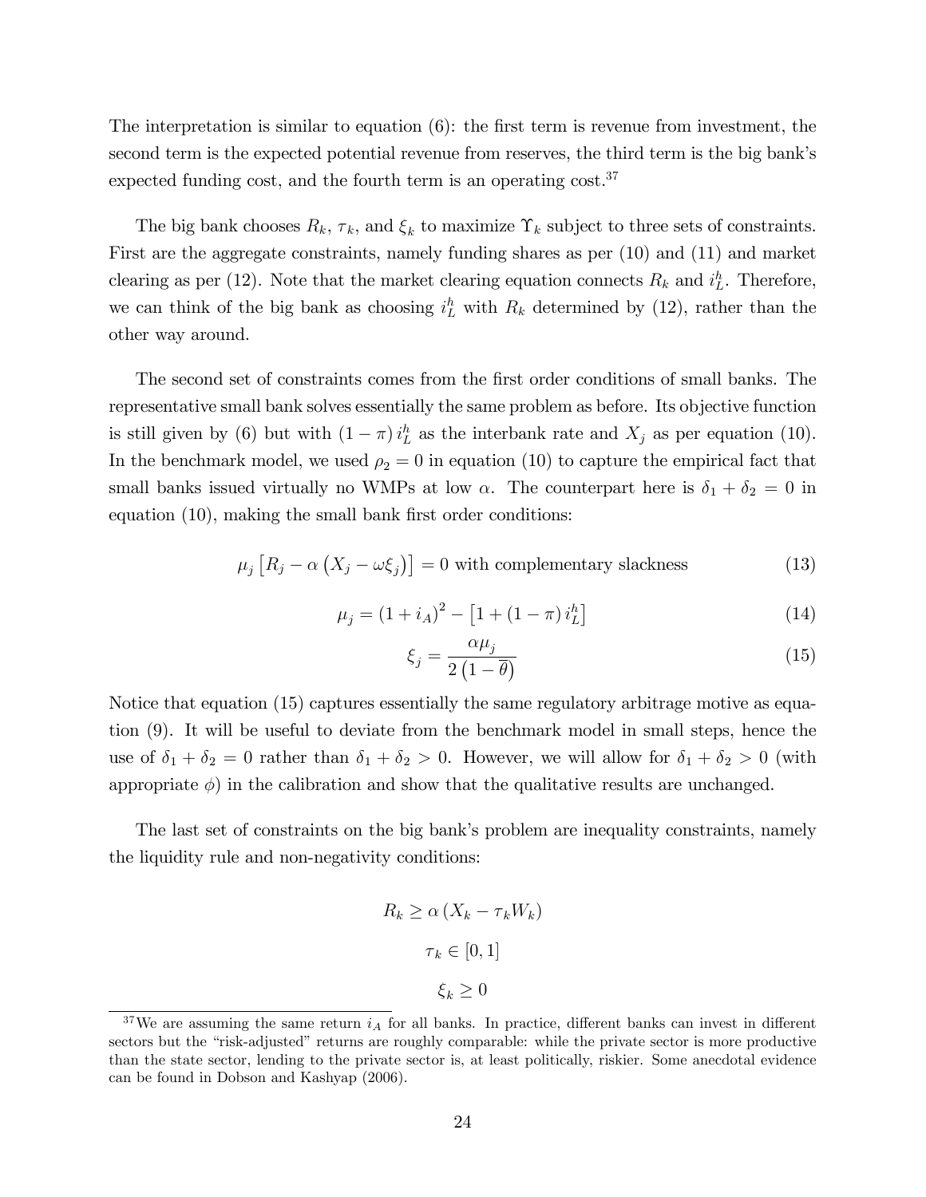The interpretation is similar to equation (6): the first term is revenue from investment, the second term is the expected potential revenue from reserves, the third term is the big bank's expected funding cost, and the fourth term is an operating cost.[37]

The big bank chooses $R_k$, $\tau_k$, and $\xi_k$ to maximize $\Upsilon_k$ subject to three sets of constraints. First are the aggregate constraints, namely funding shares as per (10) and (11) and market clearing as per (12). Note that the market clearing equation connects $R_k$ and $i_L^h$. Therefore, we can think of the big bank as choosing $i_L^h$ with $R_k$ determined by (12), rather than the other way around.

The second set of constraints comes from the first order conditions of small banks. The representative small bank solves essentially the same problem as before. Its objective function is still given by (6) but with $(1-\pi)\, i_L^h$ as the interbank rate and $X_j$ as per equation (10). In the benchmark model, we used $\rho_2 = 0$ in equation (10) to capture the empirical fact that small banks issued virtually no WMPs at low $\alpha$. The counterpart here is $\delta_1 + \delta_2 = 0$ in equation (10), making the small bank first order conditions:

$$\mu_j \left[ R_j - \alpha \left( X_j - \omega \xi_j \right) \right] = 0 \text{ with complementary slackness} \tag{13}$$

$$\mu_j = \left(1 + i_A\right)^2 - \left[1 + (1-\pi)\, i_L^h\right] \tag{14}$$

$$\xi_j = \frac{\alpha \mu_j}{2\left(1 - \overline{\theta}\right)} \tag{15}$$

Notice that equation (15) captures essentially the same regulatory arbitrage motive as equation (9). It will be useful to deviate from the benchmark model in small steps, hence the use of $\delta_1 + \delta_2 = 0$ rather than $\delta_1 + \delta_2 > 0$. However, we will allow for $\delta_1 + \delta_2 > 0$ (with appropriate $\phi$) in the calibration and show that the qualitative results are unchanged.

The last set of constraints on the big bank's problem are inequality constraints, namely the liquidity rule and non-negativity conditions:

$$R_k \geq \alpha \left( X_k - \tau_k W_k \right)$$

$$\tau_k \in [0, 1]$$

$$\xi_k \geq 0$$

[37] We are assuming the same return $i_A$ for all banks. In practice, different banks can invest in different sectors but the "risk-adjusted" returns are roughly comparable: while the private sector is more productive than the state sector, lending to the private sector is, at least politically, riskier. Some anecdotal evidence can be found in Dobson and Kashyap (2006).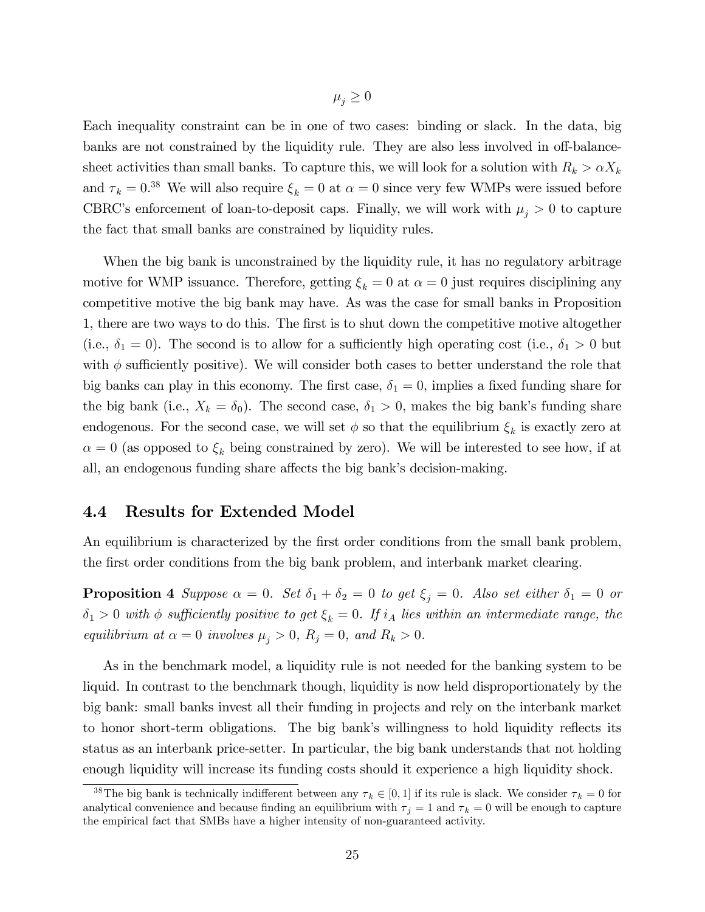$$\mu_j \geq 0$$

Each inequality constraint can be in one of two cases: binding or slack. In the data, big banks are not constrained by the liquidity rule. They are also less involved in off-balance-sheet activities than small banks. To capture this, we will look for a solution with $R_k > \alpha X_k$ and $\tau_k = 0$.[38] We will also require $\xi_k = 0$ at $\alpha = 0$ since very few WMPs were issued before CBRC's enforcement of loan-to-deposit caps. Finally, we will work with $\mu_j > 0$ to capture the fact that small banks are constrained by liquidity rules.

When the big bank is unconstrained by the liquidity rule, it has no regulatory arbitrage motive for WMP issuance. Therefore, getting $\xi_k = 0$ at $\alpha = 0$ just requires disciplining any competitive motive the big bank may have. As was the case for small banks in Proposition 1, there are two ways to do this. The first is to shut down the competitive motive altogether (i.e., $\delta_1 = 0$). The second is to allow for a sufficiently high operating cost (i.e., $\delta_1 > 0$ but with $\phi$ sufficiently positive). We will consider both cases to better understand the role that big banks can play in this economy. The first case, $\delta_1 = 0$, implies a fixed funding share for the big bank (i.e., $X_k = \delta_0$). The second case, $\delta_1 > 0$, makes the big bank's funding share endogenous. For the second case, we will set $\phi$ so that the equilibrium $\xi_k$ is exactly zero at $\alpha = 0$ (as opposed to $\xi_k$ being constrained by zero). We will be interested to see how, if at all, an endogenous funding share affects the big bank's decision-making.

## 4.4 Results for Extended Model

An equilibrium is characterized by the first order conditions from the small bank problem, the first order conditions from the big bank problem, and interbank market clearing.

**Proposition 4** *Suppose $\alpha = 0$. Set $\delta_1 + \delta_2 = 0$ to get $\xi_j = 0$. Also set either $\delta_1 = 0$ or $\delta_1 > 0$ with $\phi$ sufficiently positive to get $\xi_k = 0$. If $i_A$ lies within an intermediate range, the equilibrium at $\alpha = 0$ involves $\mu_j > 0$, $R_j = 0$, and $R_k > 0$.*

As in the benchmark model, a liquidity rule is not needed for the banking system to be liquid. In contrast to the benchmark though, liquidity is now held disproportionately by the big bank: small banks invest all their funding in projects and rely on the interbank market to honor short-term obligations. The big bank's willingness to hold liquidity reflects its status as an interbank price-setter. In particular, the big bank understands that not holding enough liquidity will increase its funding costs should it experience a high liquidity shock.

[38] The big bank is technically indifferent between any $\tau_k \in [0, 1]$ if its rule is slack. We consider $\tau_k = 0$ for analytical convenience and because finding an equilibrium with $\tau_j = 1$ and $\tau_k = 0$ will be enough to capture the empirical fact that SMBs have a higher intensity of non-guaranteed activity.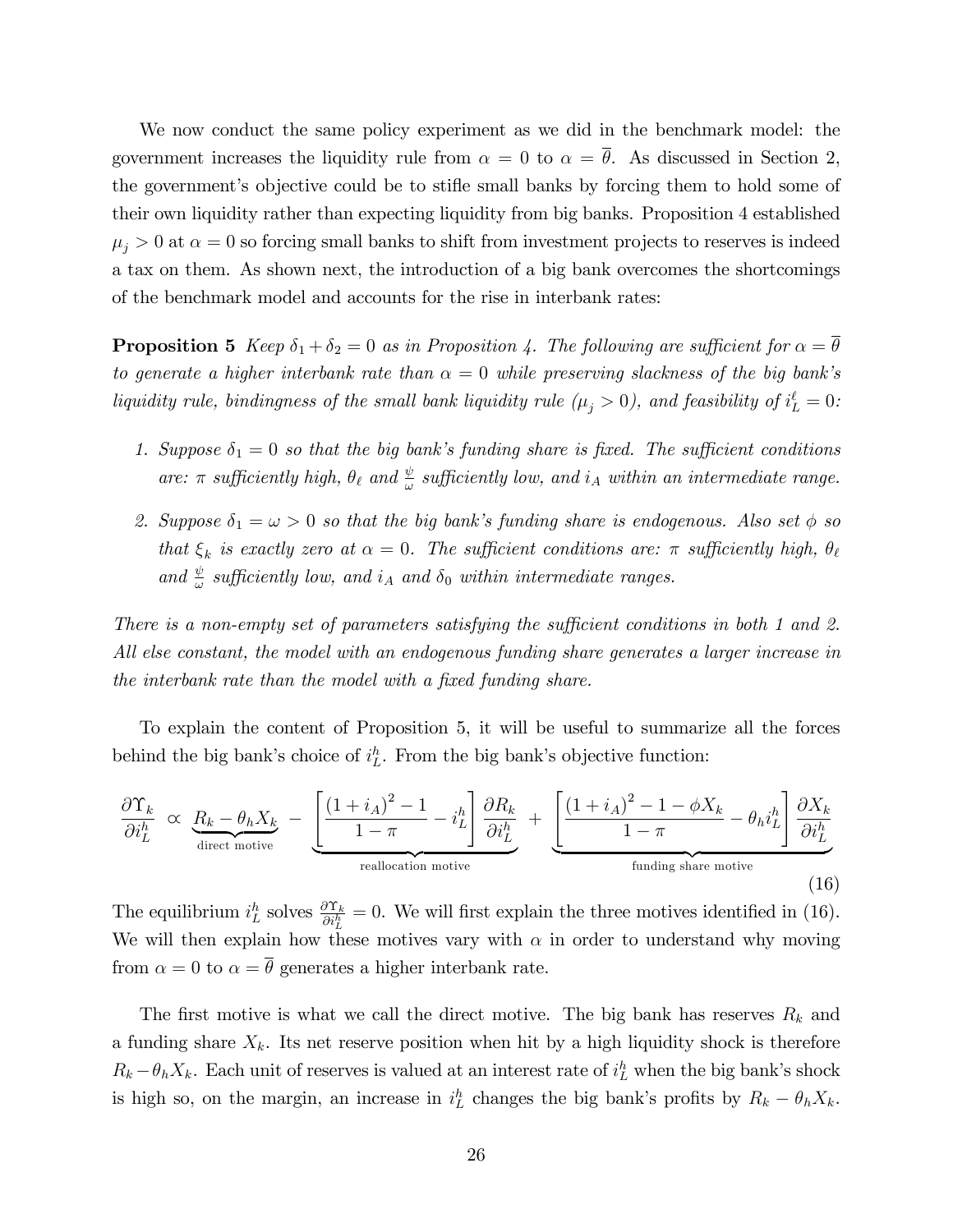We now conduct the same policy experiment as we did in the benchmark model: the government increases the liquidity rule from $\alpha = 0$ to $\alpha = \overline{\theta}$. As discussed in Section 2, the government's objective could be to stifle small banks by forcing them to hold some of their own liquidity rather than expecting liquidity from big banks. Proposition 4 established $\mu_j > 0$ at $\alpha = 0$ so forcing small banks to shift from investment projects to reserves is indeed a tax on them. As shown next, the introduction of a big bank overcomes the shortcomings of the benchmark model and accounts for the rise in interbank rates:

**Proposition 5** *Keep $\delta_1 + \delta_2 = 0$ as in Proposition 4. The following are sufficient for $\alpha = \overline{\theta}$ to generate a higher interbank rate than $\alpha = 0$ while preserving slackness of the big bank's liquidity rule, bindingness of the small bank liquidity rule ($\mu_j > 0$), and feasibility of $i_L^\ell = 0$:*

1. *Suppose $\delta_1 = 0$ so that the big bank's funding share is fixed. The sufficient conditions are: $\pi$ sufficiently high, $\theta_\ell$ and $\frac{\psi}{\omega}$ sufficiently low, and $i_A$ within an intermediate range.*
2. *Suppose $\delta_1 = \omega > 0$ so that the big bank's funding share is endogenous. Also set $\phi$ so that $\xi_k$ is exactly zero at $\alpha = 0$. The sufficient conditions are: $\pi$ sufficiently high, $\theta_\ell$ and $\frac{\psi}{\omega}$ sufficiently low, and $i_A$ and $\delta_0$ within intermediate ranges.*

*There is a non-empty set of parameters satisfying the sufficient conditions in both 1 and 2. All else constant, the model with an endogenous funding share generates a larger increase in the interbank rate than the model with a fixed funding share.*

To explain the content of Proposition 5, it will be useful to summarize all the forces behind the big bank's choice of $i_L^h$. From the big bank's objective function:

$$\frac{\partial \Upsilon_k}{\partial i_L^h} \propto \underbrace{R_k - \theta_h X_k}_{\text{direct motive}} - \underbrace{\left[\frac{(1+i_A)^2 - 1}{1-\pi} - i_L^h\right] \frac{\partial R_k}{\partial i_L^h}}_{\text{reallocation motive}} + \underbrace{\left[\frac{(1+i_A)^2 - 1 - \phi X_k}{1-\pi} - \theta_h i_L^h\right] \frac{\partial X_k}{\partial i_L^h}}_{\text{funding share motive}} \tag{16}$$

The equilibrium $i_L^h$ solves $\frac{\partial \Upsilon_k}{\partial i_L^h} = 0$. We will first explain the three motives identified in (16). We will then explain how these motives vary with $\alpha$ in order to understand why moving from $\alpha = 0$ to $\alpha = \overline{\theta}$ generates a higher interbank rate.

The first motive is what we call the direct motive. The big bank has reserves $R_k$ and a funding share $X_k$. Its net reserve position when hit by a high liquidity shock is therefore $R_k - \theta_h X_k$. Each unit of reserves is valued at an interest rate of $i_L^h$ when the big bank's shock is high so, on the margin, an increase in $i_L^h$ changes the big bank's profits by $R_k - \theta_h X_k$.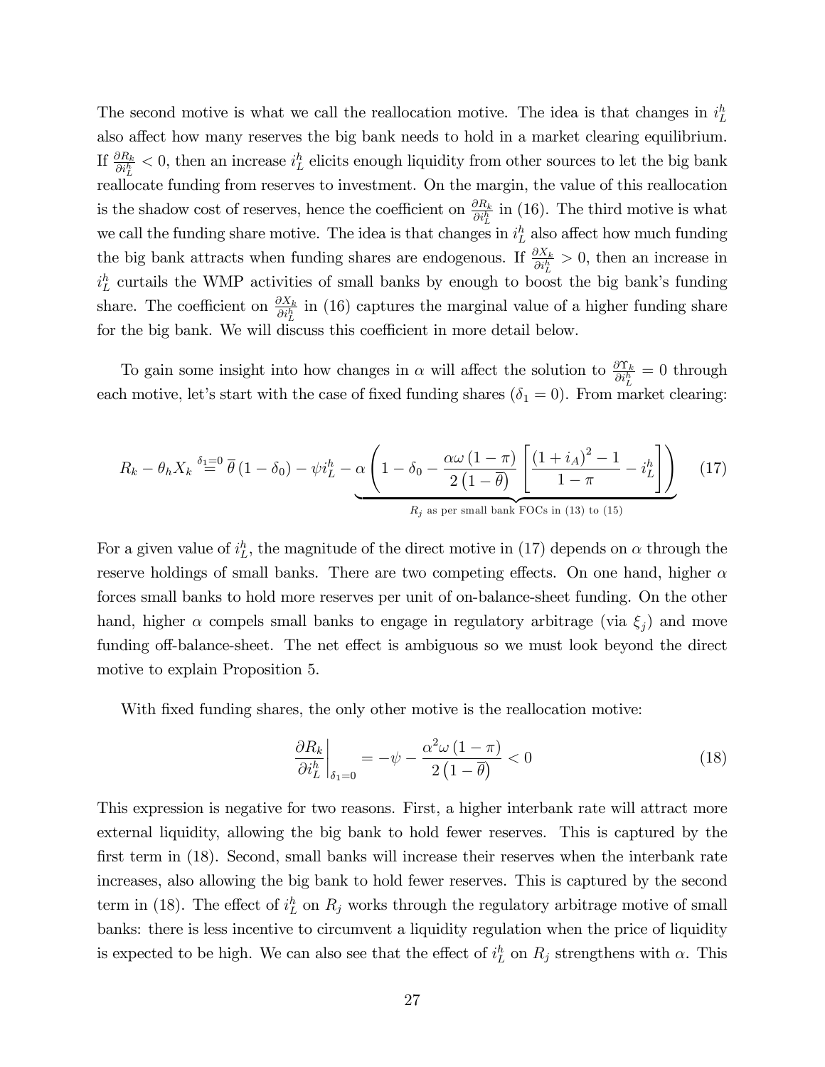The second motive is what we call the reallocation motive. The idea is that changes in $i_L^h$ also affect how many reserves the big bank needs to hold in a market clearing equilibrium. If $\frac{\partial R_k}{\partial i_L^h} < 0$, then an increase $i_L^h$ elicits enough liquidity from other sources to let the big bank reallocate funding from reserves to investment. On the margin, the value of this reallocation is the shadow cost of reserves, hence the coefficient on $\frac{\partial R_k}{\partial i_L^h}$ in (16). The third motive is what we call the funding share motive. The idea is that changes in $i_L^h$ also affect how much funding the big bank attracts when funding shares are endogenous. If $\frac{\partial X_k}{\partial i_L^h} > 0$, then an increase in $i_L^h$ curtails the WMP activities of small banks by enough to boost the big bank's funding share. The coefficient on $\frac{\partial X_k}{\partial i_L^h}$ in (16) captures the marginal value of a higher funding share for the big bank. We will discuss this coefficient in more detail below.

To gain some insight into how changes in $\alpha$ will affect the solution to $\frac{\partial \Upsilon_k}{\partial i_L^h} = 0$ through each motive, let's start with the case of fixed funding shares ($\delta_1 = 0$). From market clearing:

$$R_k - \theta_h X_k \overset{\delta_1=0}{=} \overline{\theta}\left(1-\delta_0\right) - \psi i_L^h - \underbrace{\alpha\left(1 - \delta_0 - \frac{\alpha\omega\left(1-\pi\right)}{2\left(1-\overline{\theta}\right)}\left[\frac{\left(1+i_A\right)^2 - 1}{1-\pi} - i_L^h\right]\right)}_{R_j \text{ as per small bank FOCs in (13) to (15)}} \tag{17}$$

For a given value of $i_L^h$, the magnitude of the direct motive in (17) depends on $\alpha$ through the reserve holdings of small banks. There are two competing effects. On one hand, higher $\alpha$ forces small banks to hold more reserves per unit of on-balance-sheet funding. On the other hand, higher $\alpha$ compels small banks to engage in regulatory arbitrage (via $\xi_j$) and move funding off-balance-sheet. The net effect is ambiguous so we must look beyond the direct motive to explain Proposition 5.

With fixed funding shares, the only other motive is the reallocation motive:

$$\left.\frac{\partial R_k}{\partial i_L^h}\right|_{\delta_1=0} = -\psi - \frac{\alpha^2\omega\left(1-\pi\right)}{2\left(1-\overline{\theta}\right)} < 0 \tag{18}$$

This expression is negative for two reasons. First, a higher interbank rate will attract more external liquidity, allowing the big bank to hold fewer reserves. This is captured by the first term in (18). Second, small banks will increase their reserves when the interbank rate increases, also allowing the big bank to hold fewer reserves. This is captured by the second term in (18). The effect of $i_L^h$ on $R_j$ works through the regulatory arbitrage motive of small banks: there is less incentive to circumvent a liquidity regulation when the price of liquidity is expected to be high. We can also see that the effect of $i_L^h$ on $R_j$ strengthens with $\alpha$. This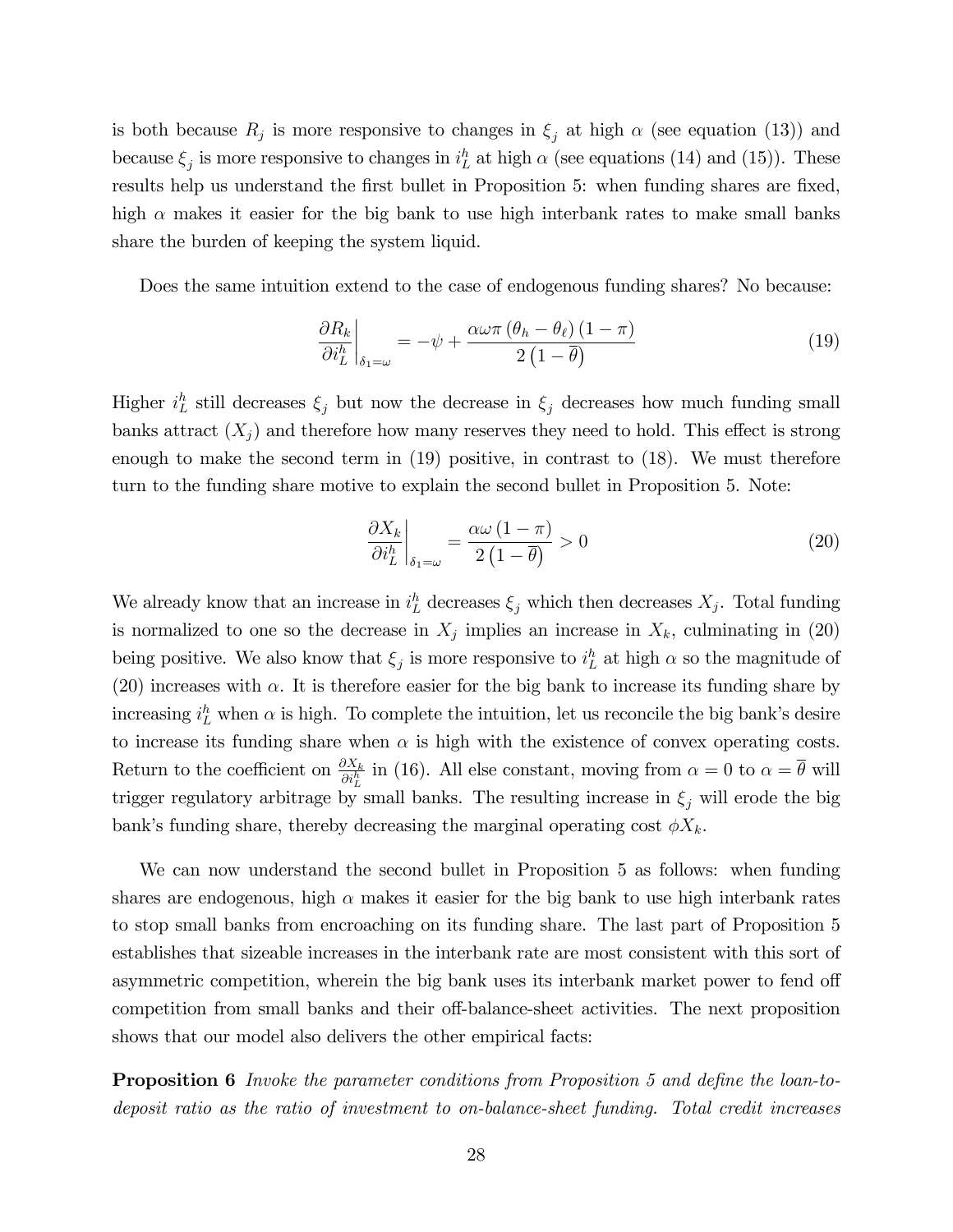is both because $R_j$ is more responsive to changes in $\xi_j$ at high $\alpha$ (see equation (13)) and because $\xi_j$ is more responsive to changes in $i_L^h$ at high $\alpha$ (see equations (14) and (15)). These results help us understand the first bullet in Proposition 5: when funding shares are fixed, high $\alpha$ makes it easier for the big bank to use high interbank rates to make small banks share the burden of keeping the system liquid.

Does the same intuition extend to the case of endogenous funding shares? No because:

$$\left.\frac{\partial R_k}{\partial i_L^h}\right|_{\delta_1=\omega} = -\psi + \frac{\alpha\omega\pi\left(\theta_h - \theta_\ell\right)(1-\pi)}{2\left(1-\overline{\theta}\right)} \tag{19}$$

Higher $i_L^h$ still decreases $\xi_j$ but now the decrease in $\xi_j$ decreases how much funding small banks attract ($X_j$) and therefore how many reserves they need to hold. This effect is strong enough to make the second term in (19) positive, in contrast to (18). We must therefore turn to the funding share motive to explain the second bullet in Proposition 5. Note:

$$\left.\frac{\partial X_k}{\partial i_L^h}\right|_{\delta_1=\omega} = \frac{\alpha\omega(1-\pi)}{2\left(1-\overline{\theta}\right)} > 0 \tag{20}$$

We already know that an increase in $i_L^h$ decreases $\xi_j$ which then decreases $X_j$. Total funding is normalized to one so the decrease in $X_j$ implies an increase in $X_k$, culminating in (20) being positive. We also know that $\xi_j$ is more responsive to $i_L^h$ at high $\alpha$ so the magnitude of (20) increases with $\alpha$. It is therefore easier for the big bank to increase its funding share by increasing $i_L^h$ when $\alpha$ is high. To complete the intuition, let us reconcile the big bank's desire to increase its funding share when $\alpha$ is high with the existence of convex operating costs. Return to the coefficient on $\frac{\partial X_k}{\partial i_L^h}$ in (16). All else constant, moving from $\alpha = 0$ to $\alpha = \overline{\theta}$ will trigger regulatory arbitrage by small banks. The resulting increase in $\xi_j$ will erode the big bank's funding share, thereby decreasing the marginal operating cost $\phi X_k$.

We can now understand the second bullet in Proposition 5 as follows: when funding shares are endogenous, high $\alpha$ makes it easier for the big bank to use high interbank rates to stop small banks from encroaching on its funding share. The last part of Proposition 5 establishes that sizeable increases in the interbank rate are most consistent with this sort of asymmetric competition, wherein the big bank uses its interbank market power to fend off competition from small banks and their off-balance-sheet activities. The next proposition shows that our model also delivers the other empirical facts:

**Proposition 6** *Invoke the parameter conditions from Proposition 5 and define the loan-to-deposit ratio as the ratio of investment to on-balance-sheet funding. Total credit increases*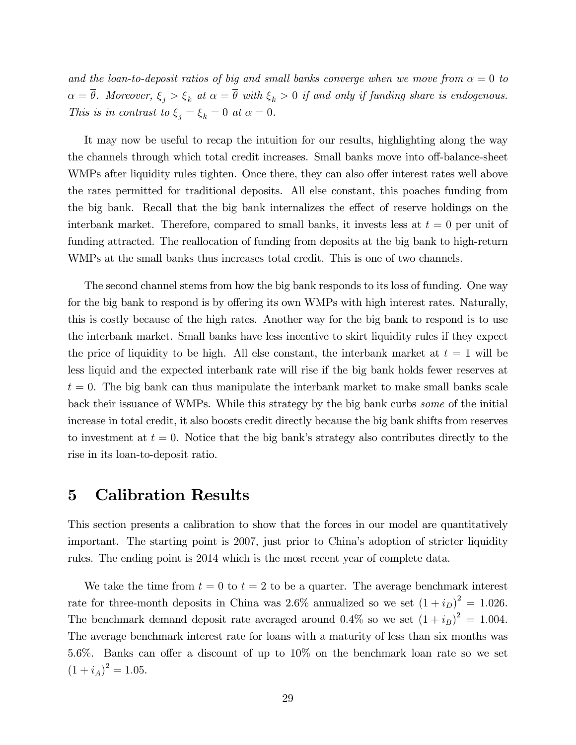*and the loan-to-deposit ratios of big and small banks converge when we move from $\alpha = 0$ to $\alpha = \overline{\theta}$. Moreover, $\xi_j > \xi_k$ at $\alpha = \overline{\theta}$ with $\xi_k > 0$ if and only if funding share is endogenous. This is in contrast to $\xi_j = \xi_k = 0$ at $\alpha = 0$.*

It may now be useful to recap the intuition for our results, highlighting along the way the channels through which total credit increases. Small banks move into off-balance-sheet WMPs after liquidity rules tighten. Once there, they can also offer interest rates well above the rates permitted for traditional deposits. All else constant, this poaches funding from the big bank. Recall that the big bank internalizes the effect of reserve holdings on the interbank market. Therefore, compared to small banks, it invests less at $t = 0$ per unit of funding attracted. The reallocation of funding from deposits at the big bank to high-return WMPs at the small banks thus increases total credit. This is one of two channels.

The second channel stems from how the big bank responds to its loss of funding. One way for the big bank to respond is by offering its own WMPs with high interest rates. Naturally, this is costly because of the high rates. Another way for the big bank to respond is to use the interbank market. Small banks have less incentive to skirt liquidity rules if they expect the price of liquidity to be high. All else constant, the interbank market at $t = 1$ will be less liquid and the expected interbank rate will rise if the big bank holds fewer reserves at $t = 0$. The big bank can thus manipulate the interbank market to make small banks scale back their issuance of WMPs. While this strategy by the big bank curbs *some* of the initial increase in total credit, it also boosts credit directly because the big bank shifts from reserves to investment at $t = 0$. Notice that the big bank's strategy also contributes directly to the rise in its loan-to-deposit ratio.

# 5 Calibration Results

This section presents a calibration to show that the forces in our model are quantitatively important. The starting point is 2007, just prior to China's adoption of stricter liquidity rules. The ending point is 2014 which is the most recent year of complete data.

We take the time from $t = 0$ to $t = 2$ to be a quarter. The average benchmark interest rate for three-month deposits in China was 2.6% annualized so we set $(1 + i_D)^2 = 1.026$. The benchmark demand deposit rate averaged around 0.4% so we set $(1 + i_B)^2 = 1.004$. The average benchmark interest rate for loans with a maturity of less than six months was 5.6%. Banks can offer a discount of up to 10% on the benchmark loan rate so we set $(1 + i_A)^2 = 1.05$.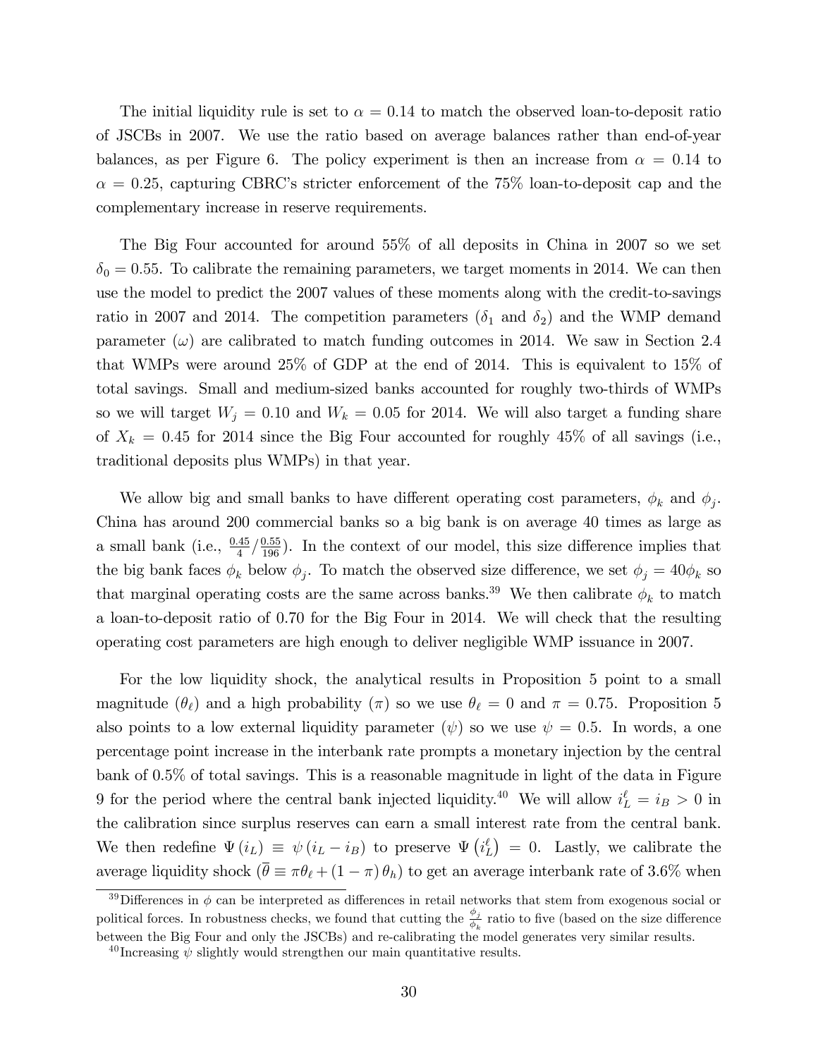The initial liquidity rule is set to $\alpha = 0.14$ to match the observed loan-to-deposit ratio of JSCBs in 2007. We use the ratio based on average balances rather than end-of-year balances, as per Figure 6. The policy experiment is then an increase from $\alpha = 0.14$ to $\alpha = 0.25$, capturing CBRC's stricter enforcement of the 75% loan-to-deposit cap and the complementary increase in reserve requirements.

The Big Four accounted for around 55% of all deposits in China in 2007 so we set $\delta_0 = 0.55$. To calibrate the remaining parameters, we target moments in 2014. We can then use the model to predict the 2007 values of these moments along with the credit-to-savings ratio in 2007 and 2014. The competition parameters ($\delta_1$ and $\delta_2$) and the WMP demand parameter ($\omega$) are calibrated to match funding outcomes in 2014. We saw in Section 2.4 that WMPs were around 25% of GDP at the end of 2014. This is equivalent to 15% of total savings. Small and medium-sized banks accounted for roughly two-thirds of WMPs so we will target $W_j = 0.10$ and $W_k = 0.05$ for 2014. We will also target a funding share of $X_k = 0.45$ for 2014 since the Big Four accounted for roughly 45% of all savings (i.e., traditional deposits plus WMPs) in that year.

We allow big and small banks to have different operating cost parameters, $\phi_k$ and $\phi_j$. China has around 200 commercial banks so a big bank is on average 40 times as large as a small bank (i.e., $\frac{0.45}{4}/\frac{0.55}{196}$). In the context of our model, this size difference implies that the big bank faces $\phi_k$ below $\phi_j$. To match the observed size difference, we set $\phi_j = 40\phi_k$ so that marginal operating costs are the same across banks.[39] We then calibrate $\phi_k$ to match a loan-to-deposit ratio of 0.70 for the Big Four in 2014. We will check that the resulting operating cost parameters are high enough to deliver negligible WMP issuance in 2007.

For the low liquidity shock, the analytical results in Proposition 5 point to a small magnitude ($\theta_\ell$) and a high probability ($\pi$) so we use $\theta_\ell = 0$ and $\pi = 0.75$. Proposition 5 also points to a low external liquidity parameter ($\psi$) so we use $\psi = 0.5$. In words, a one percentage point increase in the interbank rate prompts a monetary injection by the central bank of 0.5% of total savings. This is a reasonable magnitude in light of the data in Figure 9 for the period where the central bank injected liquidity.[40] We will allow $i_L^\ell = i_B > 0$ in the calibration since surplus reserves can earn a small interest rate from the central bank. We then redefine $\Psi(i_L) \equiv \psi(i_L - i_B)$ to preserve $\Psi(i_L^\ell) = 0$. Lastly, we calibrate the average liquidity shock ($\bar{\theta} \equiv \pi\theta_\ell + (1-\pi)\theta_h$) to get an average interbank rate of 3.6% when

[39] Differences in $\phi$ can be interpreted as differences in retail networks that stem from exogenous social or political forces. In robustness checks, we found that cutting the $\frac{\phi_j}{\phi_k}$ ratio to five (based on the size difference between the Big Four and only the JSCBs) and re-calibrating the model generates very similar results.

[40] Increasing $\psi$ slightly would strengthen our main quantitative results.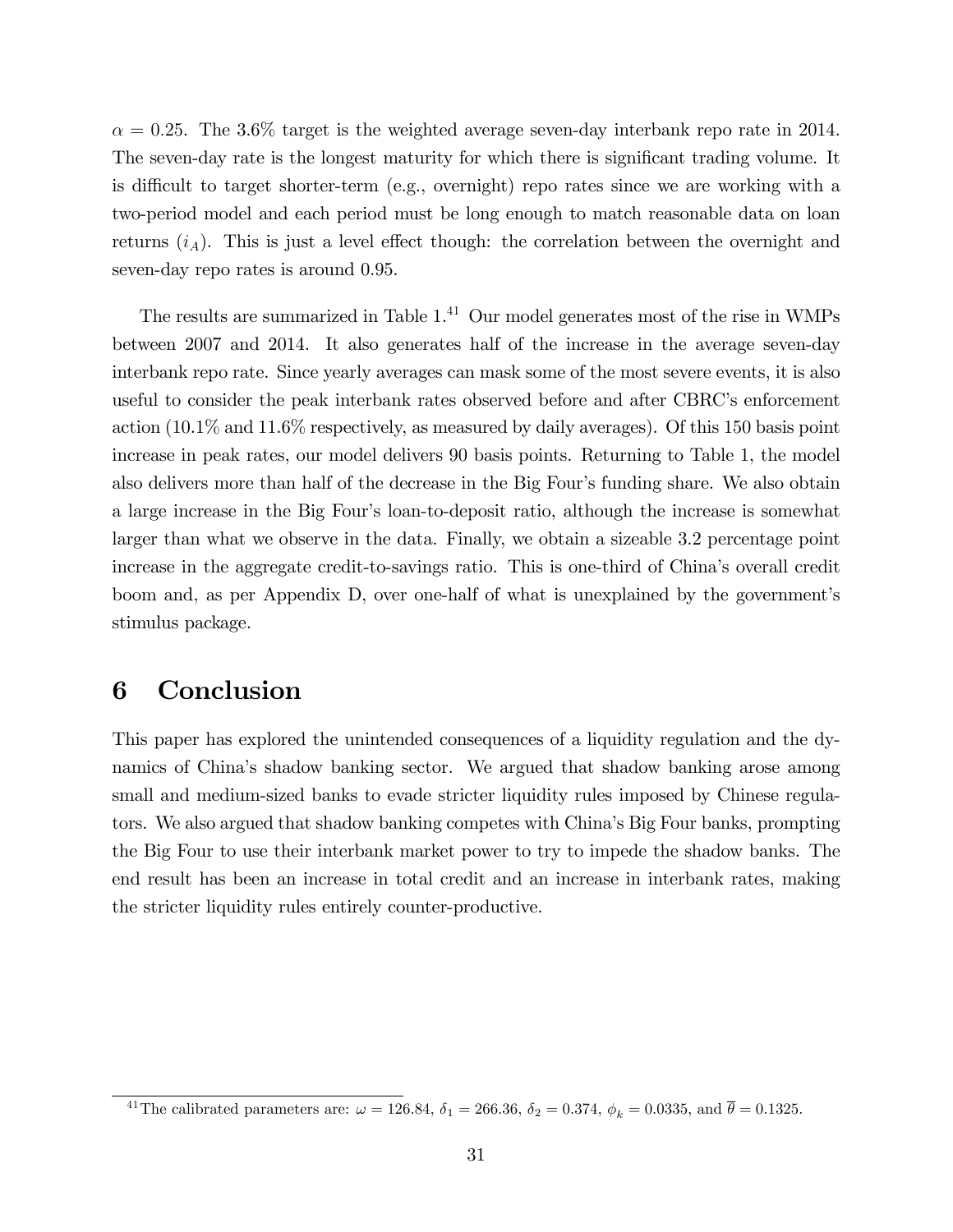$\alpha = 0.25$. The 3.6% target is the weighted average seven-day interbank repo rate in 2014. The seven-day rate is the longest maturity for which there is significant trading volume. It is difficult to target shorter-term (e.g., overnight) repo rates since we are working with a two-period model and each period must be long enough to match reasonable data on loan returns ($i_A$). This is just a level effect though: the correlation between the overnight and seven-day repo rates is around 0.95.

The results are summarized in Table 1.[41] Our model generates most of the rise in WMPs between 2007 and 2014. It also generates half of the increase in the average seven-day interbank repo rate. Since yearly averages can mask some of the most severe events, it is also useful to consider the peak interbank rates observed before and after CBRC's enforcement action (10.1% and 11.6% respectively, as measured by daily averages). Of this 150 basis point increase in peak rates, our model delivers 90 basis points. Returning to Table 1, the model also delivers more than half of the decrease in the Big Four's funding share. We also obtain a large increase in the Big Four's loan-to-deposit ratio, although the increase is somewhat larger than what we observe in the data. Finally, we obtain a sizeable 3.2 percentage point increase in the aggregate credit-to-savings ratio. This is one-third of China's overall credit boom and, as per Appendix D, over one-half of what is unexplained by the government's stimulus package.

# 6 Conclusion

This paper has explored the unintended consequences of a liquidity regulation and the dynamics of China's shadow banking sector. We argued that shadow banking arose among small and medium-sized banks to evade stricter liquidity rules imposed by Chinese regulators. We also argued that shadow banking competes with China's Big Four banks, prompting the Big Four to use their interbank market power to try to impede the shadow banks. The end result has been an increase in total credit and an increase in interbank rates, making the stricter liquidity rules entirely counter-productive.

[41] The calibrated parameters are: $\omega = 126.84$, $\delta_1 = 266.36$, $\delta_2 = 0.374$, $\phi_k = 0.0335$, and $\overline{\theta} = 0.1325$.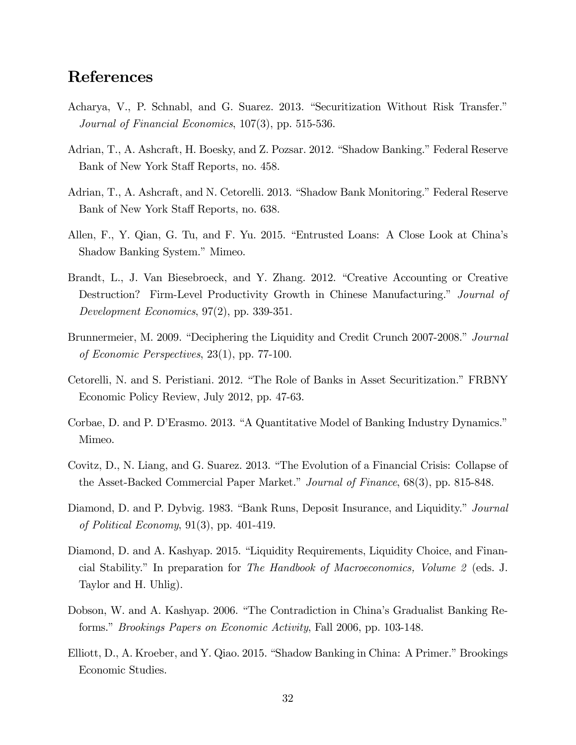## References

Acharya, V., P. Schnabl, and G. Suarez. 2013. "Securitization Without Risk Transfer." *Journal of Financial Economics*, 107(3), pp. 515-536.

Adrian, T., A. Ashcraft, H. Boesky, and Z. Pozsar. 2012. "Shadow Banking." Federal Reserve Bank of New York Staff Reports, no. 458.

Adrian, T., A. Ashcraft, and N. Cetorelli. 2013. "Shadow Bank Monitoring." Federal Reserve Bank of New York Staff Reports, no. 638.

Allen, F., Y. Qian, G. Tu, and F. Yu. 2015. "Entrusted Loans: A Close Look at China's Shadow Banking System." Mimeo.

Brandt, L., J. Van Biesebroeck, and Y. Zhang. 2012. "Creative Accounting or Creative Destruction? Firm-Level Productivity Growth in Chinese Manufacturing." *Journal of Development Economics*, 97(2), pp. 339-351.

Brunnermeier, M. 2009. "Deciphering the Liquidity and Credit Crunch 2007-2008." *Journal of Economic Perspectives*, 23(1), pp. 77-100.

Cetorelli, N. and S. Peristiani. 2012. "The Role of Banks in Asset Securitization." FRBNY Economic Policy Review, July 2012, pp. 47-63.

Corbae, D. and P. D'Erasmo. 2013. "A Quantitative Model of Banking Industry Dynamics." Mimeo.

Covitz, D., N. Liang, and G. Suarez. 2013. "The Evolution of a Financial Crisis: Collapse of the Asset-Backed Commercial Paper Market." *Journal of Finance*, 68(3), pp. 815-848.

Diamond, D. and P. Dybvig. 1983. "Bank Runs, Deposit Insurance, and Liquidity." *Journal of Political Economy*, 91(3), pp. 401-419.

Diamond, D. and A. Kashyap. 2015. "Liquidity Requirements, Liquidity Choice, and Financial Stability." In preparation for *The Handbook of Macroeconomics, Volume 2* (eds. J. Taylor and H. Uhlig).

Dobson, W. and A. Kashyap. 2006. "The Contradiction in China's Gradualist Banking Reforms." *Brookings Papers on Economic Activity*, Fall 2006, pp. 103-148.

Elliott, D., A. Kroeber, and Y. Qiao. 2015. "Shadow Banking in China: A Primer." Brookings Economic Studies.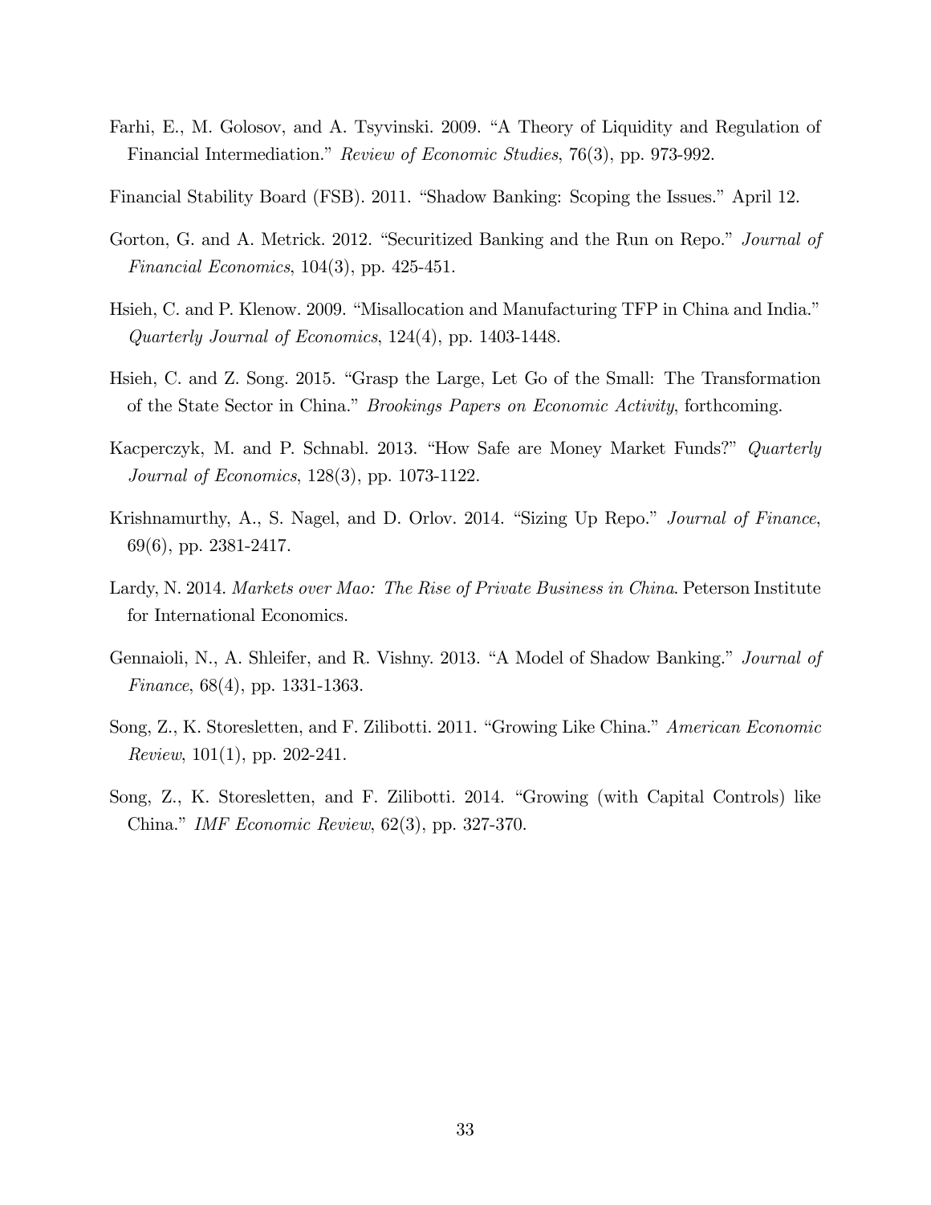Farhi, E., M. Golosov, and A. Tsyvinski. 2009. "A Theory of Liquidity and Regulation of Financial Intermediation." *Review of Economic Studies*, 76(3), pp. 973-992.

Financial Stability Board (FSB). 2011. "Shadow Banking: Scoping the Issues." April 12.

Gorton, G. and A. Metrick. 2012. "Securitized Banking and the Run on Repo." *Journal of Financial Economics*, 104(3), pp. 425-451.

Hsieh, C. and P. Klenow. 2009. "Misallocation and Manufacturing TFP in China and India." *Quarterly Journal of Economics*, 124(4), pp. 1403-1448.

Hsieh, C. and Z. Song. 2015. "Grasp the Large, Let Go of the Small: The Transformation of the State Sector in China." *Brookings Papers on Economic Activity*, forthcoming.

Kacperczyk, M. and P. Schnabl. 2013. "How Safe are Money Market Funds?" *Quarterly Journal of Economics*, 128(3), pp. 1073-1122.

Krishnamurthy, A., S. Nagel, and D. Orlov. 2014. "Sizing Up Repo." *Journal of Finance*, 69(6), pp. 2381-2417.

Lardy, N. 2014. *Markets over Mao: The Rise of Private Business in China*. Peterson Institute for International Economics.

Gennaioli, N., A. Shleifer, and R. Vishny. 2013. "A Model of Shadow Banking." *Journal of Finance*, 68(4), pp. 1331-1363.

Song, Z., K. Storesletten, and F. Zilibotti. 2011. "Growing Like China." *American Economic Review*, 101(1), pp. 202-241.

Song, Z., K. Storesletten, and F. Zilibotti. 2014. "Growing (with Capital Controls) like China." *IMF Economic Review*, 62(3), pp. 327-370.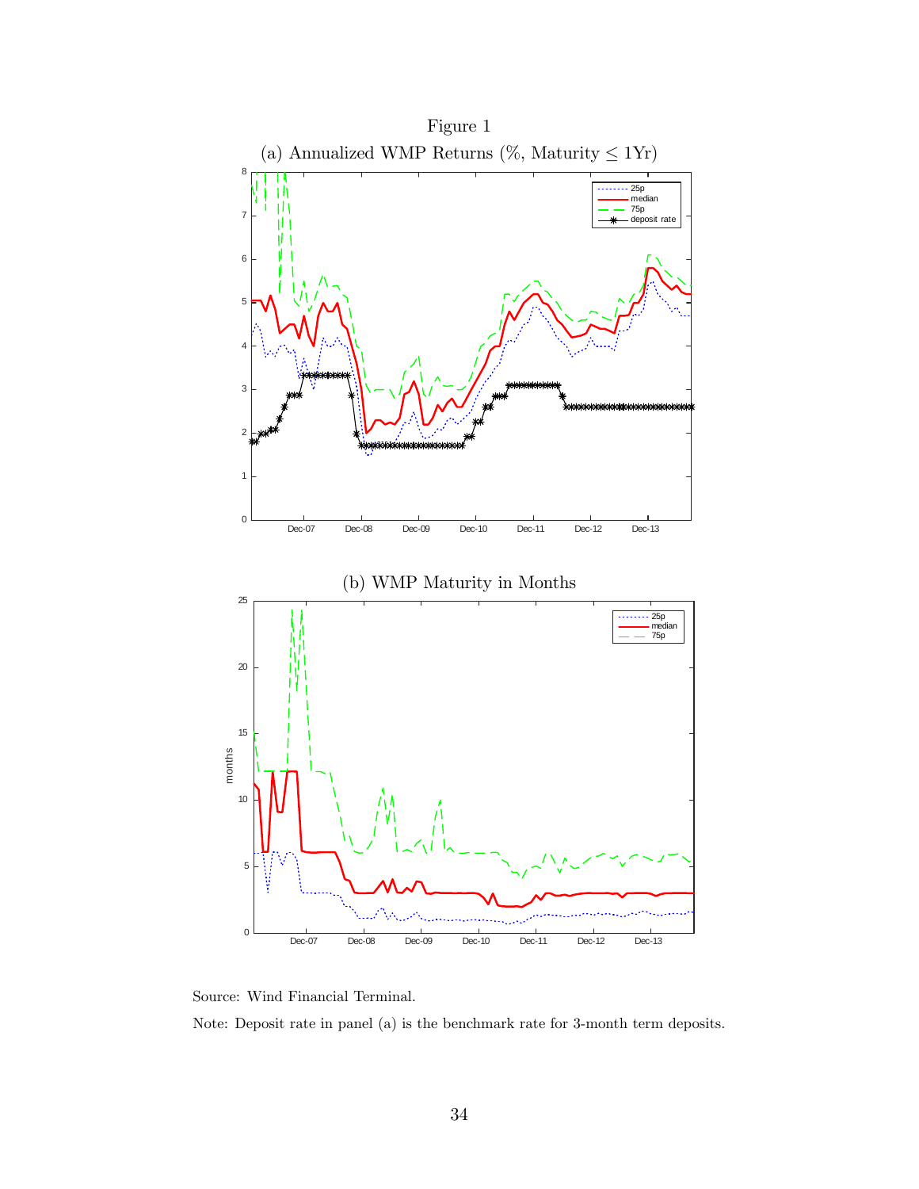Figure 1

(a) Annualized WMP Returns (%, Maturity ≤ 1Yr)

(b) WMP Maturity in Months

Source: Wind Financial Terminal.

Note: Deposit rate in panel (a) is the benchmark rate for 3-month term deposits.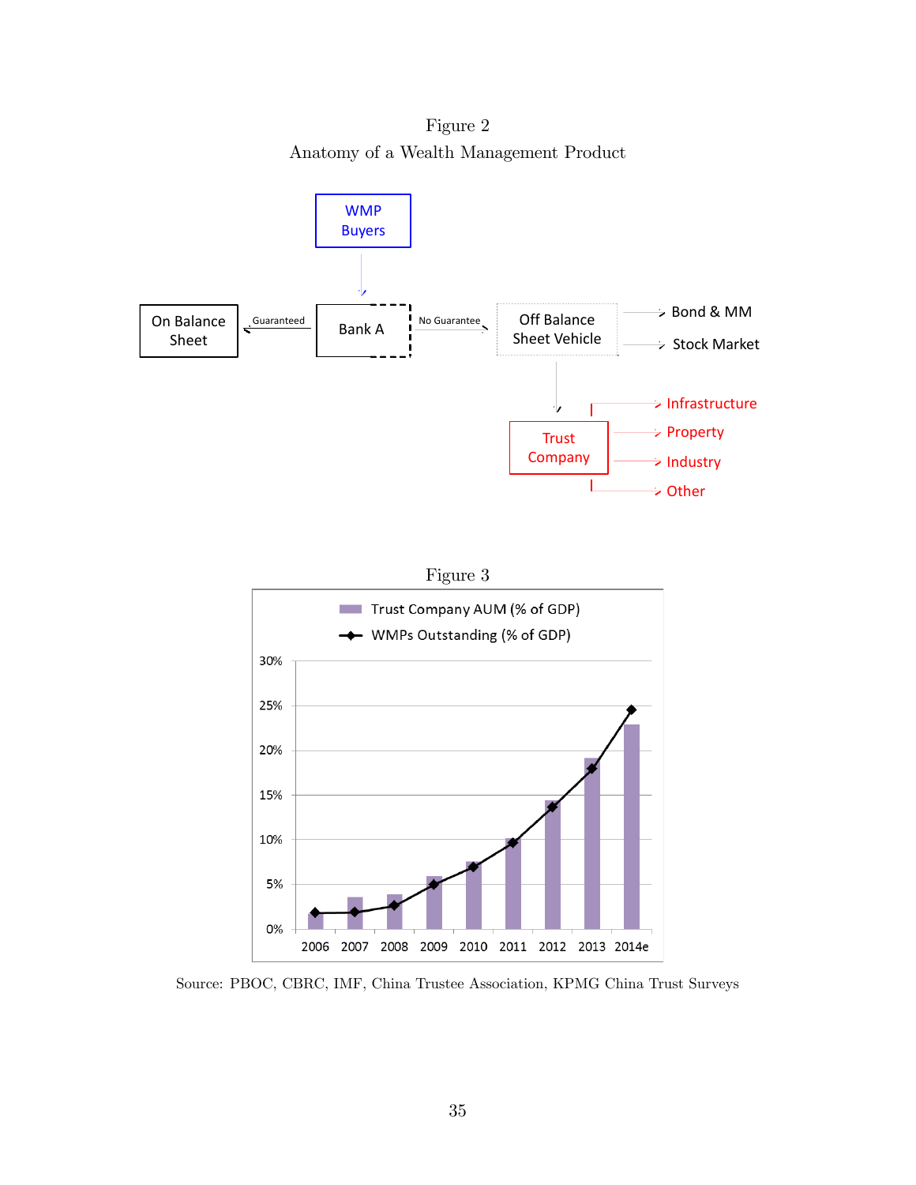Figure 2

Anatomy of a Wealth Management Product

WMP Buyers

On Balance Sheet

Guaranteed

Bank A

No Guarantee

Off Balance Sheet Vehicle

Bond & MM

Stock Market

Trust Company

Infrastructure

Property

Industry

Other

Figure 3

Trust Company AUM (% of GDP)

WMPs Outstanding (% of GDP)

30%

25%

20%

15%

10%

5%

0%

2006 2007 2008 2009 2010 2011 2012 2013 2014e

Source: PBOC, CBRC, IMF, China Trustee Association, KPMG China Trust Surveys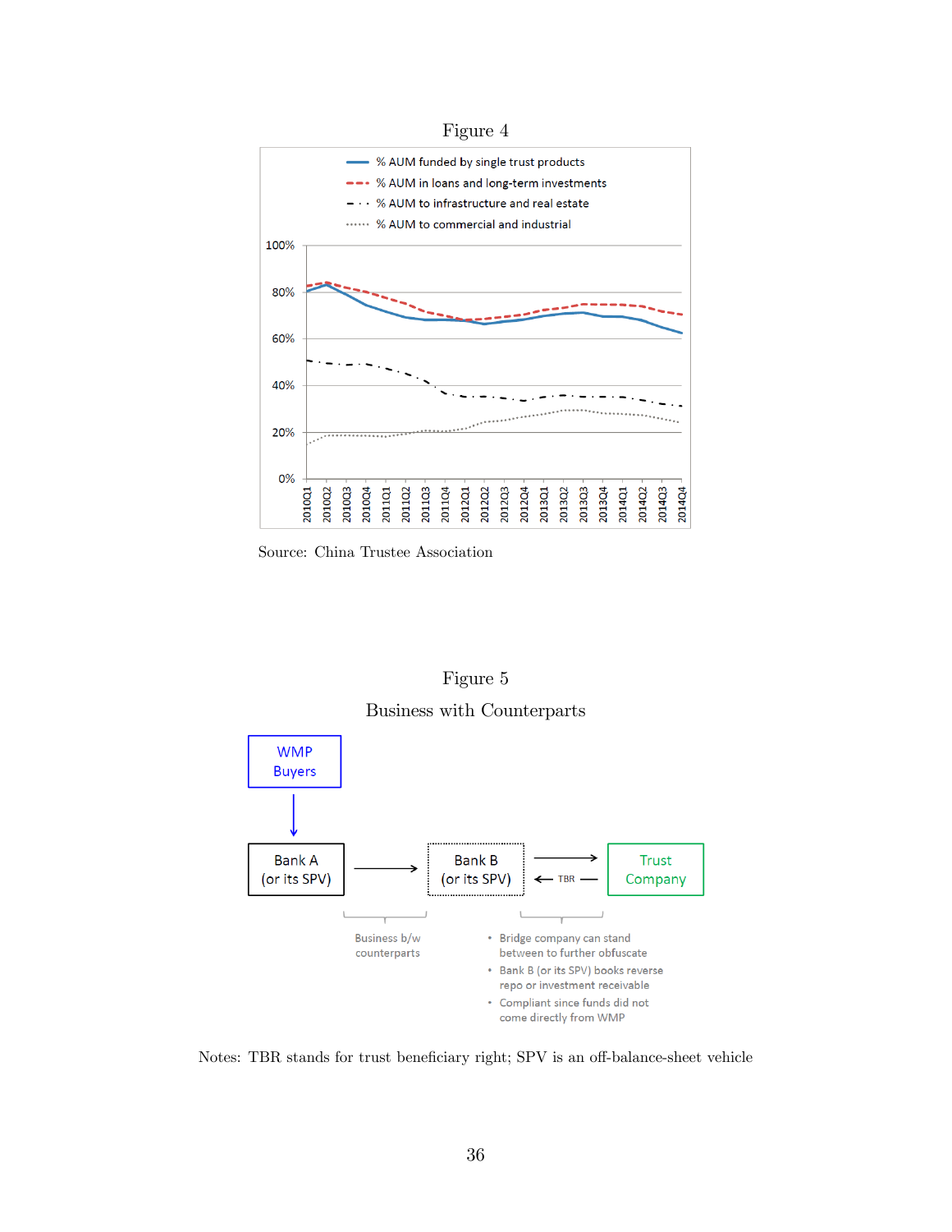Figure 4

% AUM funded by single trust products
% AUM in loans and long-term investments
% AUM to infrastructure and real estate
% AUM to commercial and industrial

Source: China Trustee Association

Figure 5

Business with Counterparts

WMP Buyers

Bank A (or its SPV)

Bank B (or its SPV)

Trust Company

TBR

Business b/w counterparts

- Bridge company can stand between to further obfuscate
- Bank B (or its SPV) books reverse repo or investment receivable
- Compliant since funds did not come directly from WMP

Notes: TBR stands for trust beneficiary right; SPV is an off-balance-sheet vehicle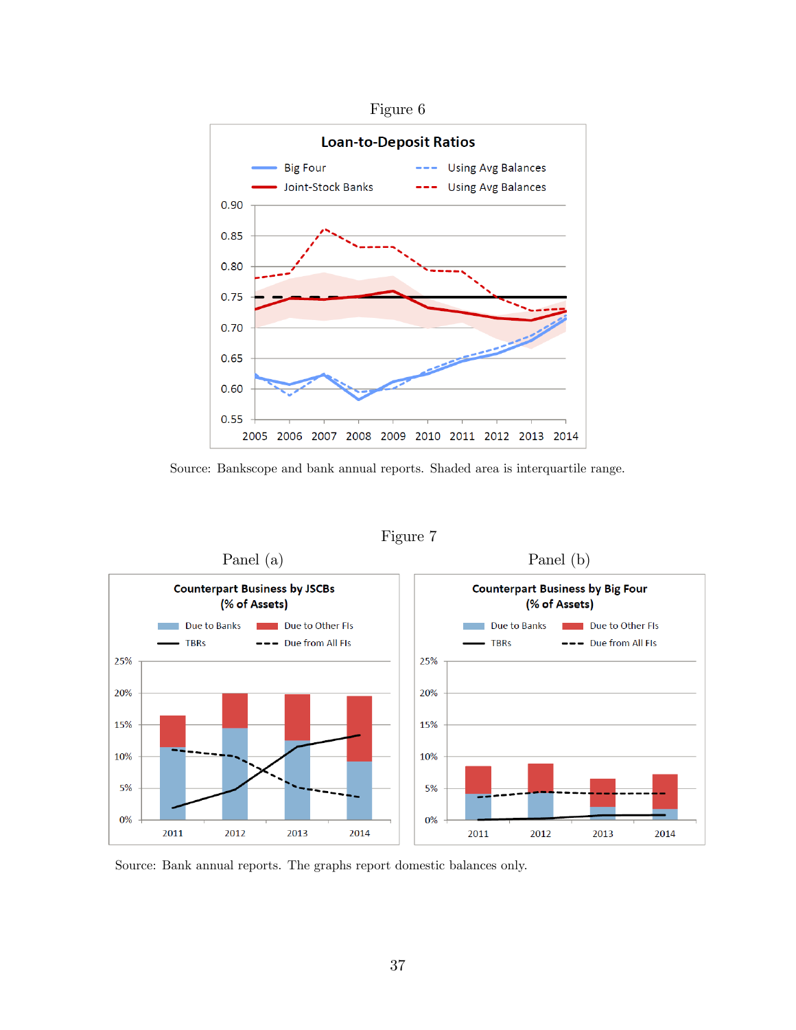Figure 6

Source: Bankscope and bank annual reports. Shaded area is interquartile range.

Figure 7

Panel (a)

Panel (b)

Source: Bank annual reports. The graphs report domestic balances only.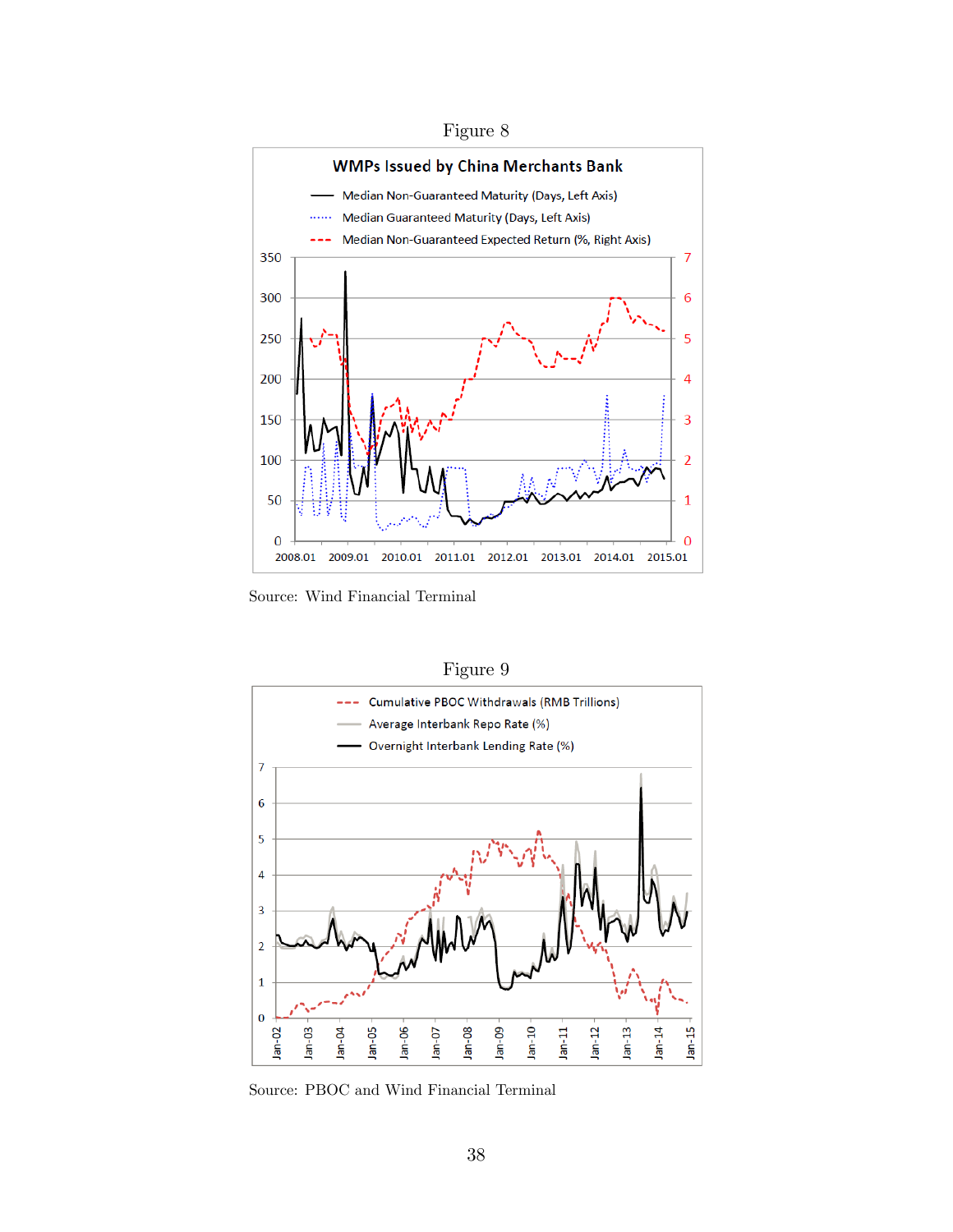Figure 8

Source: Wind Financial Terminal

Figure 9

Source: PBOC and Wind Financial Terminal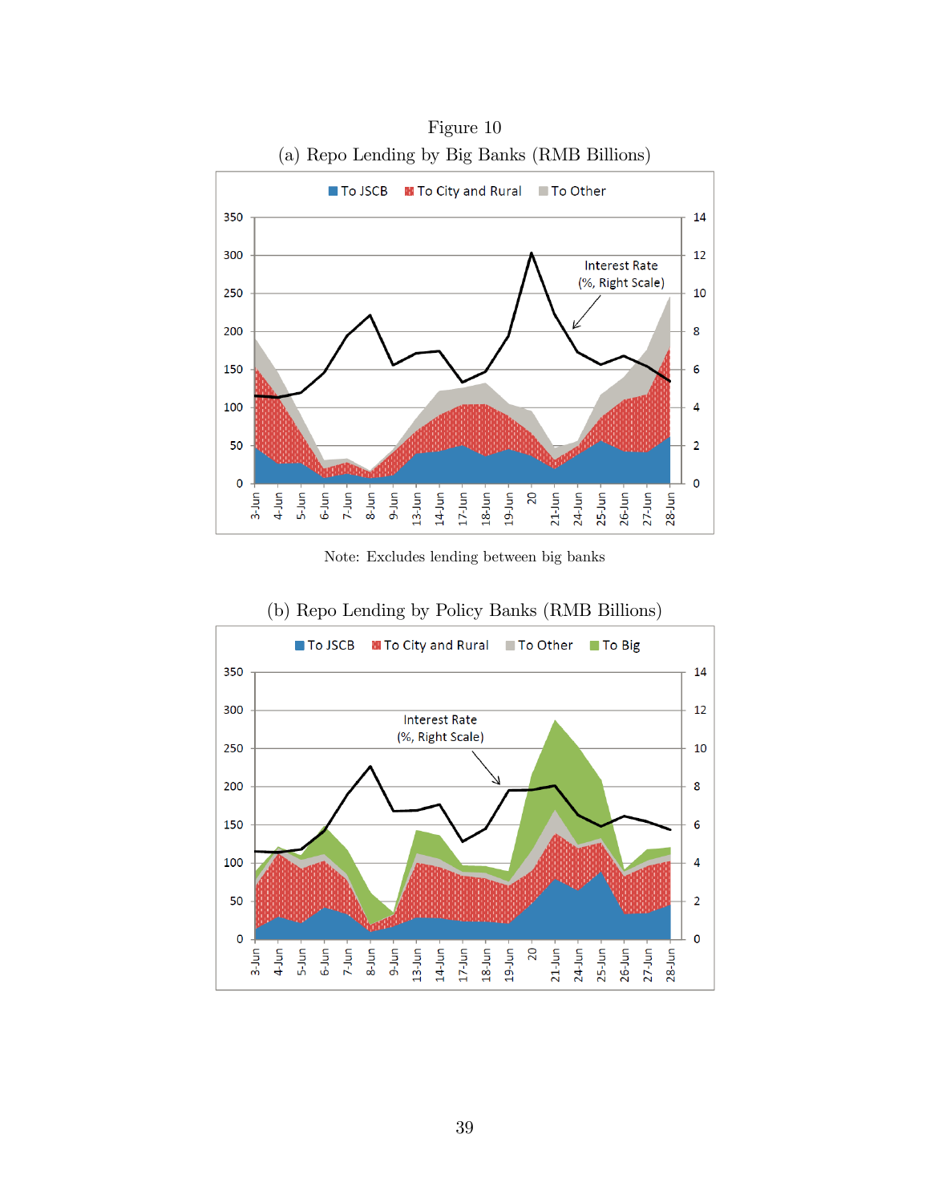Figure 10

(a) Repo Lending by Big Banks (RMB Billions)

Note: Excludes lending between big banks

(b) Repo Lending by Policy Banks (RMB Billions)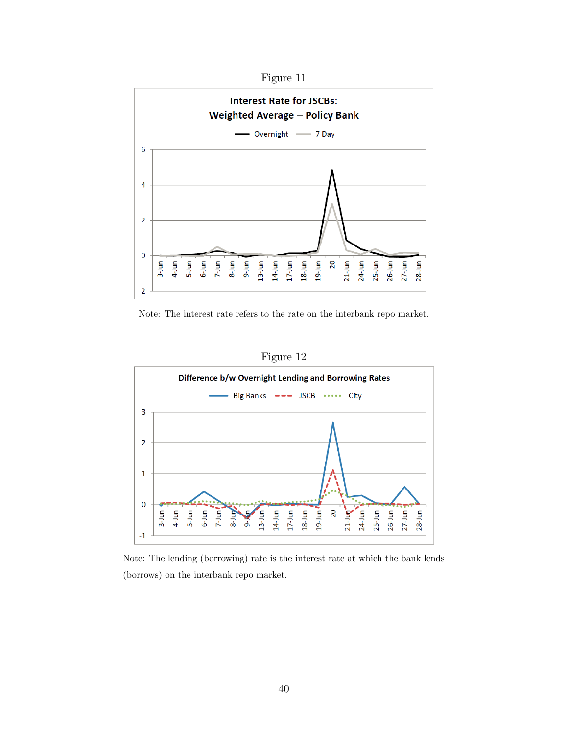Figure 11

**Interest Rate for JSCBs: Weighted Average – Policy Bank**

Note: The interest rate refers to the rate on the interbank repo market.

Figure 12

**Difference b/w Overnight Lending and Borrowing Rates**

Note: The lending (borrowing) rate is the interest rate at which the bank lends (borrows) on the interbank repo market.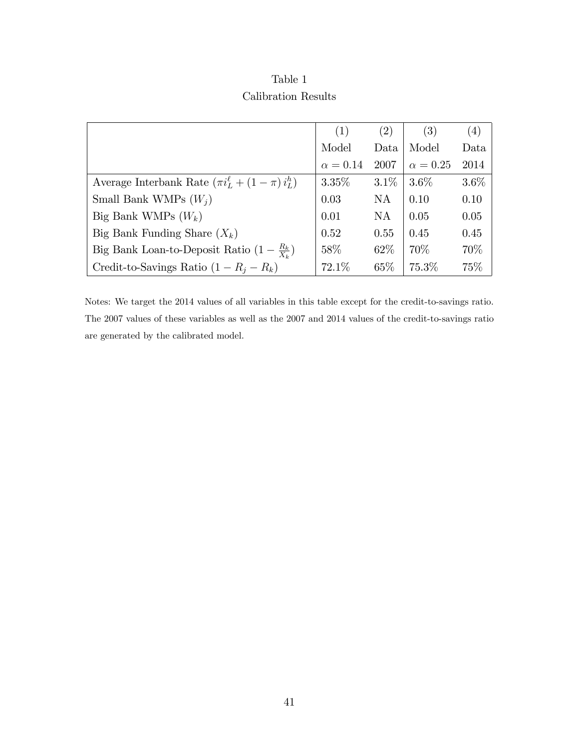Table 1

Calibration Results

| | (1) | (2) | (3) | (4) |
|---|---|---|---|---|
| | Model | Data | Model | Data |
| | $\alpha = 0.14$ | 2007 | $\alpha = 0.25$ | 2014 |
| Average Interbank Rate ($\pi i_L^{\ell} + (1-\pi)\, i_L^h$) | 3.35% | 3.1% | 3.6% | 3.6% |
| Small Bank WMPs ($W_j$) | 0.03 | NA | 0.10 | 0.10 |
| Big Bank WMPs ($W_k$) | 0.01 | NA | 0.05 | 0.05 |
| Big Bank Funding Share ($X_k$) | 0.52 | 0.55 | 0.45 | 0.45 |
| Big Bank Loan-to-Deposit Ratio ($1 - \frac{R_k}{X_k}$) | 58% | 62% | 70% | 70% |
| Credit-to-Savings Ratio ($1 - R_j - R_k$) | 72.1% | 65% | 75.3% | 75% |

Notes: We target the 2014 values of all variables in this table except for the credit-to-savings ratio. The 2007 values of these variables as well as the 2007 and 2014 values of the credit-to-savings ratio are generated by the calibrated model.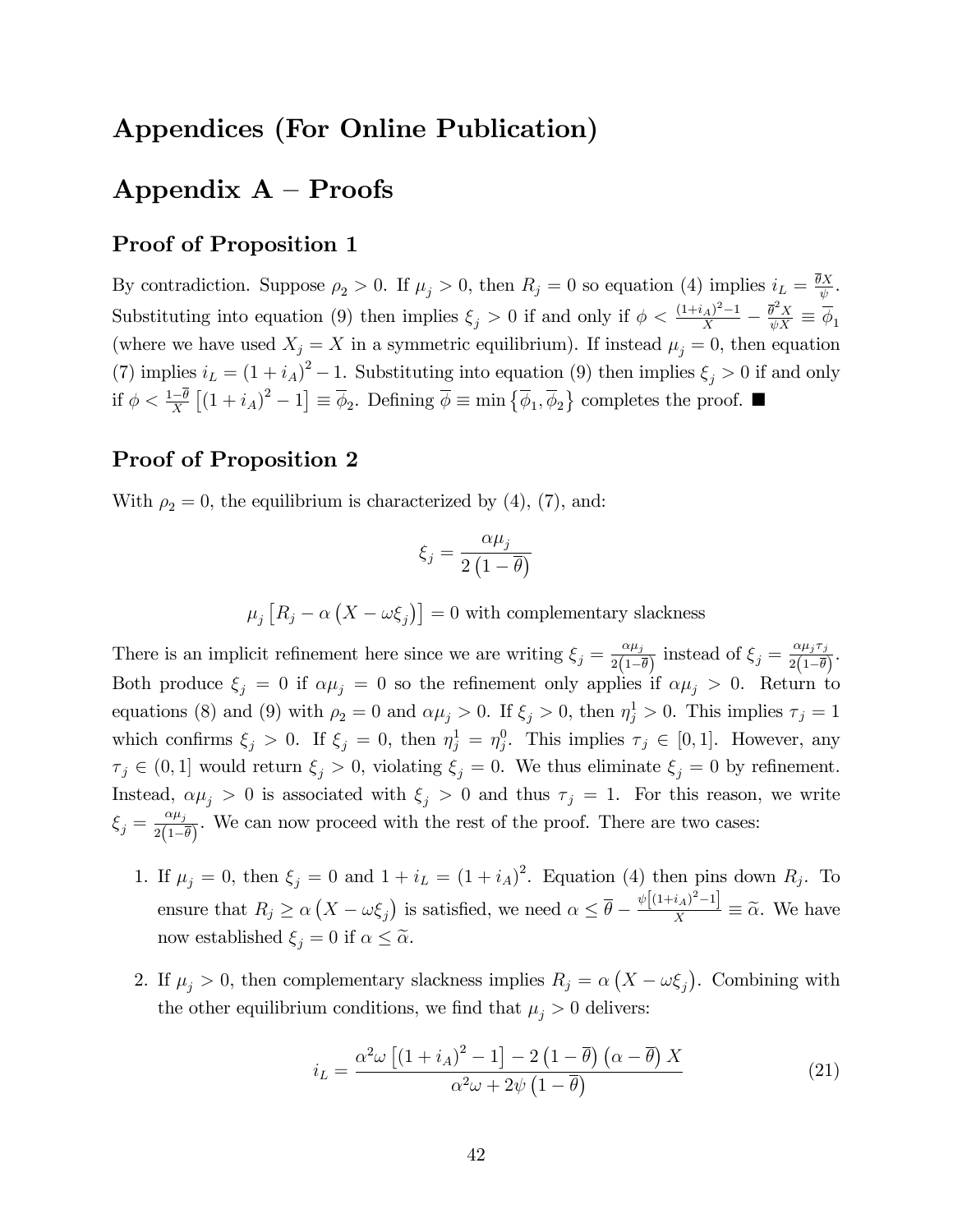# Appendices (For Online Publication)

# Appendix A – Proofs

### Proof of Proposition 1

By contradiction. Suppose $\rho_2 > 0$. If $\mu_j > 0$, then $R_j = 0$ so equation (4) implies $i_L = \frac{\overline{\theta} X}{\psi}$. Substituting into equation (9) then implies $\xi_j > 0$ if and only if $\phi < \frac{(1+i_A)^2 - 1}{X} - \frac{\overline{\theta}^2 X}{\psi X} \equiv \overline{\phi}_1$ (where we have used $X_j = X$ in a symmetric equilibrium). If instead $\mu_j = 0$, then equation (7) implies $i_L = (1+i_A)^2 - 1$. Substituting into equation (9) then implies $\xi_j > 0$ if and only if $\phi < \frac{1-\overline{\theta}}{X}\left[(1+i_A)^2 - 1\right] \equiv \overline{\phi}_2$. Defining $\overline{\phi} \equiv \min\left\{\overline{\phi}_1, \overline{\phi}_2\right\}$ completes the proof. ■

### Proof of Proposition 2

With $\rho_2 = 0$, the equilibrium is characterized by (4), (7), and:

$$\xi_j = \frac{\alpha \mu_j}{2\left(1-\overline{\theta}\right)}$$

$$\mu_j \left[R_j - \alpha\left(X - \omega \xi_j\right)\right] = 0 \text{ with complementary slackness}$$

There is an implicit refinement here since we are writing $\xi_j = \frac{\alpha \mu_j}{2\left(1-\overline{\theta}\right)}$ instead of $\xi_j = \frac{\alpha \mu_j \tau_j}{2\left(1-\overline{\theta}\right)}$. Both produce $\xi_j = 0$ if $\alpha \mu_j = 0$ so the refinement only applies if $\alpha \mu_j > 0$. Return to equations (8) and (9) with $\rho_2 = 0$ and $\alpha \mu_j > 0$. If $\xi_j > 0$, then $\eta_j^1 > 0$. This implies $\tau_j = 1$ which confirms $\xi_j > 0$. If $\xi_j = 0$, then $\eta_j^1 = \eta_j^0$. This implies $\tau_j \in [0,1]$. However, any $\tau_j \in (0,1]$ would return $\xi_j > 0$, violating $\xi_j = 0$. We thus eliminate $\xi_j = 0$ by refinement. Instead, $\alpha \mu_j > 0$ is associated with $\xi_j > 0$ and thus $\tau_j = 1$. For this reason, we write $\xi_j = \frac{\alpha \mu_j}{2\left(1-\overline{\theta}\right)}$. We can now proceed with the rest of the proof. There are two cases:

1. If $\mu_j = 0$, then $\xi_j = 0$ and $1 + i_L = (1+i_A)^2$. Equation (4) then pins down $R_j$. To ensure that $R_j \geq \alpha\left(X - \omega \xi_j\right)$ is satisfied, we need $\alpha \leq \overline{\theta} - \frac{\psi\left[(1+i_A)^2 - 1\right]}{X} \equiv \widetilde{\alpha}$. We have now established $\xi_j = 0$ if $\alpha \leq \widetilde{\alpha}$.

2. If $\mu_j > 0$, then complementary slackness implies $R_j = \alpha\left(X - \omega \xi_j\right)$. Combining with the other equilibrium conditions, we find that $\mu_j > 0$ delivers:

$$i_L = \frac{\alpha^2 \omega \left[(1+i_A)^2 - 1\right] - 2\left(1-\overline{\theta}\right)\left(\alpha - \overline{\theta}\right) X}{\alpha^2 \omega + 2\psi\left(1-\overline{\theta}\right)} \tag{21}$$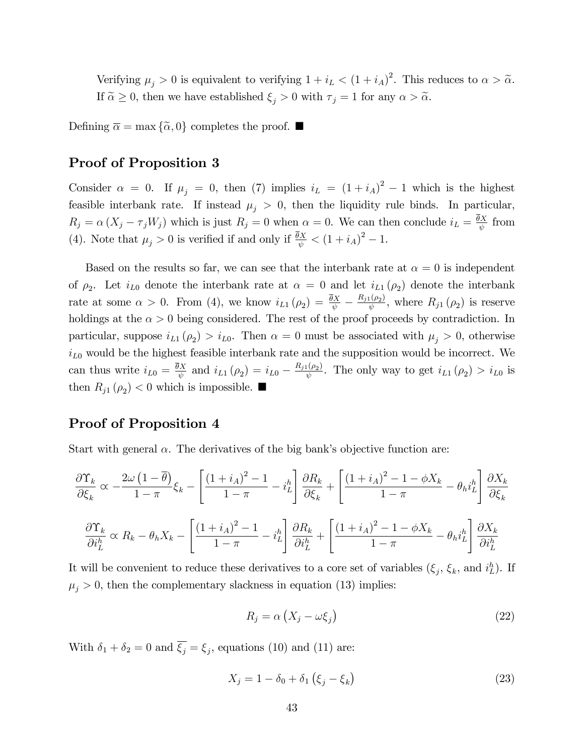Verifying $\mu_j > 0$ is equivalent to verifying $1 + i_L < (1 + i_A)^2$. This reduces to $\alpha > \widetilde{\alpha}$. If $\widetilde{\alpha} \geq 0$, then we have established $\xi_j > 0$ with $\tau_j = 1$ for any $\alpha > \widetilde{\alpha}$.

Defining $\overline{\alpha} = \max\{\widetilde{\alpha}, 0\}$ completes the proof. ■

## Proof of Proposition 3

Consider $\alpha = 0$. If $\mu_j = 0$, then (7) implies $i_L = (1 + i_A)^2 - 1$ which is the highest feasible interbank rate. If instead $\mu_j > 0$, then the liquidity rule binds. In particular, $R_j = \alpha (X_j - \tau_j W_j)$ which is just $R_j = 0$ when $\alpha = 0$. We can then conclude $i_L = \frac{\overline{\theta} X}{\psi}$ from (4). Note that $\mu_j > 0$ is verified if and only if $\frac{\overline{\theta} X}{\psi} < (1 + i_A)^2 - 1$.

Based on the results so far, we can see that the interbank rate at $\alpha = 0$ is independent of $\rho_2$. Let $i_{L0}$ denote the interbank rate at $\alpha = 0$ and let $i_{L1}(\rho_2)$ denote the interbank rate at some $\alpha > 0$. From (4), we know $i_{L1}(\rho_2) = \frac{\overline{\theta} X}{\psi} - \frac{R_{j1}(\rho_2)}{\psi}$, where $R_{j1}(\rho_2)$ is reserve holdings at the $\alpha > 0$ being considered. The rest of the proof proceeds by contradiction. In particular, suppose $i_{L1}(\rho_2) > i_{L0}$. Then $\alpha = 0$ must be associated with $\mu_j > 0$, otherwise $i_{L0}$ would be the highest feasible interbank rate and the supposition would be incorrect. We can thus write $i_{L0} = \frac{\overline{\theta} X}{\psi}$ and $i_{L1}(\rho_2) = i_{L0} - \frac{R_{j1}(\rho_2)}{\psi}$. The only way to get $i_{L1}(\rho_2) > i_{L0}$ is then $R_{j1}(\rho_2) < 0$ which is impossible. ■

## Proof of Proposition 4

Start with general $\alpha$. The derivatives of the big bank's objective function are:

$$\frac{\partial \Upsilon_k}{\partial \xi_k} \propto -\frac{2\omega\left(1 - \overline{\theta}\right)}{1 - \pi}\xi_k - \left[\frac{(1 + i_A)^2 - 1}{1 - \pi} - i_L^h\right]\frac{\partial R_k}{\partial \xi_k} + \left[\frac{(1 + i_A)^2 - 1 - \phi X_k}{1 - \pi} - \theta_h i_L^h\right]\frac{\partial X_k}{\partial \xi_k}$$

$$\frac{\partial \Upsilon_k}{\partial i_L^h} \propto R_k - \theta_h X_k - \left[\frac{(1 + i_A)^2 - 1}{1 - \pi} - i_L^h\right]\frac{\partial R_k}{\partial i_L^h} + \left[\frac{(1 + i_A)^2 - 1 - \phi X_k}{1 - \pi} - \theta_h i_L^h\right]\frac{\partial X_k}{\partial i_L^h}$$

It will be convenient to reduce these derivatives to a core set of variables ($\xi_j$, $\xi_k$, and $i_L^h$). If $\mu_j > 0$, then the complementary slackness in equation (13) implies:

$$R_j = \alpha\left(X_j - \omega\xi_j\right) \tag{22}$$

With $\delta_1 + \delta_2 = 0$ and $\overline{\xi_j} = \xi_j$, equations (10) and (11) are:

$$X_j = 1 - \delta_0 + \delta_1\left(\xi_j - \xi_k\right) \tag{23}$$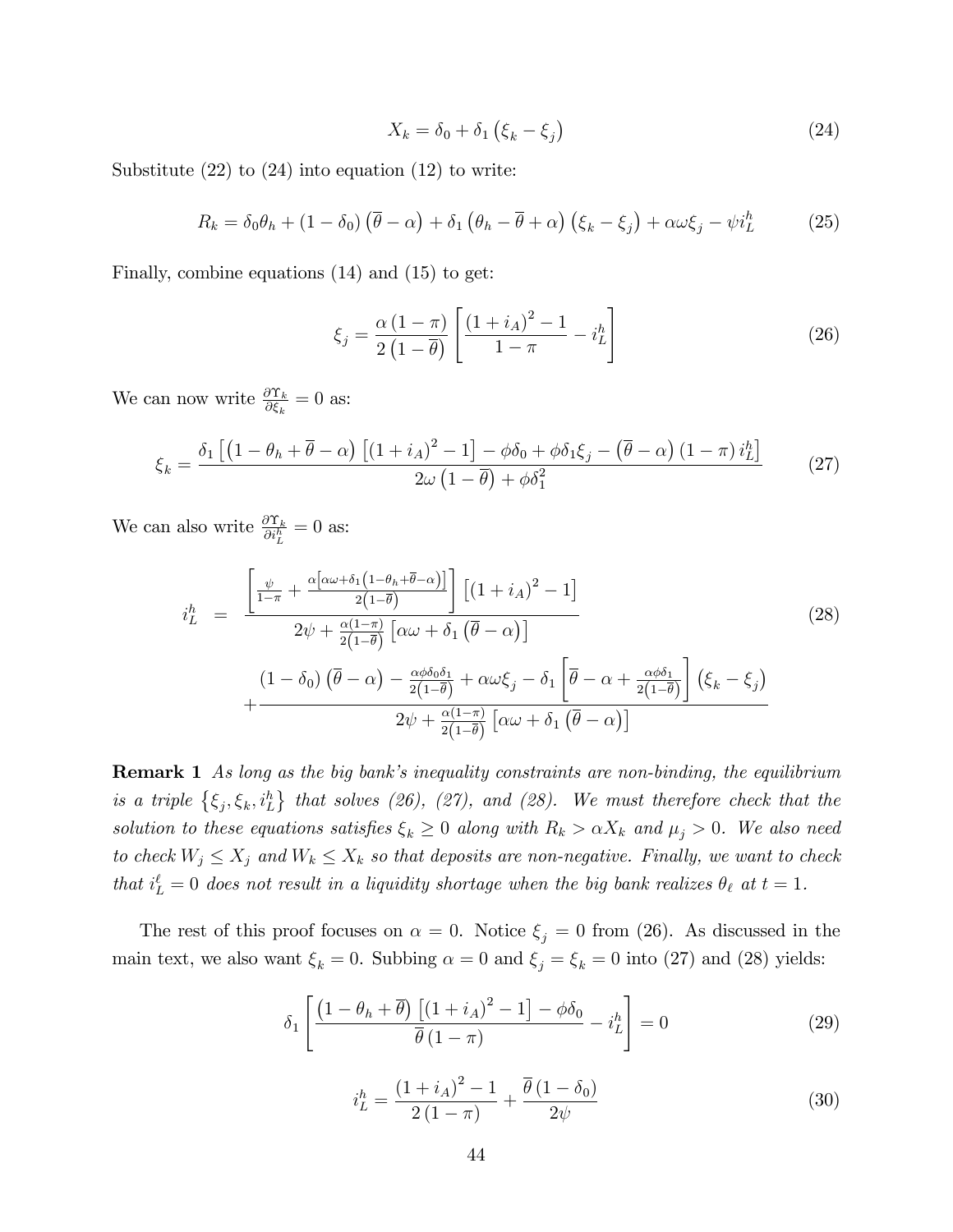$$X_k = \delta_0 + \delta_1 \left( \xi_k - \xi_j \right) \tag{24}$$

Substitute (22) to (24) into equation (12) to write:

$$R_k = \delta_0 \theta_h + (1 - \delta_0) \left( \overline{\theta} - \alpha \right) + \delta_1 \left( \theta_h - \overline{\theta} + \alpha \right) \left( \xi_k - \xi_j \right) + \alpha \omega \xi_j - \psi i_L^h \tag{25}$$

Finally, combine equations (14) and (15) to get:

$$\xi_j = \frac{\alpha (1 - \pi)}{2 \left( 1 - \overline{\theta} \right)} \left[ \frac{(1 + i_A)^2 - 1}{1 - \pi} - i_L^h \right] \tag{26}$$

We can now write $\frac{\partial \Upsilon_k}{\partial \xi_k} = 0$ as:

$$\xi_k = \frac{\delta_1 \left[ \left( 1 - \theta_h + \overline{\theta} - \alpha \right) \left[ (1 + i_A)^2 - 1 \right] - \phi \delta_0 + \phi \delta_1 \xi_j - \left( \overline{\theta} - \alpha \right) (1 - \pi) i_L^h \right]}{2 \omega \left( 1 - \overline{\theta} \right) + \phi \delta_1^2} \tag{27}$$

We can also write $\frac{\partial \Upsilon_k}{\partial i_L^h} = 0$ as:

$$\begin{aligned} i_L^h \;=\; & \frac{\left[ \frac{\psi}{1 - \pi} + \frac{\alpha \left[ \alpha \omega + \delta_1 \left( 1 - \theta_h + \overline{\theta} - \alpha \right) \right]}{2 \left( 1 - \overline{\theta} \right)} \right] \left[ (1 + i_A)^2 - 1 \right]}{2 \psi + \frac{\alpha (1 - \pi)}{2 \left( 1 - \overline{\theta} \right)} \left[ \alpha \omega + \delta_1 \left( \overline{\theta} - \alpha \right) \right]} \\ & + \frac{(1 - \delta_0) \left( \overline{\theta} - \alpha \right) - \frac{\alpha \phi \delta_0 \delta_1}{2 \left( 1 - \overline{\theta} \right)} + \alpha \omega \xi_j - \delta_1 \left[ \overline{\theta} - \alpha + \frac{\alpha \phi \delta_1}{2 \left( 1 - \overline{\theta} \right)} \right] \left( \xi_k - \xi_j \right)}{2 \psi + \frac{\alpha (1 - \pi)}{2 \left( 1 - \overline{\theta} \right)} \left[ \alpha \omega + \delta_1 \left( \overline{\theta} - \alpha \right) \right]} \end{aligned} \tag{28}$$

**Remark 1** *As long as the big bank's inequality constraints are non-binding, the equilibrium is a triple $\left\{ \xi_j, \xi_k, i_L^h \right\}$ that solves (26), (27), and (28). We must therefore check that the solution to these equations satisfies $\xi_k \geq 0$ along with $R_k > \alpha X_k$ and $\mu_j > 0$. We also need to check $W_j \leq X_j$ and $W_k \leq X_k$ so that deposits are non-negative. Finally, we want to check that $i_L^\ell = 0$ does not result in a liquidity shortage when the big bank realizes $\theta_\ell$ at $t = 1$.*

The rest of this proof focuses on $\alpha = 0$. Notice $\xi_j = 0$ from (26). As discussed in the main text, we also want $\xi_k = 0$. Subbing $\alpha = 0$ and $\xi_j = \xi_k = 0$ into (27) and (28) yields:

$$\delta_1 \left[ \frac{\left( 1 - \theta_h + \overline{\theta} \right) \left[ (1 + i_A)^2 - 1 \right] - \phi \delta_0}{\overline{\theta} (1 - \pi)} - i_L^h \right] = 0 \tag{29}$$

$$i_L^h = \frac{(1 + i_A)^2 - 1}{2 (1 - \pi)} + \frac{\overline{\theta} (1 - \delta_0)}{2 \psi} \tag{30}$$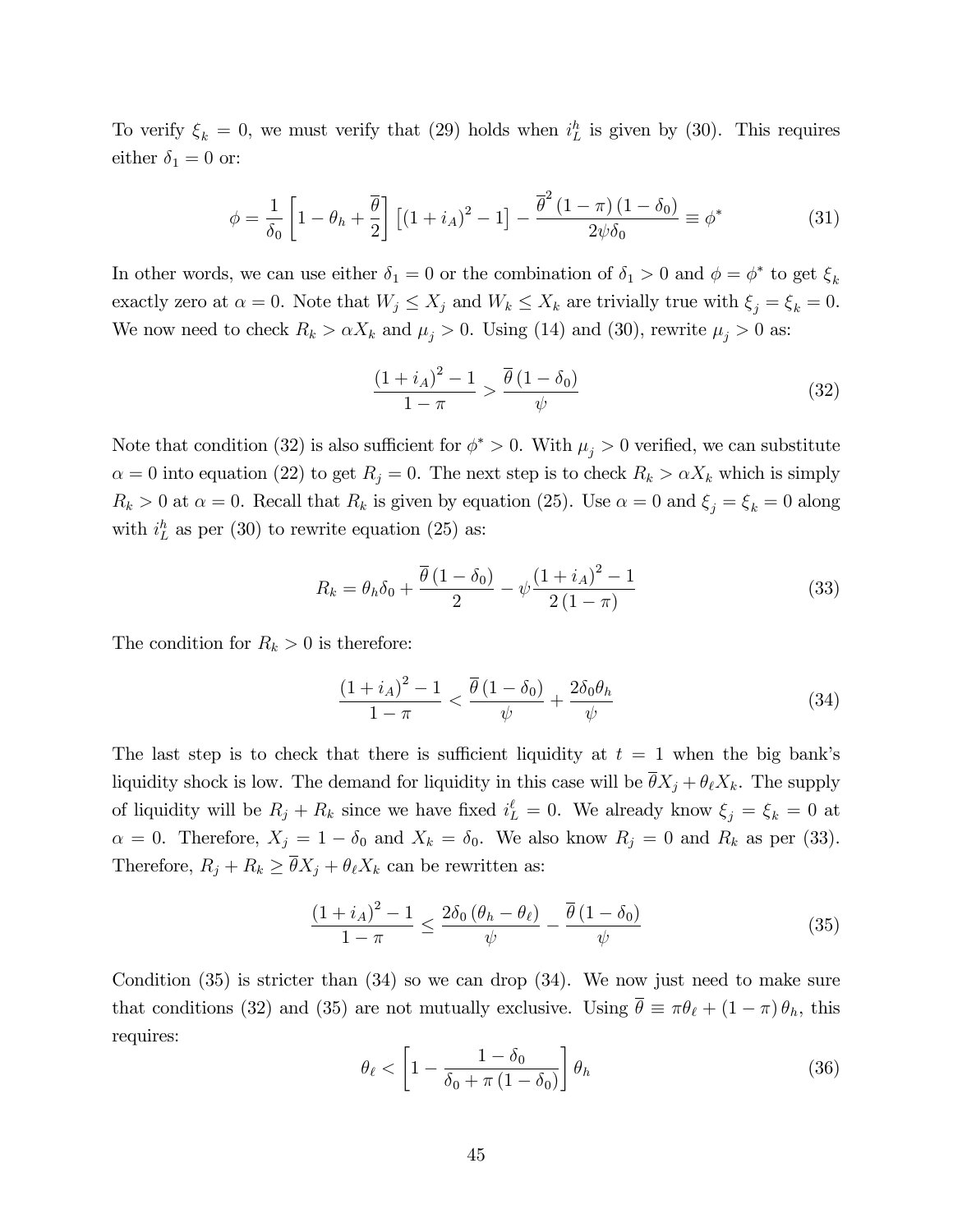To verify $\xi_k = 0$, we must verify that (29) holds when $i_L^h$ is given by (30). This requires either $\delta_1 = 0$ or:

$$\phi = \frac{1}{\delta_0}\left[1 - \theta_h + \frac{\overline{\theta}}{2}\right]\left[(1+i_A)^2 - 1\right] - \frac{\overline{\theta}^2(1-\pi)(1-\delta_0)}{2\psi\delta_0} \equiv \phi^* \tag{31}$$

In other words, we can use either $\delta_1 = 0$ or the combination of $\delta_1 > 0$ and $\phi = \phi^*$ to get $\xi_k$ exactly zero at $\alpha = 0$. Note that $W_j \leq X_j$ and $W_k \leq X_k$ are trivially true with $\xi_j = \xi_k = 0$. We now need to check $R_k > \alpha X_k$ and $\mu_j > 0$. Using (14) and (30), rewrite $\mu_j > 0$ as:

$$\frac{(1+i_A)^2 - 1}{1-\pi} > \frac{\overline{\theta}(1-\delta_0)}{\psi} \tag{32}$$

Note that condition (32) is also sufficient for $\phi^* > 0$. With $\mu_j > 0$ verified, we can substitute $\alpha = 0$ into equation (22) to get $R_j = 0$. The next step is to check $R_k > \alpha X_k$ which is simply $R_k > 0$ at $\alpha = 0$. Recall that $R_k$ is given by equation (25). Use $\alpha = 0$ and $\xi_j = \xi_k = 0$ along with $i_L^h$ as per (30) to rewrite equation (25) as:

$$R_k = \theta_h\delta_0 + \frac{\overline{\theta}(1-\delta_0)}{2} - \psi\frac{(1+i_A)^2 - 1}{2(1-\pi)} \tag{33}$$

The condition for $R_k > 0$ is therefore:

$$\frac{(1+i_A)^2 - 1}{1-\pi} < \frac{\overline{\theta}(1-\delta_0)}{\psi} + \frac{2\delta_0\theta_h}{\psi} \tag{34}$$

The last step is to check that there is sufficient liquidity at $t = 1$ when the big bank's liquidity shock is low. The demand for liquidity in this case will be $\overline{\theta}X_j + \theta_\ell X_k$. The supply of liquidity will be $R_j + R_k$ since we have fixed $i_L^\ell = 0$. We already know $\xi_j = \xi_k = 0$ at $\alpha = 0$. Therefore, $X_j = 1 - \delta_0$ and $X_k = \delta_0$. We also know $R_j = 0$ and $R_k$ as per (33). Therefore, $R_j + R_k \geq \overline{\theta}X_j + \theta_\ell X_k$ can be rewritten as:

$$\frac{(1+i_A)^2 - 1}{1-\pi} \leq \frac{2\delta_0(\theta_h - \theta_\ell)}{\psi} - \frac{\overline{\theta}(1-\delta_0)}{\psi} \tag{35}$$

Condition (35) is stricter than (34) so we can drop (34). We now just need to make sure that conditions (32) and (35) are not mutually exclusive. Using $\overline{\theta} \equiv \pi\theta_\ell + (1-\pi)\theta_h$, this requires:

$$\theta_\ell < \left[1 - \frac{1-\delta_0}{\delta_0 + \pi(1-\delta_0)}\right]\theta_h \tag{36}$$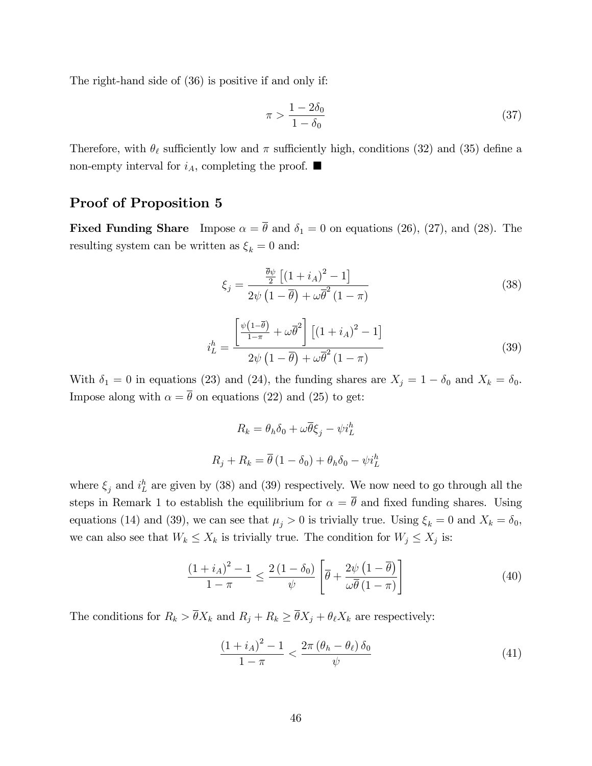The right-hand side of (36) is positive if and only if:

$$\pi > \frac{1 - 2\delta_0}{1 - \delta_0} \tag{37}$$

Therefore, with $\theta_\ell$ sufficiently low and $\pi$ sufficiently high, conditions (32) and (35) define a non-empty interval for $i_A$, completing the proof. ■

## Proof of Proposition 5

**Fixed Funding Share** Impose $\alpha = \overline{\theta}$ and $\delta_1 = 0$ on equations (26), (27), and (28). The resulting system can be written as $\xi_k = 0$ and:

$$\xi_j = \frac{\frac{\overline{\theta}\psi}{2}\left[(1 + i_A)^2 - 1\right]}{2\psi\left(1 - \overline{\theta}\right) + \omega\overline{\theta}^2 (1 - \pi)} \tag{38}$$

$$i_L^h = \frac{\left[\frac{\psi\left(1 - \overline{\theta}\right)}{1 - \pi} + \omega\overline{\theta}^2\right]\left[(1 + i_A)^2 - 1\right]}{2\psi\left(1 - \overline{\theta}\right) + \omega\overline{\theta}^2 (1 - \pi)} \tag{39}$$

With $\delta_1 = 0$ in equations (23) and (24), the funding shares are $X_j = 1 - \delta_0$ and $X_k = \delta_0$. Impose along with $\alpha = \overline{\theta}$ on equations (22) and (25) to get:

$$R_k = \theta_h \delta_0 + \omega\overline{\theta}\xi_j - \psi i_L^h$$

$$R_j + R_k = \overline{\theta}(1 - \delta_0) + \theta_h \delta_0 - \psi i_L^h$$

where $\xi_j$ and $i_L^h$ are given by (38) and (39) respectively. We now need to go through all the steps in Remark 1 to establish the equilibrium for $\alpha = \overline{\theta}$ and fixed funding shares. Using equations (14) and (39), we can see that $\mu_j > 0$ is trivially true. Using $\xi_k = 0$ and $X_k = \delta_0$, we can also see that $W_k \leq X_k$ is trivially true. The condition for $W_j \leq X_j$ is:

$$\frac{(1 + i_A)^2 - 1}{1 - \pi} \leq \frac{2(1 - \delta_0)}{\psi}\left[\overline{\theta} + \frac{2\psi\left(1 - \overline{\theta}\right)}{\omega\overline{\theta}(1 - \pi)}\right] \tag{40}$$

The conditions for $R_k > \overline{\theta}X_k$ and $R_j + R_k \geq \overline{\theta}X_j + \theta_\ell X_k$ are respectively:

$$\frac{(1 + i_A)^2 - 1}{1 - \pi} < \frac{2\pi(\theta_h - \theta_\ell)\delta_0}{\psi} \tag{41}$$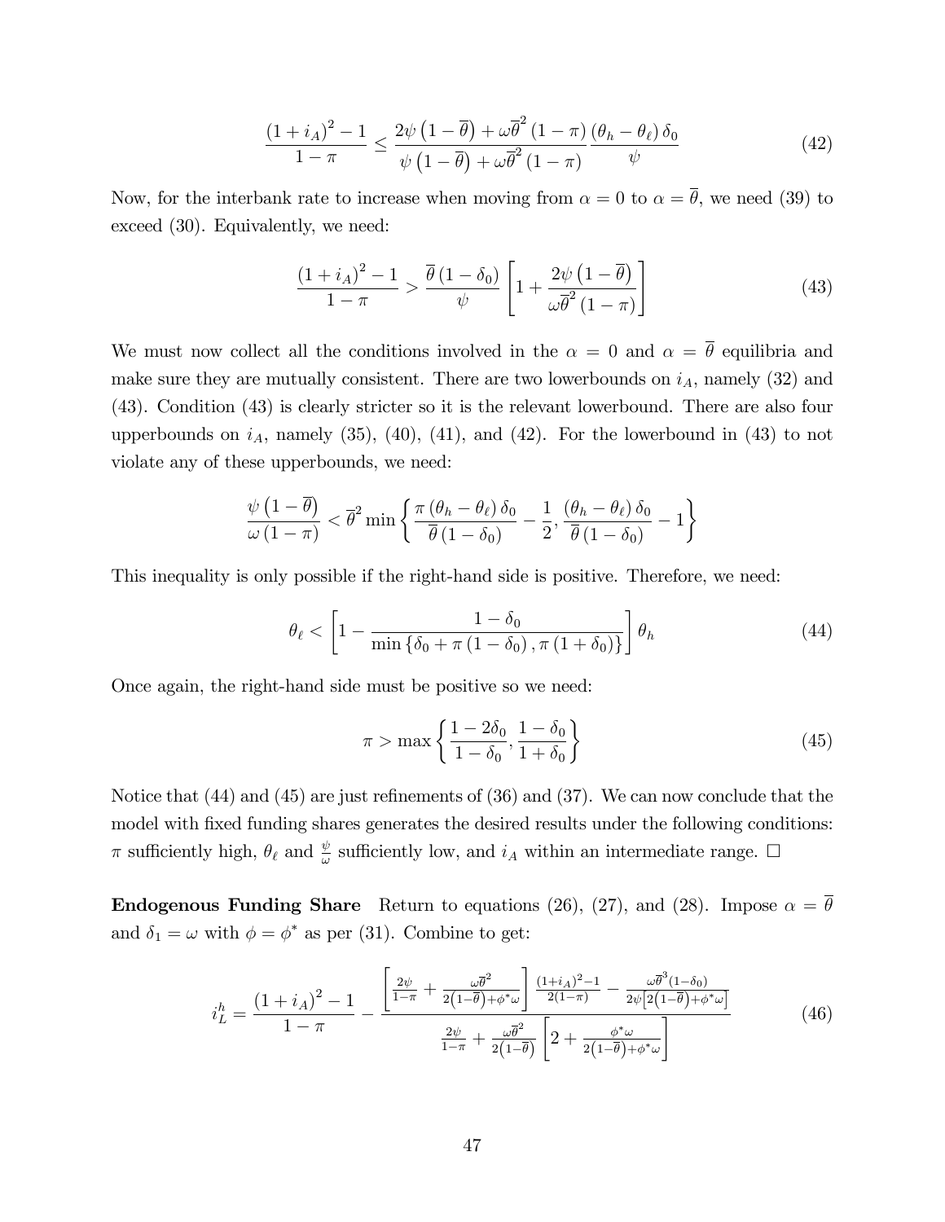$$\frac{(1+i_A)^2-1}{1-\pi} \le \frac{2\psi\left(1-\overline{\theta}\right)+\omega\overline{\theta}^2(1-\pi)}{\psi\left(1-\overline{\theta}\right)+\omega\overline{\theta}^2(1-\pi)}\frac{(\theta_h-\theta_\ell)\,\delta_0}{\psi} \tag{42}$$

Now, for the interbank rate to increase when moving from $\alpha = 0$ to $\alpha = \overline{\theta}$, we need (39) to exceed (30). Equivalently, we need:

$$\frac{(1+i_A)^2-1}{1-\pi} > \frac{\overline{\theta}\,(1-\delta_0)}{\psi}\left[1+\frac{2\psi\left(1-\overline{\theta}\right)}{\omega\overline{\theta}^2(1-\pi)}\right] \tag{43}$$

We must now collect all the conditions involved in the $\alpha = 0$ and $\alpha = \overline{\theta}$ equilibria and make sure they are mutually consistent. There are two lowerbounds on $i_A$, namely (32) and (43). Condition (43) is clearly stricter so it is the relevant lowerbound. There are also four upperbounds on $i_A$, namely (35), (40), (41), and (42). For the lowerbound in (43) to not violate any of these upperbounds, we need:

$$\frac{\psi\left(1-\overline{\theta}\right)}{\omega\,(1-\pi)} < \overline{\theta}^2 \min\left\{\frac{\pi\,(\theta_h-\theta_\ell)\,\delta_0}{\overline{\theta}\,(1-\delta_0)}-\frac{1}{2},\, \frac{(\theta_h-\theta_\ell)\,\delta_0}{\overline{\theta}\,(1-\delta_0)}-1\right\}$$

This inequality is only possible if the right-hand side is positive. Therefore, we need:

$$\theta_\ell < \left[1-\frac{1-\delta_0}{\min\left\{\delta_0+\pi\,(1-\delta_0)\,,\pi\,(1+\delta_0)\right\}}\right]\theta_h \tag{44}$$

Once again, the right-hand side must be positive so we need:

$$\pi > \max\left\{\frac{1-2\delta_0}{1-\delta_0},\frac{1-\delta_0}{1+\delta_0}\right\} \tag{45}$$

Notice that (44) and (45) are just refinements of (36) and (37). We can now conclude that the model with fixed funding shares generates the desired results under the following conditions: $\pi$ sufficiently high, $\theta_\ell$ and $\frac{\psi}{\omega}$ sufficiently low, and $i_A$ within an intermediate range. $\square$

**Endogenous Funding Share** Return to equations (26), (27), and (28). Impose $\alpha = \overline{\theta}$ and $\delta_1 = \omega$ with $\phi = \phi^*$ as per (31). Combine to get:

$$i_L^h = \frac{(1+i_A)^2-1}{1-\pi} - \frac{\left[\frac{2\psi}{1-\pi}+\frac{\omega\overline{\theta}^2}{2\left(1-\overline{\theta}\right)+\phi^*\omega}\right]\frac{(1+i_A)^2-1}{2(1-\pi)}-\frac{\omega\overline{\theta}^3(1-\delta_0)}{2\psi\left[2\left(1-\overline{\theta}\right)+\phi^*\omega\right]}}{\frac{2\psi}{1-\pi}+\frac{\omega\overline{\theta}^2}{2\left(1-\overline{\theta}\right)}\left[2+\frac{\phi^*\omega}{2\left(1-\overline{\theta}\right)+\phi^*\omega}\right]} \tag{46}$$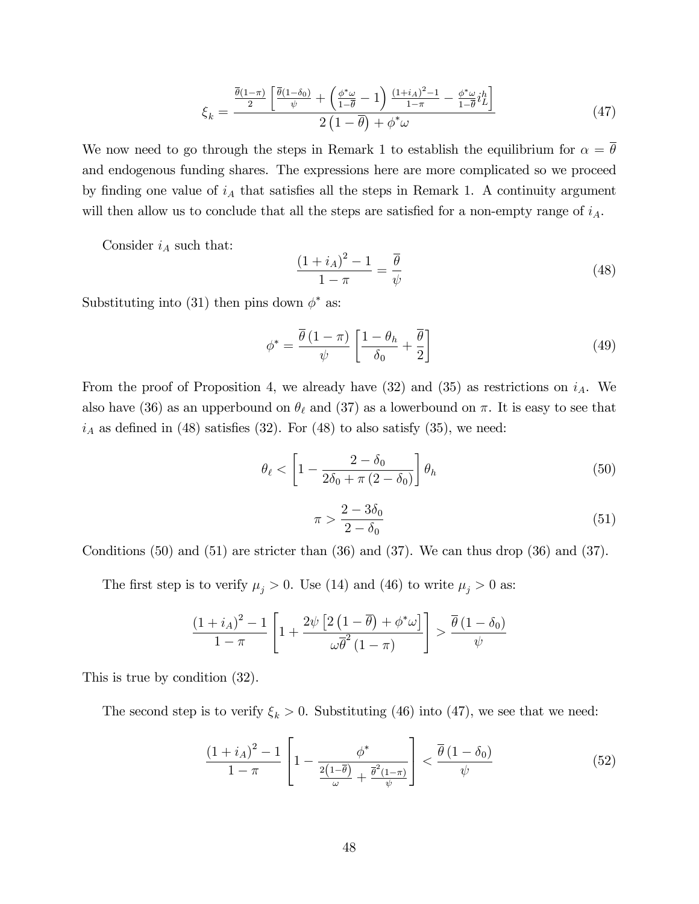$$\xi_k = \frac{\frac{\overline{\theta}(1-\pi)}{2}\left[\frac{\overline{\theta}(1-\delta_0)}{\psi} + \left(\frac{\phi^*\omega}{1-\overline{\theta}} - 1\right)\frac{(1+i_A)^2-1}{1-\pi} - \frac{\phi^*\omega}{1-\overline{\theta}} i_L^h\right]}{2\left(1-\overline{\theta}\right) + \phi^*\omega} \tag{47}$$

We now need to go through the steps in Remark 1 to establish the equilibrium for $\alpha = \overline{\theta}$ and endogenous funding shares. The expressions here are more complicated so we proceed by finding one value of $i_A$ that satisfies all the steps in Remark 1. A continuity argument will then allow us to conclude that all the steps are satisfied for a non-empty range of $i_A$.

Consider $i_A$ such that:

$$\frac{(1+i_A)^2-1}{1-\pi} = \frac{\overline{\theta}}{\psi} \tag{48}$$

Substituting into (31) then pins down $\phi^*$ as:

$$\phi^* = \frac{\overline{\theta}(1-\pi)}{\psi}\left[\frac{1-\theta_h}{\delta_0} + \frac{\overline{\theta}}{2}\right] \tag{49}$$

From the proof of Proposition 4, we already have (32) and (35) as restrictions on $i_A$. We also have (36) as an upperbound on $\theta_\ell$ and (37) as a lowerbound on $\pi$. It is easy to see that $i_A$ as defined in (48) satisfies (32). For (48) to also satisfy (35), we need:

$$\theta_\ell < \left[1 - \frac{2-\delta_0}{2\delta_0 + \pi(2-\delta_0)}\right]\theta_h \tag{50}$$

$$\pi > \frac{2-3\delta_0}{2-\delta_0} \tag{51}$$

Conditions (50) and (51) are stricter than (36) and (37). We can thus drop (36) and (37).

The first step is to verify $\mu_j > 0$. Use (14) and (46) to write $\mu_j > 0$ as:

$$\frac{(1+i_A)^2-1}{1-\pi}\left[1 + \frac{2\psi\left[2\left(1-\overline{\theta}\right)+\phi^*\omega\right]}{\omega\overline{\theta}^2(1-\pi)}\right] > \frac{\overline{\theta}(1-\delta_0)}{\psi}$$

This is true by condition (32).

The second step is to verify $\xi_k > 0$. Substituting (46) into (47), we see that we need:

$$\frac{(1+i_A)^2-1}{1-\pi}\left[1 - \frac{\phi^*}{\frac{2\left(1-\overline{\theta}\right)}{\omega} + \frac{\overline{\theta}^2(1-\pi)}{\psi}}\right] < \frac{\overline{\theta}(1-\delta_0)}{\psi} \tag{52}$$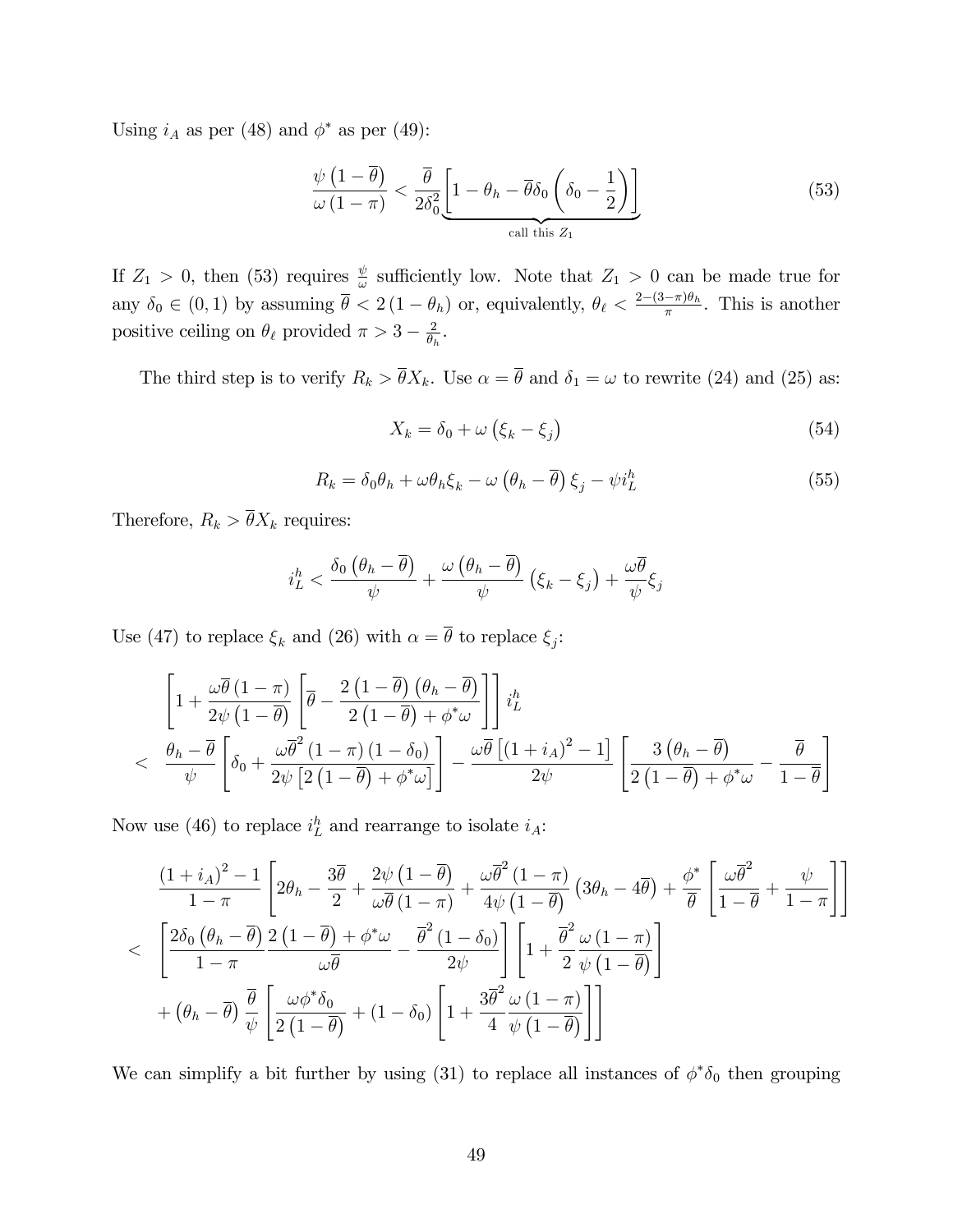Using $i_A$ as per (48) and $\phi^*$ as per (49):

$$\frac{\psi\left(1-\overline{\theta}\right)}{\omega\left(1-\pi\right)} < \frac{\overline{\theta}}{2\delta_0^2}\underbrace{\left[1-\theta_h-\overline{\theta}\delta_0\left(\delta_0-\frac{1}{2}\right)\right]}_{\text{call this } Z_1} \tag{53}$$

If $Z_1 > 0$, then (53) requires $\frac{\psi}{\omega}$ sufficiently low. Note that $Z_1 > 0$ can be made true for any $\delta_0 \in (0,1)$ by assuming $\overline{\theta} < 2\left(1-\theta_h\right)$ or, equivalently, $\theta_\ell < \frac{2-(3-\pi)\theta_h}{\pi}$. This is another positive ceiling on $\theta_\ell$ provided $\pi > 3 - \frac{2}{\theta_h}$.

The third step is to verify $R_k > \overline{\theta} X_k$. Use $\alpha = \overline{\theta}$ and $\delta_1 = \omega$ to rewrite (24) and (25) as:

$$X_k = \delta_0 + \omega\left(\xi_k - \xi_j\right) \tag{54}$$

$$R_k = \delta_0\theta_h + \omega\theta_h\xi_k - \omega\left(\theta_h - \overline{\theta}\right)\xi_j - \psi i_L^h \tag{55}$$

Therefore, $R_k > \overline{\theta} X_k$ requires:

$$i_L^h < \frac{\delta_0\left(\theta_h-\overline{\theta}\right)}{\psi} + \frac{\omega\left(\theta_h-\overline{\theta}\right)}{\psi}\left(\xi_k-\xi_j\right) + \frac{\omega\overline{\theta}}{\psi}\xi_j$$

Use (47) to replace $\xi_k$ and (26) with $\alpha = \overline{\theta}$ to replace $\xi_j$:

$$\begin{aligned}
&\left[1+\frac{\omega\overline{\theta}\left(1-\pi\right)}{2\psi\left(1-\overline{\theta}\right)}\left[\overline{\theta}-\frac{2\left(1-\overline{\theta}\right)\left(\theta_h-\overline{\theta}\right)}{2\left(1-\overline{\theta}\right)+\phi^*\omega}\right]\right] i_L^h \\
< \;& \frac{\theta_h-\overline{\theta}}{\psi}\left[\delta_0+\frac{\omega\overline{\theta}^2\left(1-\pi\right)\left(1-\delta_0\right)}{2\psi\left[2\left(1-\overline{\theta}\right)+\phi^*\omega\right]}\right] - \frac{\omega\overline{\theta}\left[\left(1+i_A\right)^2-1\right]}{2\psi}\left[\frac{3\left(\theta_h-\overline{\theta}\right)}{2\left(1-\overline{\theta}\right)+\phi^*\omega}-\frac{\overline{\theta}}{1-\overline{\theta}}\right]
\end{aligned}$$

Now use (46) to replace $i_L^h$ and rearrange to isolate $i_A$:

$$\begin{aligned}
&\frac{\left(1+i_A\right)^2-1}{1-\pi}\left[2\theta_h-\frac{3\overline{\theta}}{2}+\frac{2\psi\left(1-\overline{\theta}\right)}{\omega\overline{\theta}\left(1-\pi\right)}+\frac{\omega\overline{\theta}^2\left(1-\pi\right)}{4\psi\left(1-\overline{\theta}\right)}\left(3\theta_h-4\overline{\theta}\right)+\frac{\phi^*}{\overline{\theta}}\left[\frac{\omega\overline{\theta}^2}{1-\overline{\theta}}+\frac{\psi}{1-\pi}\right]\right] \\
< \;& \left[\frac{2\delta_0\left(\theta_h-\overline{\theta}\right)}{1-\pi}\frac{2\left(1-\overline{\theta}\right)+\phi^*\omega}{\omega\overline{\theta}}-\frac{\overline{\theta}^2\left(1-\delta_0\right)}{2\psi}\right]\left[1+\frac{\overline{\theta}^2}{2}\frac{\omega\left(1-\pi\right)}{\psi\left(1-\overline{\theta}\right)}\right] \\
&+\left(\theta_h-\overline{\theta}\right)\frac{\overline{\theta}}{\psi}\left[\frac{\omega\phi^*\delta_0}{2\left(1-\overline{\theta}\right)}+\left(1-\delta_0\right)\left[1+\frac{3\overline{\theta}^2}{4}\frac{\omega\left(1-\pi\right)}{\psi\left(1-\overline{\theta}\right)}\right]\right]
\end{aligned}$$

We can simplify a bit further by using (31) to replace all instances of $\phi^*\delta_0$ then grouping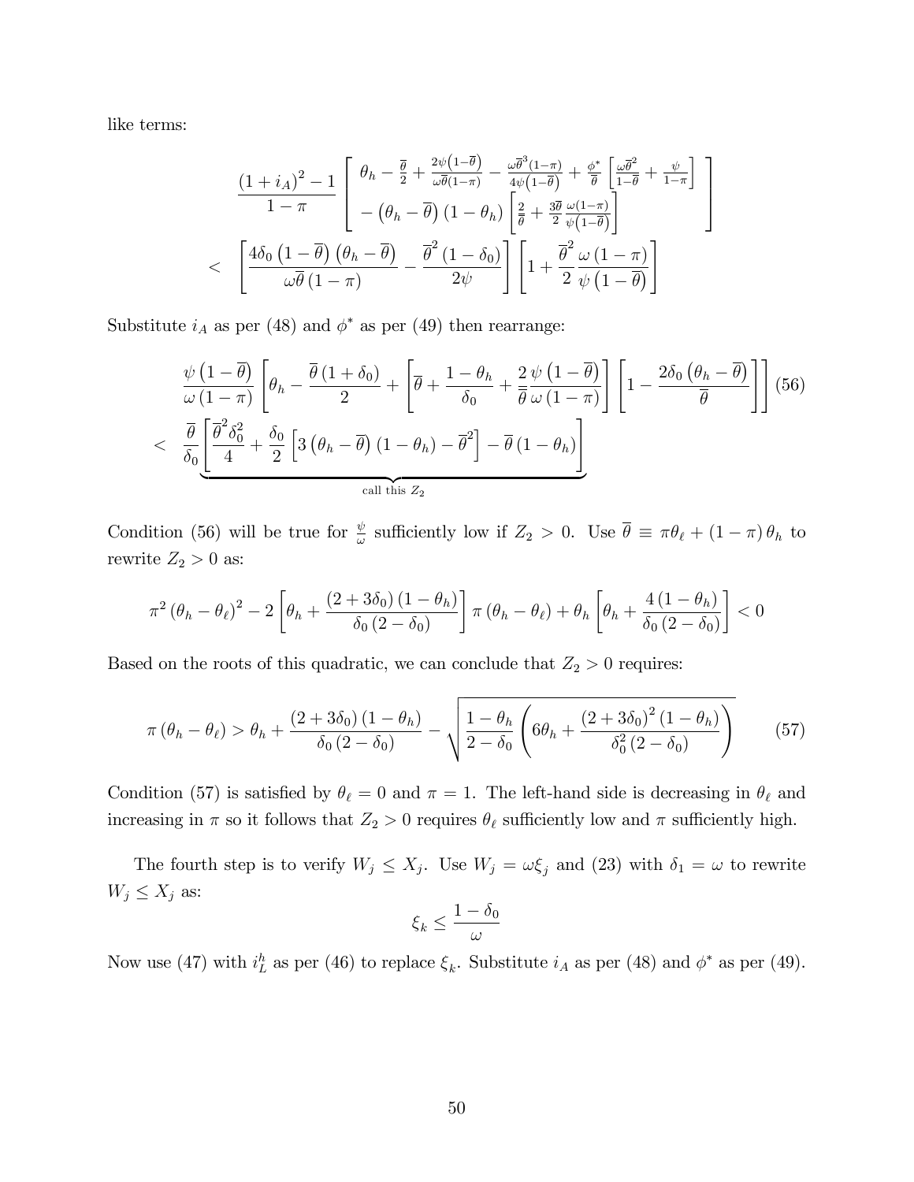like terms:

$$\frac{\left(1+i_A\right)^2-1}{1-\pi}\left[\begin{array}{c}\theta_h-\frac{\overline{\theta}}{2}+\frac{2\psi\left(1-\overline{\theta}\right)}{\omega\overline{\theta}(1-\pi)}-\frac{\omega\overline{\theta}^3(1-\pi)}{4\psi\left(1-\overline{\theta}\right)}+\frac{\phi^*}{\overline{\theta}}\left[\frac{\omega\overline{\theta}^2}{1-\overline{\theta}}+\frac{\psi}{1-\pi}\right]\\-\left(\theta_h-\overline{\theta}\right)\left(1-\theta_h\right)\left[\frac{2}{\overline{\theta}}+\frac{3\overline{\theta}}{2}\frac{\omega(1-\pi)}{\psi\left(1-\overline{\theta}\right)}\right]\end{array}\right]$$

$$<\left[\frac{4\delta_0\left(1-\overline{\theta}\right)\left(\theta_h-\overline{\theta}\right)}{\omega\overline{\theta}\left(1-\pi\right)}-\frac{\overline{\theta}^2\left(1-\delta_0\right)}{2\psi}\right]\left[1+\frac{\overline{\theta}^2}{2}\frac{\omega\left(1-\pi\right)}{\psi\left(1-\overline{\theta}\right)}\right]$$

Substitute $i_A$ as per (48) and $\phi^*$ as per (49) then rearrange:

$$\frac{\psi\left(1-\overline{\theta}\right)}{\omega\left(1-\pi\right)}\left[\theta_h-\frac{\overline{\theta}\left(1+\delta_0\right)}{2}+\left[\overline{\theta}+\frac{1-\theta_h}{\delta_0}+\frac{2}{\overline{\theta}}\frac{\psi\left(1-\overline{\theta}\right)}{\omega\left(1-\pi\right)}\right]\left[1-\frac{2\delta_0\left(\theta_h-\overline{\theta}\right)}{\overline{\theta}}\right]\right] \tag{56}$$

$$<\frac{\overline{\theta}}{\delta_0}\underbrace{\left[\frac{\overline{\theta}^2\delta_0^2}{4}+\frac{\delta_0}{2}\left[3\left(\theta_h-\overline{\theta}\right)\left(1-\theta_h\right)-\overline{\theta}^2\right]-\overline{\theta}\left(1-\theta_h\right)\right]}_{\text{call this } Z_2}$$

Condition (56) will be true for $\frac{\psi}{\omega}$ sufficiently low if $Z_2>0$. Use $\overline{\theta}\equiv\pi\theta_\ell+(1-\pi)\theta_h$ to rewrite $Z_2>0$ as:

$$\pi^2\left(\theta_h-\theta_\ell\right)^2-2\left[\theta_h+\frac{\left(2+3\delta_0\right)\left(1-\theta_h\right)}{\delta_0\left(2-\delta_0\right)}\right]\pi\left(\theta_h-\theta_\ell\right)+\theta_h\left[\theta_h+\frac{4\left(1-\theta_h\right)}{\delta_0\left(2-\delta_0\right)}\right]<0$$

Based on the roots of this quadratic, we can conclude that $Z_2>0$ requires:

$$\pi\left(\theta_h-\theta_\ell\right)>\theta_h+\frac{\left(2+3\delta_0\right)\left(1-\theta_h\right)}{\delta_0\left(2-\delta_0\right)}-\sqrt{\frac{1-\theta_h}{2-\delta_0}\left(6\theta_h+\frac{\left(2+3\delta_0\right)^2\left(1-\theta_h\right)}{\delta_0^2\left(2-\delta_0\right)}\right)} \tag{57}$$

Condition (57) is satisfied by $\theta_\ell=0$ and $\pi=1$. The left-hand side is decreasing in $\theta_\ell$ and increasing in $\pi$ so it follows that $Z_2>0$ requires $\theta_\ell$ sufficiently low and $\pi$ sufficiently high.

The fourth step is to verify $W_j\leq X_j$. Use $W_j=\omega\xi_j$ and (23) with $\delta_1=\omega$ to rewrite $W_j\leq X_j$ as:

$$\xi_k\leq\frac{1-\delta_0}{\omega}$$

Now use (47) with $i_L^h$ as per (46) to replace $\xi_k$. Substitute $i_A$ as per (48) and $\phi^*$ as per (49).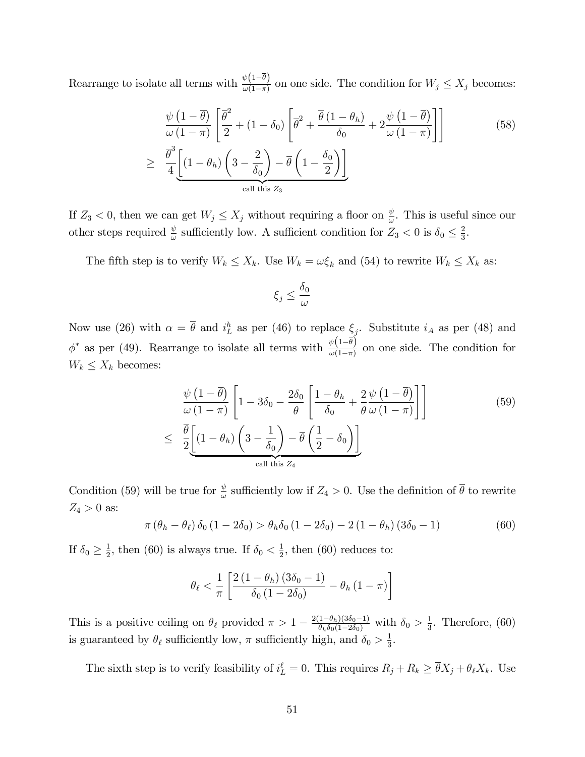Rearrange to isolate all terms with $\frac{\psi(1-\overline{\theta})}{\omega(1-\pi)}$ on one side. The condition for $W_j \leq X_j$ becomes:

$$
\begin{aligned}
&\frac{\psi\left(1-\overline{\theta}\right)}{\omega\left(1-\pi\right)}\left[\frac{\overline{\theta}^2}{2}+\left(1-\delta_0\right)\left[\overline{\theta}^2+\frac{\overline{\theta}\left(1-\theta_h\right)}{\delta_0}+2\frac{\psi\left(1-\overline{\theta}\right)}{\omega\left(1-\pi\right)}\right]\right] \\
\geq\; & \frac{\overline{\theta}^3}{4}\underbrace{\left[\left(1-\theta_h\right)\left(3-\frac{2}{\delta_0}\right)-\overline{\theta}\left(1-\frac{\delta_0}{2}\right)\right]}_{\text{call this } Z_3}
\end{aligned}
\tag{58}
$$

If $Z_3 < 0$, then we can get $W_j \leq X_j$ without requiring a floor on $\frac{\psi}{\omega}$. This is useful since our other steps required $\frac{\psi}{\omega}$ sufficiently low. A sufficient condition for $Z_3 < 0$ is $\delta_0 \leq \frac{2}{3}$.

The fifth step is to verify $W_k \leq X_k$. Use $W_k = \omega\xi_k$ and (54) to rewrite $W_k \leq X_k$ as:

$$\xi_j \leq \frac{\delta_0}{\omega}$$

Now use (26) with $\alpha = \overline{\theta}$ and $i_L^h$ as per (46) to replace $\xi_j$. Substitute $i_A$ as per (48) and $\phi^*$ as per (49). Rearrange to isolate all terms with $\frac{\psi(1-\overline{\theta})}{\omega(1-\pi)}$ on one side. The condition for $W_k \leq X_k$ becomes:

$$
\begin{aligned}
&\frac{\psi\left(1-\overline{\theta}\right)}{\omega\left(1-\pi\right)}\left[1-3\delta_0-\frac{2\delta_0}{\overline{\theta}}\left[\frac{1-\theta_h}{\delta_0}+\frac{2}{\overline{\theta}}\frac{\psi\left(1-\overline{\theta}\right)}{\omega\left(1-\pi\right)}\right]\right] \\
\leq\; & \frac{\overline{\theta}}{2}\underbrace{\left[\left(1-\theta_h\right)\left(3-\frac{1}{\delta_0}\right)-\overline{\theta}\left(\frac{1}{2}-\delta_0\right)\right]}_{\text{call this } Z_4}
\end{aligned}
\tag{59}
$$

Condition (59) will be true for $\frac{\psi}{\omega}$ sufficiently low if $Z_4 > 0$. Use the definition of $\overline{\theta}$ to rewrite $Z_4 > 0$ as:

$$\pi\left(\theta_h-\theta_\ell\right)\delta_0\left(1-2\delta_0\right) > \theta_h\delta_0\left(1-2\delta_0\right)-2\left(1-\theta_h\right)\left(3\delta_0-1\right) \tag{60}$$

If $\delta_0 \geq \frac{1}{2}$, then (60) is always true. If $\delta_0 < \frac{1}{2}$, then (60) reduces to:

$$\theta_\ell < \frac{1}{\pi}\left[\frac{2\left(1-\theta_h\right)\left(3\delta_0-1\right)}{\delta_0\left(1-2\delta_0\right)}-\theta_h\left(1-\pi\right)\right]$$

This is a positive ceiling on $\theta_\ell$ provided $\pi > 1-\frac{2(1-\theta_h)(3\delta_0-1)}{\theta_h\delta_0(1-2\delta_0)}$ with $\delta_0 > \frac{1}{3}$. Therefore, (60) is guaranteed by $\theta_\ell$ sufficiently low, $\pi$ sufficiently high, and $\delta_0 > \frac{1}{3}$.

The sixth step is to verify feasibility of $i_L^\ell = 0$. This requires $R_j + R_k \geq \overline{\theta}X_j + \theta_\ell X_k$. Use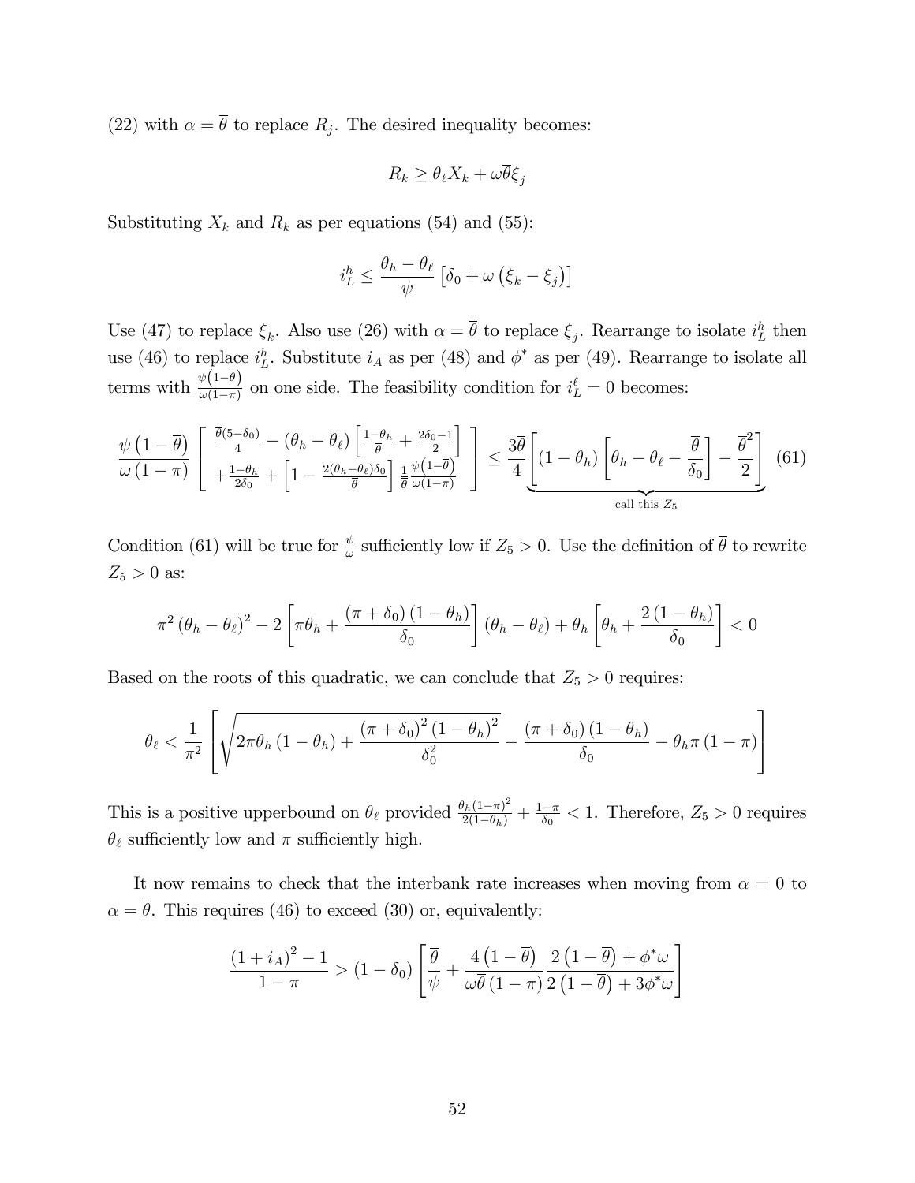(22) with $\alpha = \overline{\theta}$ to replace $R_j$. The desired inequality becomes:

$$R_k \geq \theta_\ell X_k + \omega \overline{\theta} \xi_j$$

Substituting $X_k$ and $R_k$ as per equations (54) and (55):

$$i_L^h \leq \frac{\theta_h - \theta_\ell}{\psi} \left[ \delta_0 + \omega \left( \xi_k - \xi_j \right) \right]$$

Use (47) to replace $\xi_k$. Also use (26) with $\alpha = \overline{\theta}$ to replace $\xi_j$. Rearrange to isolate $i_L^h$ then use (46) to replace $i_L^h$. Substitute $i_A$ as per (48) and $\phi^*$ as per (49). Rearrange to isolate all terms with $\frac{\psi(1-\overline{\theta})}{\omega(1-\pi)}$ on one side. The feasibility condition for $i_L^\ell = 0$ becomes:

$$\frac{\psi\left(1-\overline{\theta}\right)}{\omega\left(1-\pi\right)} \left[ \begin{array}{c} \frac{\overline{\theta}(5-\delta_0)}{4} - (\theta_h - \theta_\ell) \left[ \frac{1-\theta_h}{\overline{\theta}} + \frac{2\delta_0 - 1}{2} \right] \\ + \frac{1-\theta_h}{2\delta_0} + \left[ 1 - \frac{2(\theta_h - \theta_\ell)\delta_0}{\overline{\theta}} \right] \frac{1}{\overline{\theta}} \frac{\psi(1-\overline{\theta})}{\omega(1-\pi)} \end{array} \right] \leq \frac{3\overline{\theta}}{4} \underbrace{\left[ (1-\theta_h) \left[ \theta_h - \theta_\ell - \frac{\overline{\theta}}{\delta_0} \right] - \frac{\overline{\theta}^2}{2} \right]}_{\text{call this } Z_5} \quad (61)$$

Condition (61) will be true for $\frac{\psi}{\omega}$ sufficiently low if $Z_5 > 0$. Use the definition of $\overline{\theta}$ to rewrite $Z_5 > 0$ as:

$$\pi^2 \left(\theta_h - \theta_\ell\right)^2 - 2\left[ \pi\theta_h + \frac{(\pi + \delta_0)(1-\theta_h)}{\delta_0} \right] (\theta_h - \theta_\ell) + \theta_h \left[ \theta_h + \frac{2(1-\theta_h)}{\delta_0} \right] < 0$$

Based on the roots of this quadratic, we can conclude that $Z_5 > 0$ requires:

$$\theta_\ell < \frac{1}{\pi^2} \left[ \sqrt{2\pi\theta_h(1-\theta_h) + \frac{(\pi+\delta_0)^2 (1-\theta_h)^2}{\delta_0^2}} - \frac{(\pi+\delta_0)(1-\theta_h)}{\delta_0} - \theta_h \pi (1-\pi) \right]$$

This is a positive upperbound on $\theta_\ell$ provided $\frac{\theta_h(1-\pi)^2}{2(1-\theta_h)} + \frac{1-\pi}{\delta_0} < 1$. Therefore, $Z_5 > 0$ requires $\theta_\ell$ sufficiently low and $\pi$ sufficiently high.

It now remains to check that the interbank rate increases when moving from $\alpha = 0$ to $\alpha = \overline{\theta}$. This requires (46) to exceed (30) or, equivalently:

$$\frac{(1+i_A)^2 - 1}{1-\pi} > (1-\delta_0) \left[ \frac{\overline{\theta}}{\psi} + \frac{4\left(1-\overline{\theta}\right)}{\omega\overline{\theta}(1-\pi)} \frac{2\left(1-\overline{\theta}\right) + \phi^*\omega}{2\left(1-\overline{\theta}\right) + 3\phi^*\omega} \right]$$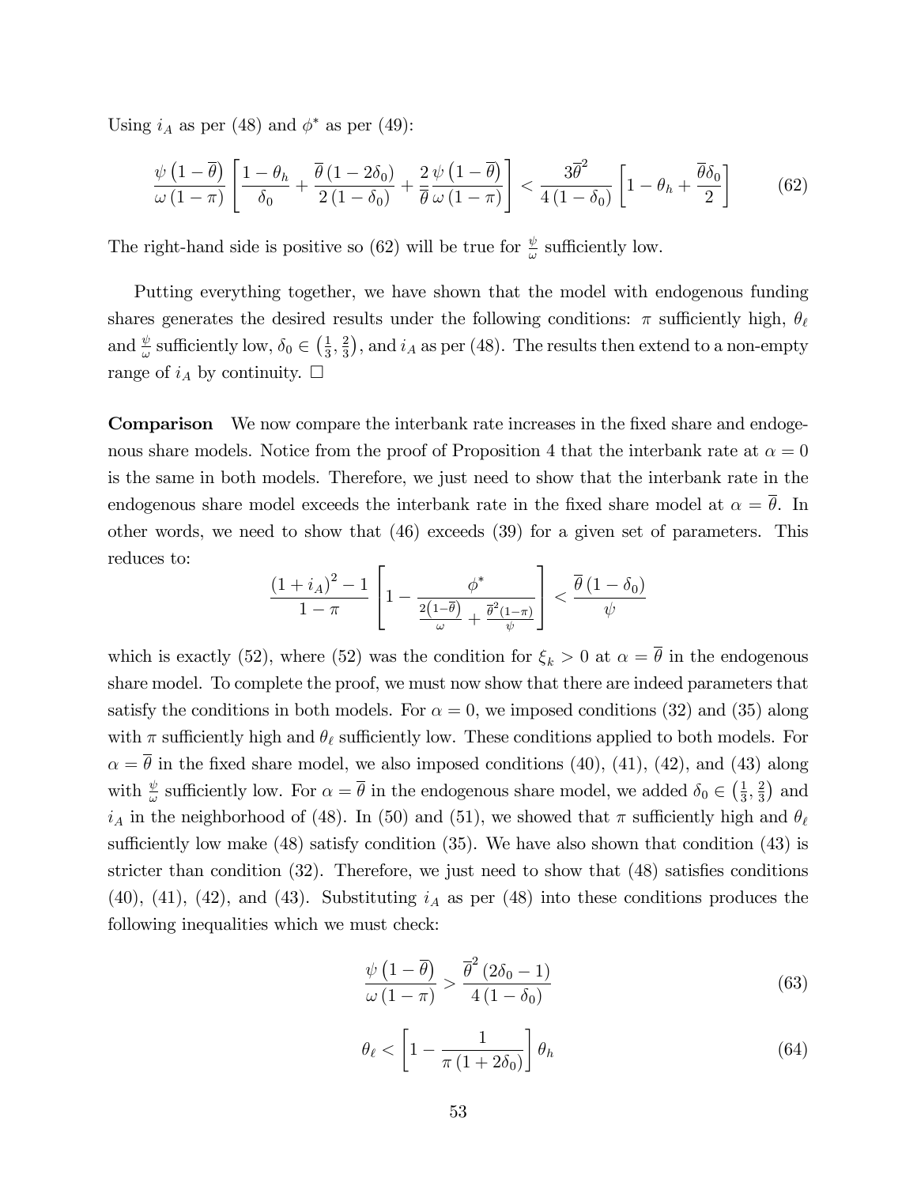Using $i_A$ as per (48) and $\phi^*$ as per (49):

$$\frac{\psi\left(1-\overline{\theta}\right)}{\omega\left(1-\pi\right)}\left[\frac{1-\theta_h}{\delta_0}+\frac{\overline{\theta}\left(1-2\delta_0\right)}{2\left(1-\delta_0\right)}+\frac{2}{\overline{\theta}}\frac{\psi\left(1-\overline{\theta}\right)}{\omega\left(1-\pi\right)}\right]<\frac{3\overline{\theta}^2}{4\left(1-\delta_0\right)}\left[1-\theta_h+\frac{\overline{\theta}\delta_0}{2}\right] \tag{62}$$

The right-hand side is positive so (62) will be true for $\frac{\psi}{\omega}$ sufficiently low.

Putting everything together, we have shown that the model with endogenous funding shares generates the desired results under the following conditions: $\pi$ sufficiently high, $\theta_\ell$ and $\frac{\psi}{\omega}$ sufficiently low, $\delta_0 \in \left(\frac{1}{3}, \frac{2}{3}\right)$, and $i_A$ as per (48). The results then extend to a non-empty range of $i_A$ by continuity. $\square$

**Comparison** We now compare the interbank rate increases in the fixed share and endogenous share models. Notice from the proof of Proposition 4 that the interbank rate at $\alpha = 0$ is the same in both models. Therefore, we just need to show that the interbank rate in the endogenous share model exceeds the interbank rate in the fixed share model at $\alpha = \overline{\theta}$. In other words, we need to show that (46) exceeds (39) for a given set of parameters. This reduces to:

$$\frac{\left(1+i_A\right)^2-1}{1-\pi}\left[1-\frac{\phi^*}{\frac{2\left(1-\overline{\theta}\right)}{\omega}+\frac{\overline{\theta}^2\left(1-\pi\right)}{\psi}}\right]<\frac{\overline{\theta}\left(1-\delta_0\right)}{\psi}$$

which is exactly (52), where (52) was the condition for $\xi_k > 0$ at $\alpha = \overline{\theta}$ in the endogenous share model. To complete the proof, we must now show that there are indeed parameters that satisfy the conditions in both models. For $\alpha = 0$, we imposed conditions (32) and (35) along with $\pi$ sufficiently high and $\theta_\ell$ sufficiently low. These conditions applied to both models. For $\alpha = \overline{\theta}$ in the fixed share model, we also imposed conditions (40), (41), (42), and (43) along with $\frac{\psi}{\omega}$ sufficiently low. For $\alpha = \overline{\theta}$ in the endogenous share model, we added $\delta_0 \in \left(\frac{1}{3}, \frac{2}{3}\right)$ and $i_A$ in the neighborhood of (48). In (50) and (51), we showed that $\pi$ sufficiently high and $\theta_\ell$ sufficiently low make (48) satisfy condition (35). We have also shown that condition (43) is stricter than condition (32). Therefore, we just need to show that (48) satisfies conditions (40), (41), (42), and (43). Substituting $i_A$ as per (48) into these conditions produces the following inequalities which we must check:

$$\frac{\psi\left(1-\overline{\theta}\right)}{\omega\left(1-\pi\right)}>\frac{\overline{\theta}^2\left(2\delta_0-1\right)}{4\left(1-\delta_0\right)} \tag{63}$$

$$\theta_\ell<\left[1-\frac{1}{\pi\left(1+2\delta_0\right)}\right]\theta_h \tag{64}$$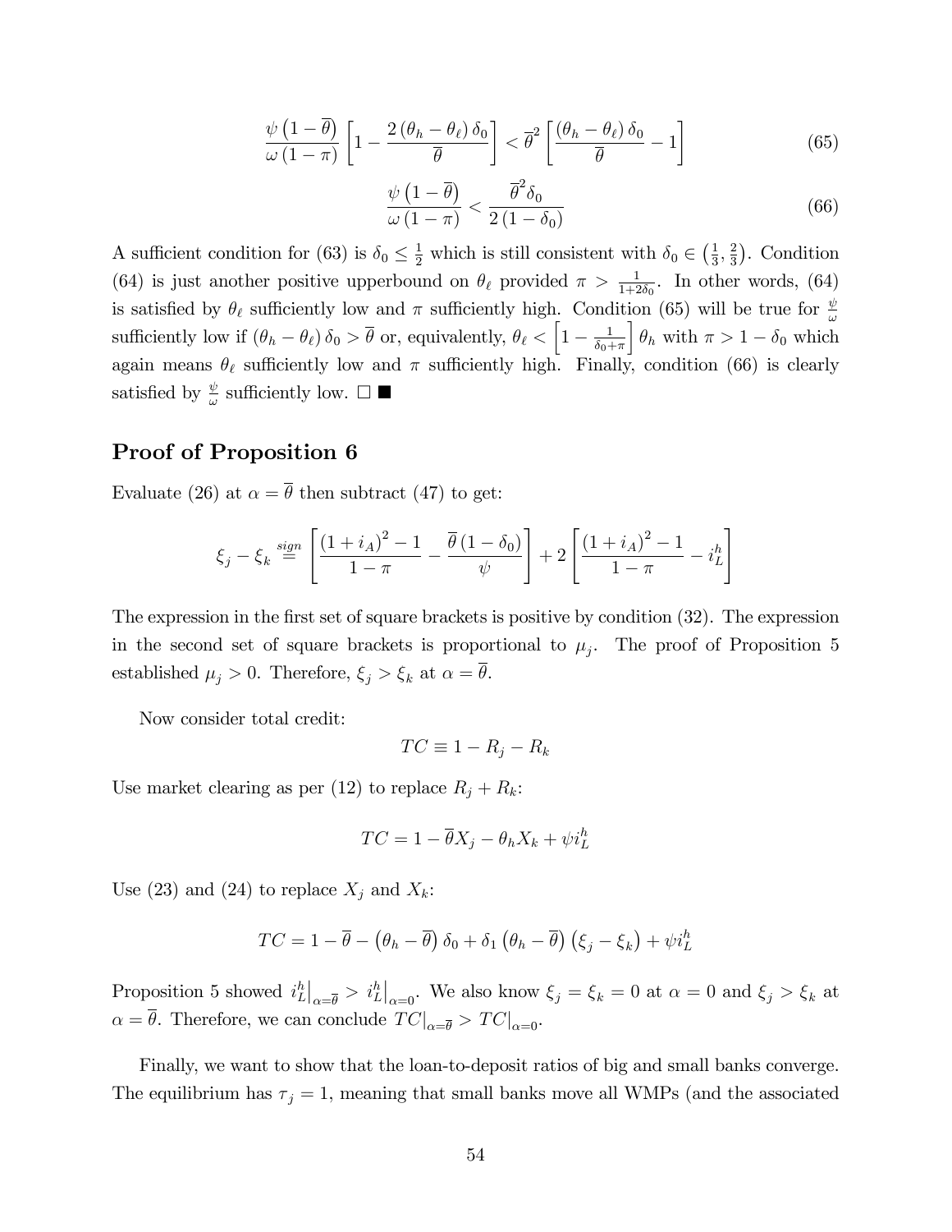$$\frac{\psi\left(1-\overline{\theta}\right)}{\omega\left(1-\pi\right)}\left[1-\frac{2\left(\theta_h-\theta_\ell\right)\delta_0}{\overline{\theta}}\right]<\overline{\theta}^2\left[\frac{\left(\theta_h-\theta_\ell\right)\delta_0}{\overline{\theta}}-1\right] \tag{65}$$

$$\frac{\psi\left(1-\overline{\theta}\right)}{\omega\left(1-\pi\right)}<\frac{\overline{\theta}^2\delta_0}{2\left(1-\delta_0\right)} \tag{66}$$

A sufficient condition for (63) is $\delta_0 \leq \frac{1}{2}$ which is still consistent with $\delta_0 \in \left(\frac{1}{3}, \frac{2}{3}\right)$. Condition (64) is just another positive upperbound on $\theta_\ell$ provided $\pi > \frac{1}{1+2\delta_0}$. In other words, (64) is satisfied by $\theta_\ell$ sufficiently low and $\pi$ sufficiently high. Condition (65) will be true for $\frac{\psi}{\omega}$ sufficiently low if $(\theta_h - \theta_\ell)\,\delta_0 > \overline{\theta}$ or, equivalently, $\theta_\ell < \left[1 - \frac{1}{\delta_0+\pi}\right]\theta_h$ with $\pi > 1 - \delta_0$ which again means $\theta_\ell$ sufficiently low and $\pi$ sufficiently high. Finally, condition (66) is clearly satisfied by $\frac{\psi}{\omega}$ sufficiently low. □ ■

## Proof of Proposition 6

Evaluate (26) at $\alpha = \overline{\theta}$ then subtract (47) to get:

$$\xi_j - \xi_k \overset{sign}{=} \left[\frac{\left(1+i_A\right)^2-1}{1-\pi}-\frac{\overline{\theta}\left(1-\delta_0\right)}{\psi}\right]+2\left[\frac{\left(1+i_A\right)^2-1}{1-\pi}-i_L^h\right]$$

The expression in the first set of square brackets is positive by condition (32). The expression in the second set of square brackets is proportional to $\mu_j$. The proof of Proposition 5 established $\mu_j > 0$. Therefore, $\xi_j > \xi_k$ at $\alpha = \overline{\theta}$.

Now consider total credit:

$$TC \equiv 1 - R_j - R_k$$

Use market clearing as per (12) to replace $R_j + R_k$:

$$TC = 1 - \overline{\theta}X_j - \theta_h X_k + \psi i_L^h$$

Use (23) and (24) to replace $X_j$ and $X_k$:

$$TC = 1 - \overline{\theta} - \left(\theta_h - \overline{\theta}\right)\delta_0 + \delta_1\left(\theta_h - \overline{\theta}\right)\left(\xi_j - \xi_k\right) + \psi i_L^h$$

Proposition 5 showed $i_L^h\big|_{\alpha=\overline{\theta}} > i_L^h\big|_{\alpha=0}$. We also know $\xi_j = \xi_k = 0$ at $\alpha = 0$ and $\xi_j > \xi_k$ at $\alpha = \overline{\theta}$. Therefore, we can conclude $TC|_{\alpha=\overline{\theta}} > TC|_{\alpha=0}$.

Finally, we want to show that the loan-to-deposit ratios of big and small banks converge. The equilibrium has $\tau_j = 1$, meaning that small banks move all WMPs (and the associated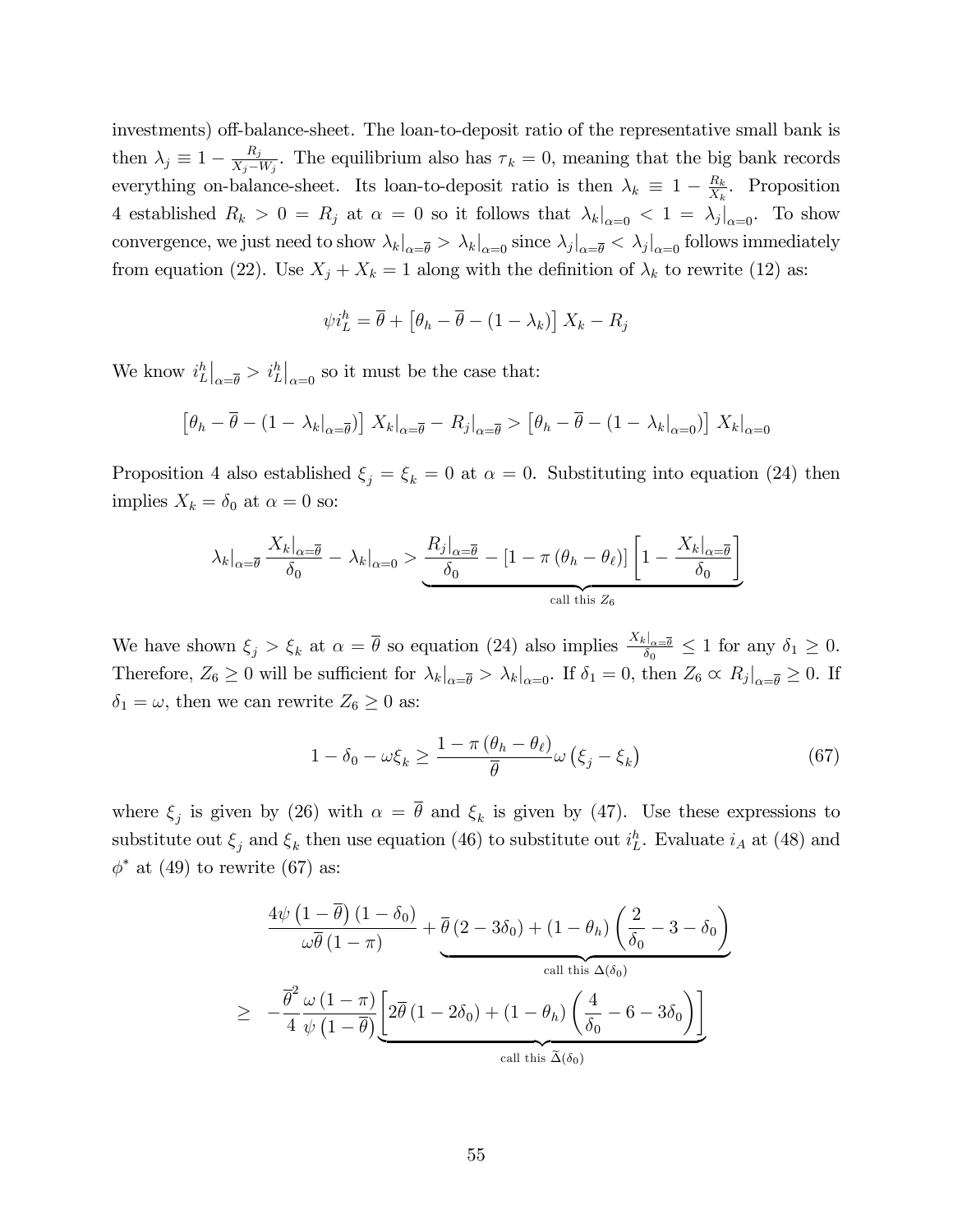investments) off-balance-sheet. The loan-to-deposit ratio of the representative small bank is then $\lambda_j \equiv 1 - \frac{R_j}{X_j - W_j}$. The equilibrium also has $\tau_k = 0$, meaning that the big bank records everything on-balance-sheet. Its loan-to-deposit ratio is then $\lambda_k \equiv 1 - \frac{R_k}{X_k}$. Proposition 4 established $R_k > 0 = R_j$ at $\alpha = 0$ so it follows that $\lambda_k|_{\alpha=0} < 1 = \lambda_j|_{\alpha=0}$. To show convergence, we just need to show $\lambda_k|_{\alpha=\overline{\theta}} > \lambda_k|_{\alpha=0}$ since $\lambda_j|_{\alpha=\overline{\theta}} < \lambda_j|_{\alpha=0}$ follows immediately from equation (22). Use $X_j + X_k = 1$ along with the definition of $\lambda_k$ to rewrite (12) as:

$$\psi i_L^h = \overline{\theta} + \left[\theta_h - \overline{\theta} - (1 - \lambda_k)\right] X_k - R_j$$

We know $i_L^h\big|_{\alpha=\overline{\theta}} > i_L^h\big|_{\alpha=0}$ so it must be the case that:

$$\left[\theta_h - \overline{\theta} - (1 - \lambda_k|_{\alpha=\overline{\theta}})\right] X_k|_{\alpha=\overline{\theta}} - R_j|_{\alpha=\overline{\theta}} > \left[\theta_h - \overline{\theta} - (1 - \lambda_k|_{\alpha=0})\right] X_k|_{\alpha=0}$$

Proposition 4 also established $\xi_j = \xi_k = 0$ at $\alpha = 0$. Substituting into equation (24) then implies $X_k = \delta_0$ at $\alpha = 0$ so:

$$\lambda_k|_{\alpha=\overline{\theta}} \frac{X_k|_{\alpha=\overline{\theta}}}{\delta_0} - \lambda_k|_{\alpha=0} > \underbrace{\frac{R_j|_{\alpha=\overline{\theta}}}{\delta_0} - \left[1 - \pi\left(\theta_h - \theta_\ell\right)\right]\left[1 - \frac{X_k|_{\alpha=\overline{\theta}}}{\delta_0}\right]}_{\text{call this } Z_6}$$

We have shown $\xi_j > \xi_k$ at $\alpha = \overline{\theta}$ so equation (24) also implies $\frac{X_k|_{\alpha=\overline{\theta}}}{\delta_0} \leq 1$ for any $\delta_1 \geq 0$. Therefore, $Z_6 \geq 0$ will be sufficient for $\lambda_k|_{\alpha=\overline{\theta}} > \lambda_k|_{\alpha=0}$. If $\delta_1 = 0$, then $Z_6 \propto R_j|_{\alpha=\overline{\theta}} \geq 0$. If $\delta_1 = \omega$, then we can rewrite $Z_6 \geq 0$ as:

$$1 - \delta_0 - \omega\xi_k \geq \frac{1 - \pi\left(\theta_h - \theta_\ell\right)}{\overline{\theta}} \omega\left(\xi_j - \xi_k\right) \tag{67}$$

where $\xi_j$ is given by (26) with $\alpha = \overline{\theta}$ and $\xi_k$ is given by (47). Use these expressions to substitute out $\xi_j$ and $\xi_k$ then use equation (46) to substitute out $i_L^h$. Evaluate $i_A$ at (48) and $\phi^*$ at (49) to rewrite (67) as:

$$\begin{aligned}
&\frac{4\psi\left(1 - \overline{\theta}\right)\left(1 - \delta_0\right)}{\omega\overline{\theta}\left(1 - \pi\right)} + \underbrace{\overline{\theta}\left(2 - 3\delta_0\right) + \left(1 - \theta_h\right)\left(\frac{2}{\delta_0} - 3 - \delta_0\right)}_{\text{call this } \Delta(\delta_0)} \\
\geq\ & -\frac{\overline{\theta}^2}{4}\frac{\omega\left(1 - \pi\right)}{\psi\left(1 - \overline{\theta}\right)}\underbrace{\left[2\overline{\theta}\left(1 - 2\delta_0\right) + \left(1 - \theta_h\right)\left(\frac{4}{\delta_0} - 6 - 3\delta_0\right)\right]}_{\text{call this } \widetilde{\Delta}(\delta_0)}
\end{aligned}$$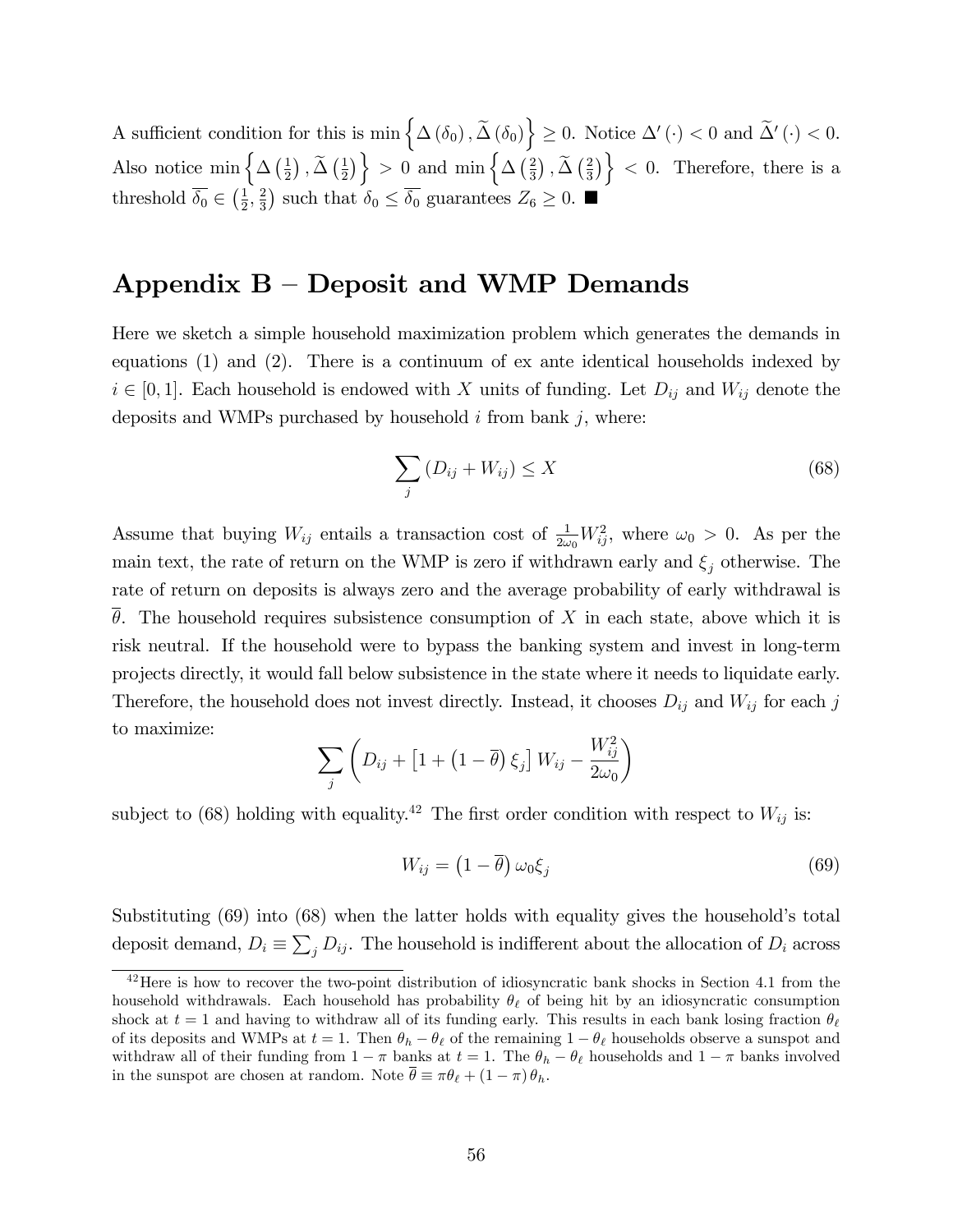A sufficient condition for this is $\min\left\{\Delta\left(\delta_0\right), \widetilde{\Delta}\left(\delta_0\right)\right\} \geq 0$. Notice $\Delta'\left(\cdot\right) < 0$ and $\widetilde{\Delta}'\left(\cdot\right) < 0$. Also notice $\min\left\{\Delta\left(\frac{1}{2}\right), \widetilde{\Delta}\left(\frac{1}{2}\right)\right\} > 0$ and $\min\left\{\Delta\left(\frac{2}{3}\right), \widetilde{\Delta}\left(\frac{2}{3}\right)\right\} < 0$. Therefore, there is a threshold $\overline{\delta_0} \in \left(\frac{1}{2}, \frac{2}{3}\right)$ such that $\delta_0 \leq \overline{\delta_0}$ guarantees $Z_6 \geq 0$. ■

# Appendix B – Deposit and WMP Demands

Here we sketch a simple household maximization problem which generates the demands in equations (1) and (2). There is a continuum of ex ante identical households indexed by $i \in [0,1]$. Each household is endowed with $X$ units of funding. Let $D_{ij}$ and $W_{ij}$ denote the deposits and WMPs purchased by household $i$ from bank $j$, where:

$$\sum_j \left(D_{ij} + W_{ij}\right) \leq X \tag{68}$$

Assume that buying $W_{ij}$ entails a transaction cost of $\frac{1}{2\omega_0}W_{ij}^2$, where $\omega_0 > 0$. As per the main text, the rate of return on the WMP is zero if withdrawn early and $\xi_j$ otherwise. The rate of return on deposits is always zero and the average probability of early withdrawal is $\overline{\theta}$. The household requires subsistence consumption of $X$ in each state, above which it is risk neutral. If the household were to bypass the banking system and invest in long-term projects directly, it would fall below subsistence in the state where it needs to liquidate early. Therefore, the household does not invest directly. Instead, it chooses $D_{ij}$ and $W_{ij}$ for each $j$ to maximize:

$$\sum_j \left(D_{ij} + \left[1 + \left(1 - \overline{\theta}\right)\xi_j\right]W_{ij} - \frac{W_{ij}^2}{2\omega_0}\right)$$

subject to (68) holding with equality.[42] The first order condition with respect to $W_{ij}$ is:

$$W_{ij} = \left(1 - \overline{\theta}\right)\omega_0\xi_j \tag{69}$$

Substituting (69) into (68) when the latter holds with equality gives the household's total deposit demand, $D_i \equiv \sum_j D_{ij}$. The household is indifferent about the allocation of $D_i$ across

[42] Here is how to recover the two-point distribution of idiosyncratic bank shocks in Section 4.1 from the household withdrawals. Each household has probability $\theta_\ell$ of being hit by an idiosyncratic consumption shock at $t = 1$ and having to withdraw all of its funding early. This results in each bank losing fraction $\theta_\ell$ of its deposits and WMPs at $t = 1$. Then $\theta_h - \theta_\ell$ of the remaining $1 - \theta_\ell$ households observe a sunspot and withdraw all of their funding from $1 - \pi$ banks at $t = 1$. The $\theta_h - \theta_\ell$ households and $1 - \pi$ banks involved in the sunspot are chosen at random. Note $\overline{\theta} \equiv \pi\theta_\ell + \left(1 - \pi\right)\theta_h$.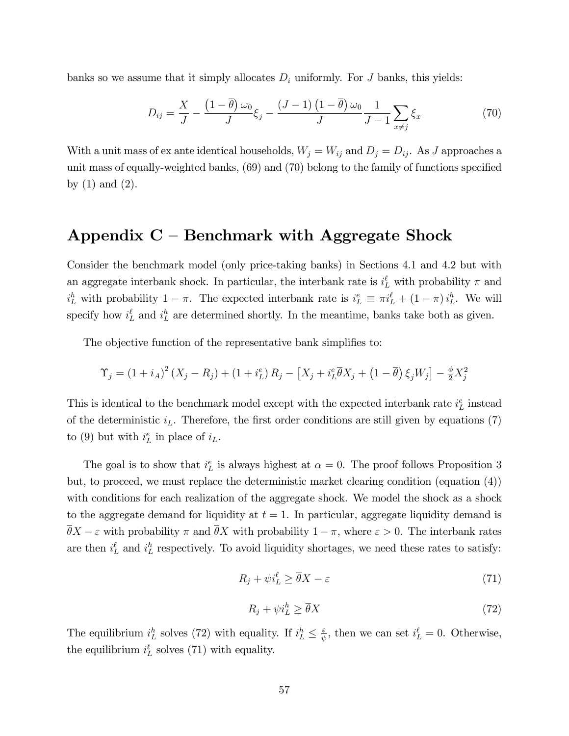banks so we assume that it simply allocates $D_i$ uniformly. For $J$ banks, this yields:

$$D_{ij} = \frac{X}{J} - \frac{\left(1-\overline{\theta}\right)\omega_0}{J}\xi_j - \frac{(J-1)\left(1-\overline{\theta}\right)\omega_0}{J}\frac{1}{J-1}\sum_{x\neq j}\xi_x \tag{70}$$

With a unit mass of ex ante identical households, $W_j = W_{ij}$ and $D_j = D_{ij}$. As $J$ approaches a unit mass of equally-weighted banks, (69) and (70) belong to the family of functions specified by (1) and (2).

# Appendix C – Benchmark with Aggregate Shock

Consider the benchmark model (only price-taking banks) in Sections 4.1 and 4.2 but with an aggregate interbank shock. In particular, the interbank rate is $i_L^{\ell}$ with probability $\pi$ and $i_L^h$ with probability $1-\pi$. The expected interbank rate is $i_L^e \equiv \pi i_L^{\ell} + (1-\pi)\, i_L^h$. We will specify how $i_L^{\ell}$ and $i_L^h$ are determined shortly. In the meantime, banks take both as given.

The objective function of the representative bank simplifies to:

$$\Upsilon_j = (1+i_A)^2\,(X_j - R_j) + (1+i_L^e)\,R_j - \left[X_j + i_L^e\overline{\theta}X_j + \left(1-\overline{\theta}\right)\xi_j W_j\right] - \tfrac{\phi}{2}X_j^2$$

This is identical to the benchmark model except with the expected interbank rate $i_L^e$ instead of the deterministic $i_L$. Therefore, the first order conditions are still given by equations (7) to (9) but with $i_L^e$ in place of $i_L$.

The goal is to show that $i_L^e$ is always highest at $\alpha = 0$. The proof follows Proposition 3 but, to proceed, we must replace the deterministic market clearing condition (equation (4)) with conditions for each realization of the aggregate shock. We model the shock as a shock to the aggregate demand for liquidity at $t = 1$. In particular, aggregate liquidity demand is $\overline{\theta}X - \varepsilon$ with probability $\pi$ and $\overline{\theta}X$ with probability $1-\pi$, where $\varepsilon > 0$. The interbank rates are then $i_L^{\ell}$ and $i_L^h$ respectively. To avoid liquidity shortages, we need these rates to satisfy:

$$R_j + \psi i_L^{\ell} \geq \overline{\theta}X - \varepsilon \tag{71}$$

$$R_j + \psi i_L^{h} \geq \overline{\theta}X \tag{72}$$

The equilibrium $i_L^h$ solves (72) with equality. If $i_L^h \leq \frac{\varepsilon}{\psi}$, then we can set $i_L^{\ell} = 0$. Otherwise, the equilibrium $i_L^{\ell}$ solves (71) with equality.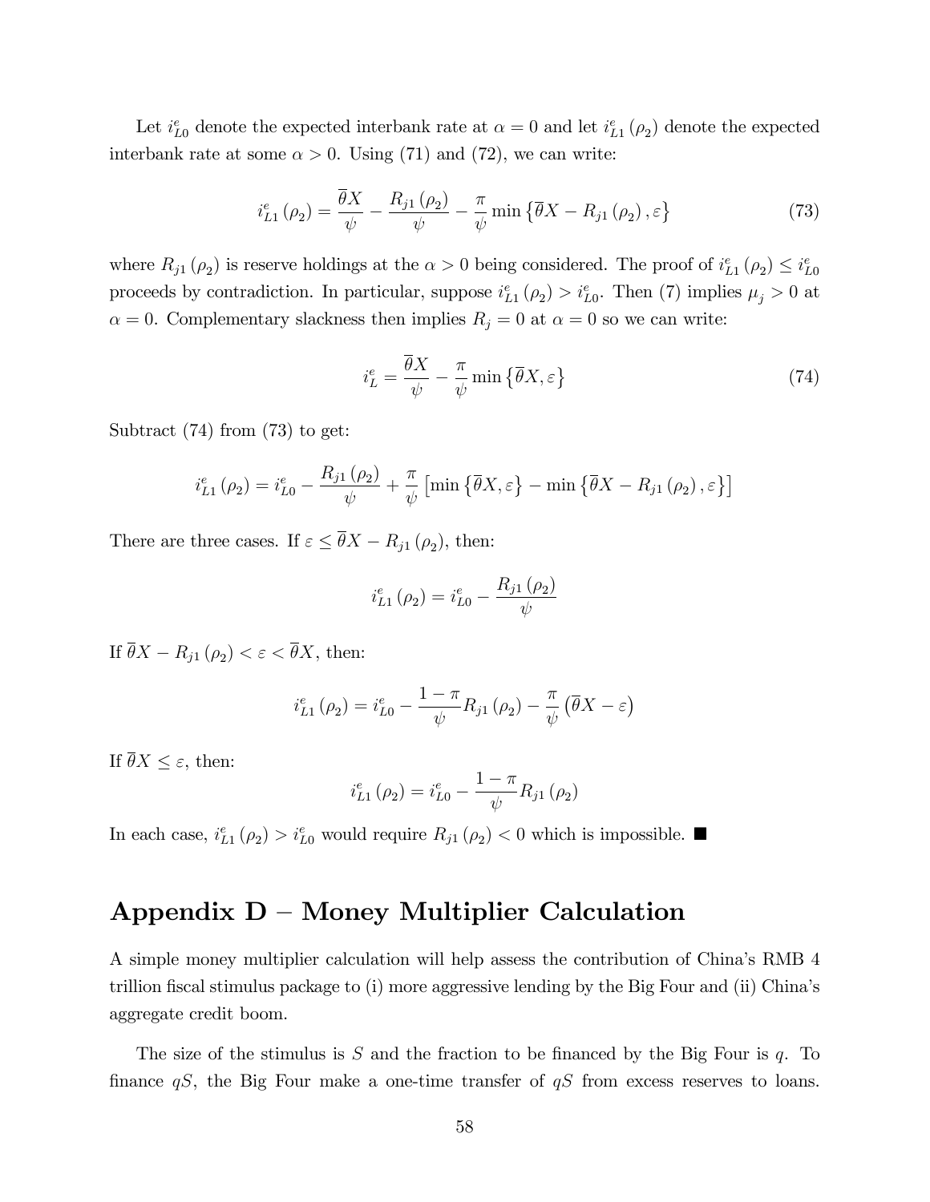Let $i^e_{L0}$ denote the expected interbank rate at $\alpha = 0$ and let $i^e_{L1}(\rho_2)$ denote the expected interbank rate at some $\alpha > 0$. Using (71) and (72), we can write:

$$i^e_{L1}(\rho_2) = \frac{\overline{\theta}X}{\psi} - \frac{R_{j1}(\rho_2)}{\psi} - \frac{\pi}{\psi}\min\left\{\overline{\theta}X - R_{j1}(\rho_2), \varepsilon\right\} \tag{73}$$

where $R_{j1}(\rho_2)$ is reserve holdings at the $\alpha > 0$ being considered. The proof of $i^e_{L1}(\rho_2) \leq i^e_{L0}$ proceeds by contradiction. In particular, suppose $i^e_{L1}(\rho_2) > i^e_{L0}$. Then (7) implies $\mu_j > 0$ at $\alpha = 0$. Complementary slackness then implies $R_j = 0$ at $\alpha = 0$ so we can write:

$$i^e_L = \frac{\overline{\theta}X}{\psi} - \frac{\pi}{\psi}\min\left\{\overline{\theta}X, \varepsilon\right\} \tag{74}$$

Subtract (74) from (73) to get:

$$i^e_{L1}(\rho_2) = i^e_{L0} - \frac{R_{j1}(\rho_2)}{\psi} + \frac{\pi}{\psi}\left[\min\left\{\overline{\theta}X, \varepsilon\right\} - \min\left\{\overline{\theta}X - R_{j1}(\rho_2), \varepsilon\right\}\right]$$

There are three cases. If $\varepsilon \leq \overline{\theta}X - R_{j1}(\rho_2)$, then:

$$i^e_{L1}(\rho_2) = i^e_{L0} - \frac{R_{j1}(\rho_2)}{\psi}$$

If $\overline{\theta}X - R_{j1}(\rho_2) < \varepsilon < \overline{\theta}X$, then:

$$i^e_{L1}(\rho_2) = i^e_{L0} - \frac{1-\pi}{\psi}R_{j1}(\rho_2) - \frac{\pi}{\psi}\left(\overline{\theta}X - \varepsilon\right)$$

If $\overline{\theta}X \leq \varepsilon$, then:

$$i^e_{L1}(\rho_2) = i^e_{L0} - \frac{1-\pi}{\psi}R_{j1}(\rho_2)$$

In each case, $i^e_{L1}(\rho_2) > i^e_{L0}$ would require $R_{j1}(\rho_2) < 0$ which is impossible. ■

# Appendix D – Money Multiplier Calculation

A simple money multiplier calculation will help assess the contribution of China's RMB 4 trillion fiscal stimulus package to (i) more aggressive lending by the Big Four and (ii) China's aggregate credit boom.

The size of the stimulus is $S$ and the fraction to be financed by the Big Four is $q$. To finance $qS$, the Big Four make a one-time transfer of $qS$ from excess reserves to loans.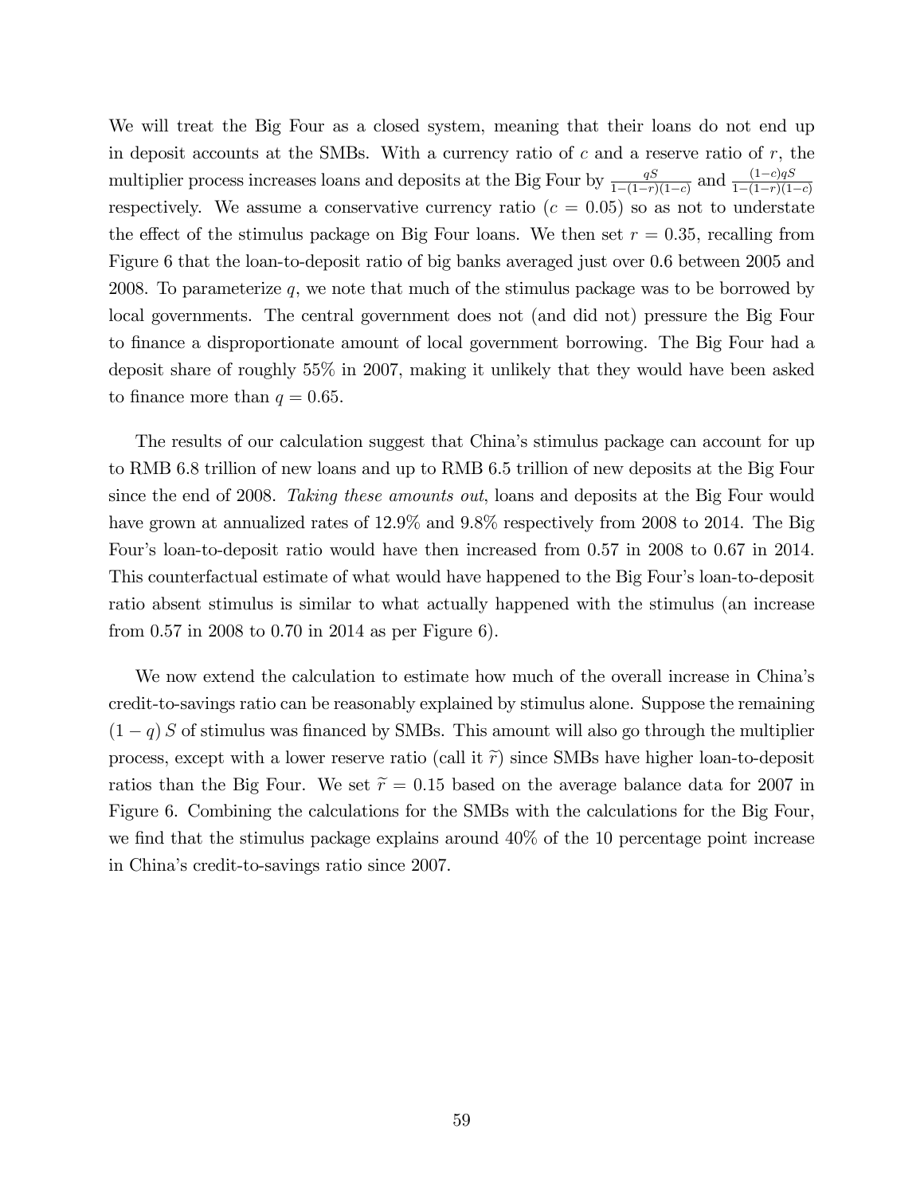We will treat the Big Four as a closed system, meaning that their loans do not end up in deposit accounts at the SMBs. With a currency ratio of $c$ and a reserve ratio of $r$, the multiplier process increases loans and deposits at the Big Four by $\frac{qS}{1-(1-r)(1-c)}$ and $\frac{(1-c)qS}{1-(1-r)(1-c)}$ respectively. We assume a conservative currency ratio ($c = 0.05$) so as not to understate the effect of the stimulus package on Big Four loans. We then set $r = 0.35$, recalling from Figure 6 that the loan-to-deposit ratio of big banks averaged just over 0.6 between 2005 and 2008. To parameterize $q$, we note that much of the stimulus package was to be borrowed by local governments. The central government does not (and did not) pressure the Big Four to finance a disproportionate amount of local government borrowing. The Big Four had a deposit share of roughly 55% in 2007, making it unlikely that they would have been asked to finance more than $q = 0.65$.

The results of our calculation suggest that China's stimulus package can account for up to RMB 6.8 trillion of new loans and up to RMB 6.5 trillion of new deposits at the Big Four since the end of 2008. *Taking these amounts out*, loans and deposits at the Big Four would have grown at annualized rates of 12.9% and 9.8% respectively from 2008 to 2014. The Big Four's loan-to-deposit ratio would have then increased from 0.57 in 2008 to 0.67 in 2014. This counterfactual estimate of what would have happened to the Big Four's loan-to-deposit ratio absent stimulus is similar to what actually happened with the stimulus (an increase from 0.57 in 2008 to 0.70 in 2014 as per Figure 6).

We now extend the calculation to estimate how much of the overall increase in China's credit-to-savings ratio can be reasonably explained by stimulus alone. Suppose the remaining $(1-q)\,S$ of stimulus was financed by SMBs. This amount will also go through the multiplier process, except with a lower reserve ratio (call it $\widetilde{r}$) since SMBs have higher loan-to-deposit ratios than the Big Four. We set $\widetilde{r} = 0.15$ based on the average balance data for 2007 in Figure 6. Combining the calculations for the SMBs with the calculations for the Big Four, we find that the stimulus package explains around 40% of the 10 percentage point increase in China's credit-to-savings ratio since 2007.